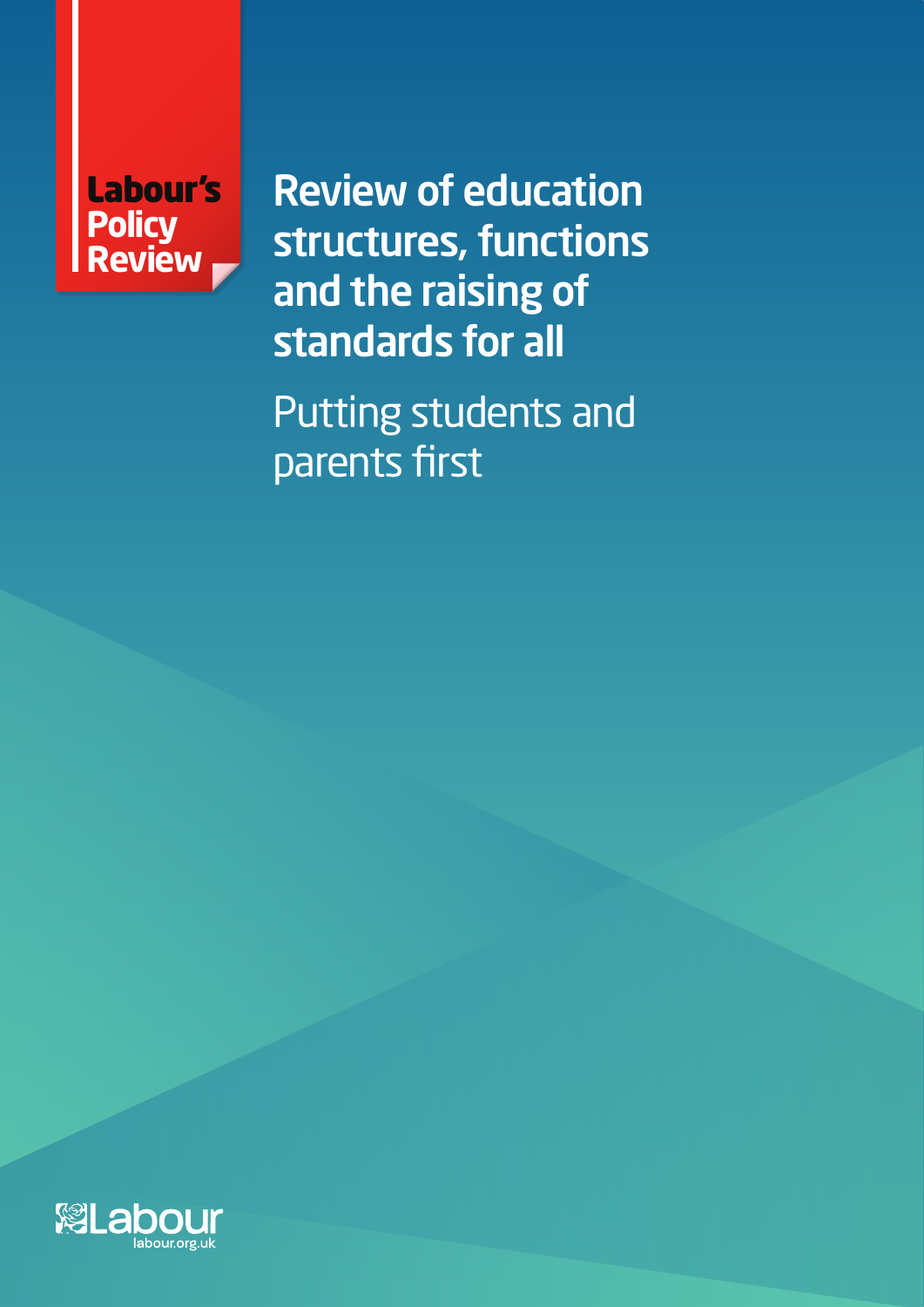Labour's Policy Review

# Review of education structures, functions and the raising of standards for all

## Putting students and parents first

Labour

labour.org.uk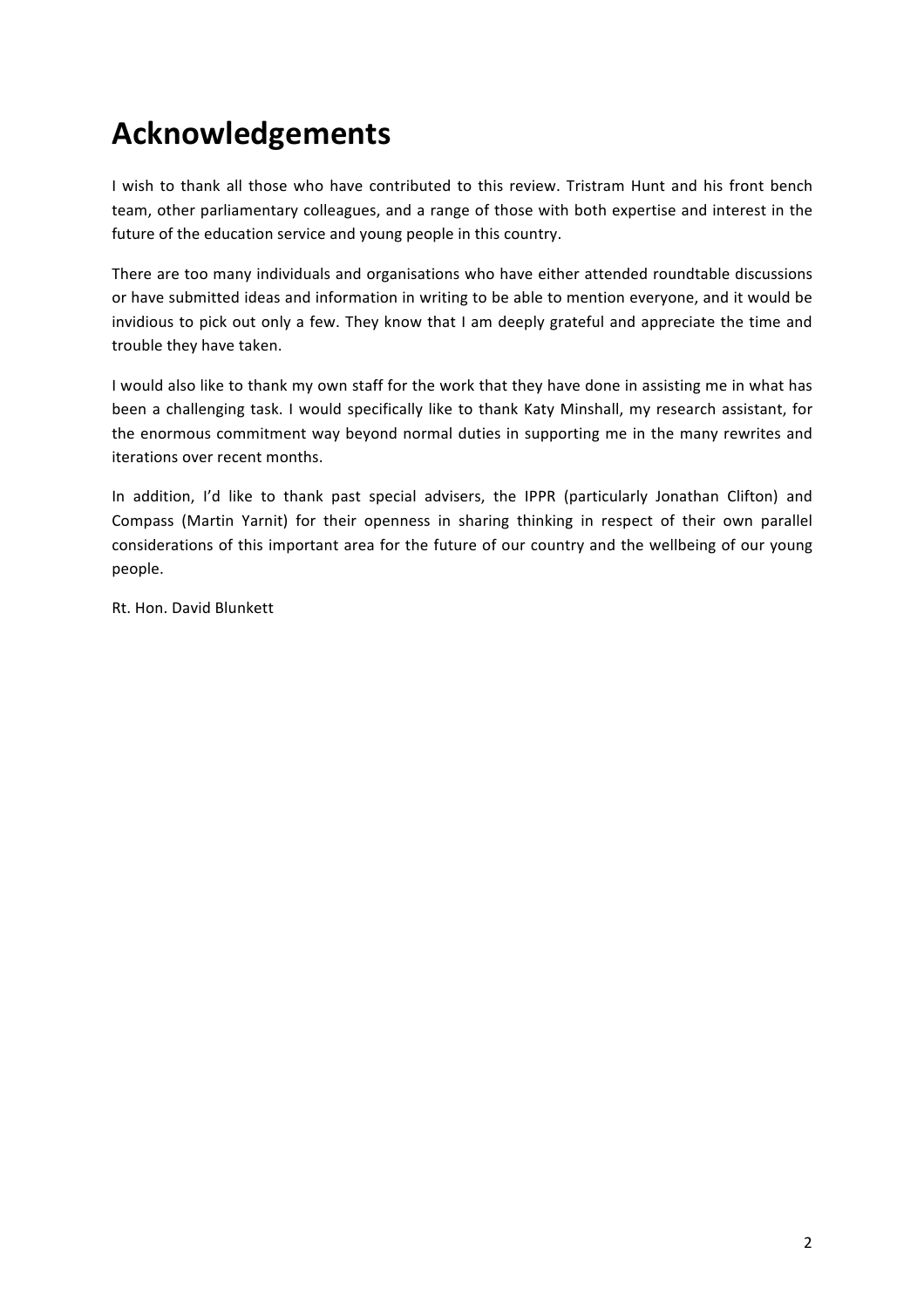# Acknowledgements

I wish to thank all those who have contributed to this review. Tristram Hunt and his front bench team, other parliamentary colleagues, and a range of those with both expertise and interest in the future of the education service and young people in this country.

There are too many individuals and organisations who have either attended roundtable discussions or have submitted ideas and information in writing to be able to mention everyone, and it would be invidious to pick out only a few. They know that I am deeply grateful and appreciate the time and trouble they have taken.

I would also like to thank my own staff for the work that they have done in assisting me in what has been a challenging task. I would specifically like to thank Katy Minshall, my research assistant, for the enormous commitment way beyond normal duties in supporting me in the many rewrites and iterations over recent months.

In addition, I'd like to thank past special advisers, the IPPR (particularly Jonathan Clifton) and Compass (Martin Yarnit) for their openness in sharing thinking in respect of their own parallel considerations of this important area for the future of our country and the wellbeing of our young people.

Rt. Hon. David Blunkett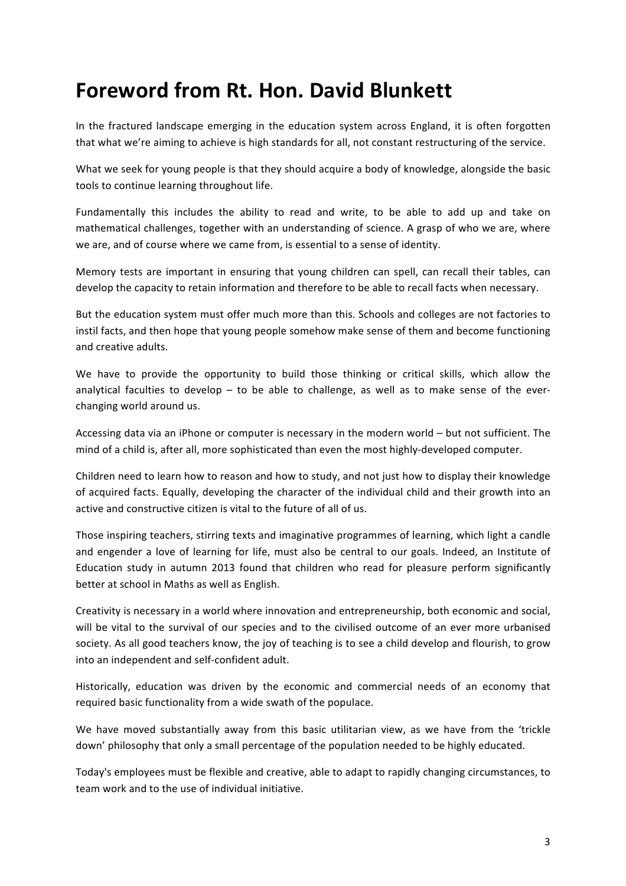# Foreword from Rt. Hon. David Blunkett

In the fractured landscape emerging in the education system across England, it is often forgotten that what we're aiming to achieve is high standards for all, not constant restructuring of the service.

What we seek for young people is that they should acquire a body of knowledge, alongside the basic tools to continue learning throughout life.

Fundamentally this includes the ability to read and write, to be able to add up and take on mathematical challenges, together with an understanding of science. A grasp of who we are, where we are, and of course where we came from, is essential to a sense of identity.

Memory tests are important in ensuring that young children can spell, can recall their tables, can develop the capacity to retain information and therefore to be able to recall facts when necessary.

But the education system must offer much more than this. Schools and colleges are not factories to instil facts, and then hope that young people somehow make sense of them and become functioning and creative adults.

We have to provide the opportunity to build those thinking or critical skills, which allow the analytical faculties to develop – to be able to challenge, as well as to make sense of the ever-changing world around us.

Accessing data via an iPhone or computer is necessary in the modern world – but not sufficient. The mind of a child is, after all, more sophisticated than even the most highly-developed computer.

Children need to learn how to reason and how to study, and not just how to display their knowledge of acquired facts. Equally, developing the character of the individual child and their growth into an active and constructive citizen is vital to the future of all of us.

Those inspiring teachers, stirring texts and imaginative programmes of learning, which light a candle and engender a love of learning for life, must also be central to our goals. Indeed, an Institute of Education study in autumn 2013 found that children who read for pleasure perform significantly better at school in Maths as well as English.

Creativity is necessary in a world where innovation and entrepreneurship, both economic and social, will be vital to the survival of our species and to the civilised outcome of an ever more urbanised society. As all good teachers know, the joy of teaching is to see a child develop and flourish, to grow into an independent and self-confident adult.

Historically, education was driven by the economic and commercial needs of an economy that required basic functionality from a wide swath of the populace.

We have moved substantially away from this basic utilitarian view, as we have from the 'trickle down' philosophy that only a small percentage of the population needed to be highly educated.

Today's employees must be flexible and creative, able to adapt to rapidly changing circumstances, to team work and to the use of individual initiative.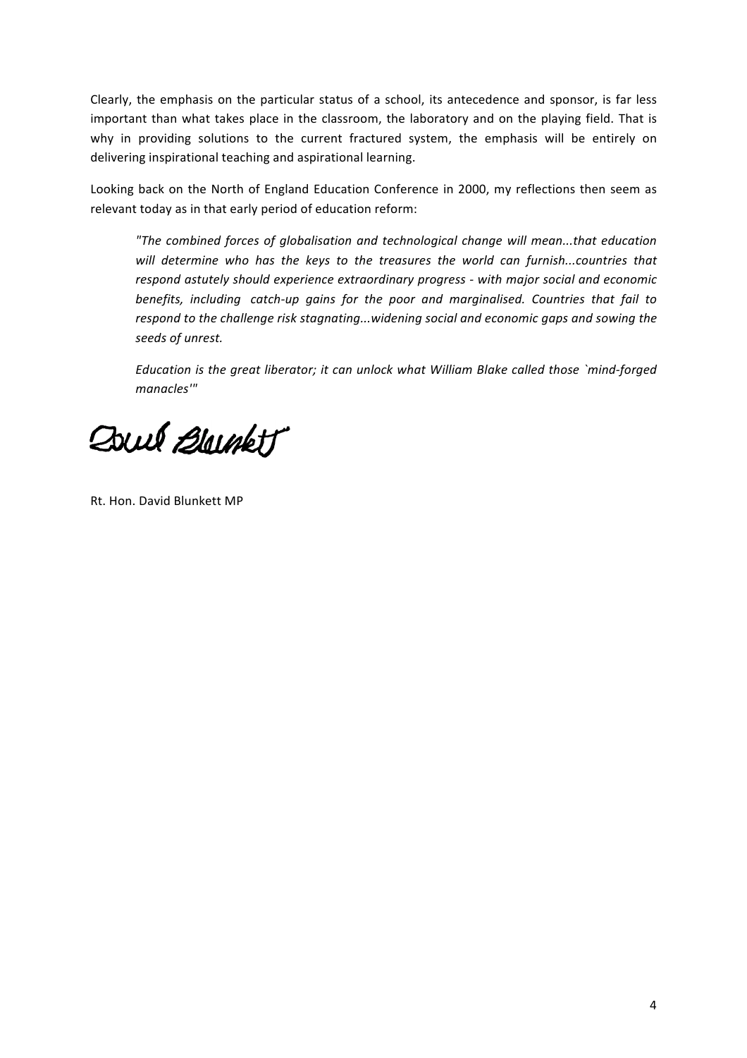Clearly, the emphasis on the particular status of a school, its antecedence and sponsor, is far less important than what takes place in the classroom, the laboratory and on the playing field. That is why in providing solutions to the current fractured system, the emphasis will be entirely on delivering inspirational teaching and aspirational learning.

Looking back on the North of England Education Conference in 2000, my reflections then seem as relevant today as in that early period of education reform:

> *"The combined forces of globalisation and technological change will mean...that education will determine who has the keys to the treasures the world can furnish...countries that respond astutely should experience extraordinary progress - with major social and economic benefits, including catch-up gains for the poor and marginalised. Countries that fail to respond to the challenge risk stagnating...widening social and economic gaps and sowing the seeds of unrest.*
>
> *Education is the great liberator; it can unlock what William Blake called those `mind-forged manacles'"*

Rt. Hon. David Blunkett MP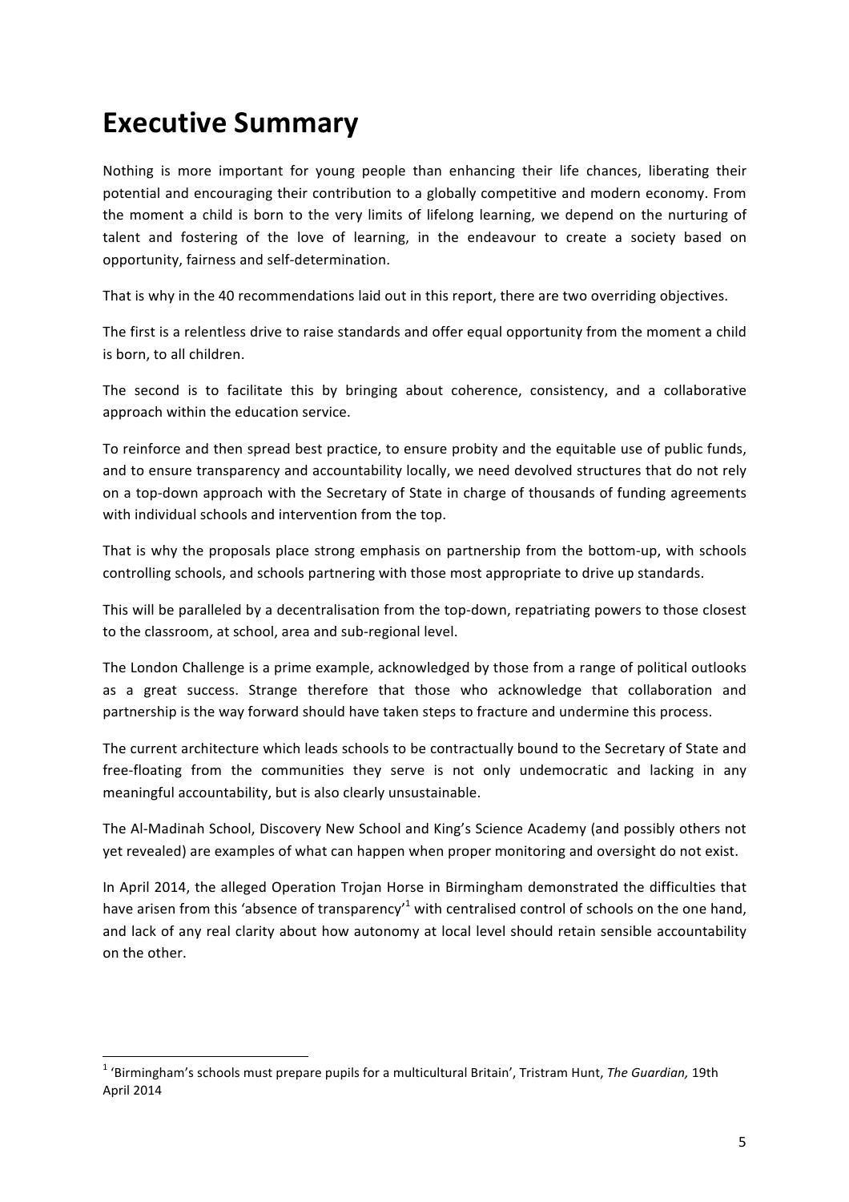# Executive Summary

Nothing is more important for young people than enhancing their life chances, liberating their potential and encouraging their contribution to a globally competitive and modern economy. From the moment a child is born to the very limits of lifelong learning, we depend on the nurturing of talent and fostering of the love of learning, in the endeavour to create a society based on opportunity, fairness and self-determination.

That is why in the 40 recommendations laid out in this report, there are two overriding objectives.

The first is a relentless drive to raise standards and offer equal opportunity from the moment a child is born, to all children.

The second is to facilitate this by bringing about coherence, consistency, and a collaborative approach within the education service.

To reinforce and then spread best practice, to ensure probity and the equitable use of public funds, and to ensure transparency and accountability locally, we need devolved structures that do not rely on a top-down approach with the Secretary of State in charge of thousands of funding agreements with individual schools and intervention from the top.

That is why the proposals place strong emphasis on partnership from the bottom-up, with schools controlling schools, and schools partnering with those most appropriate to drive up standards.

This will be paralleled by a decentralisation from the top-down, repatriating powers to those closest to the classroom, at school, area and sub-regional level.

The London Challenge is a prime example, acknowledged by those from a range of political outlooks as a great success. Strange therefore that those who acknowledge that collaboration and partnership is the way forward should have taken steps to fracture and undermine this process.

The current architecture which leads schools to be contractually bound to the Secretary of State and free-floating from the communities they serve is not only undemocratic and lacking in any meaningful accountability, but is also clearly unsustainable.

The Al-Madinah School, Discovery New School and King's Science Academy (and possibly others not yet revealed) are examples of what can happen when proper monitoring and oversight do not exist.

In April 2014, the alleged Operation Trojan Horse in Birmingham demonstrated the difficulties that have arisen from this 'absence of transparency'[1] with centralised control of schools on the one hand, and lack of any real clarity about how autonomy at local level should retain sensible accountability on the other.

---

[1] 'Birmingham's schools must prepare pupils for a multicultural Britain', Tristram Hunt, *The Guardian,* 19th April 2014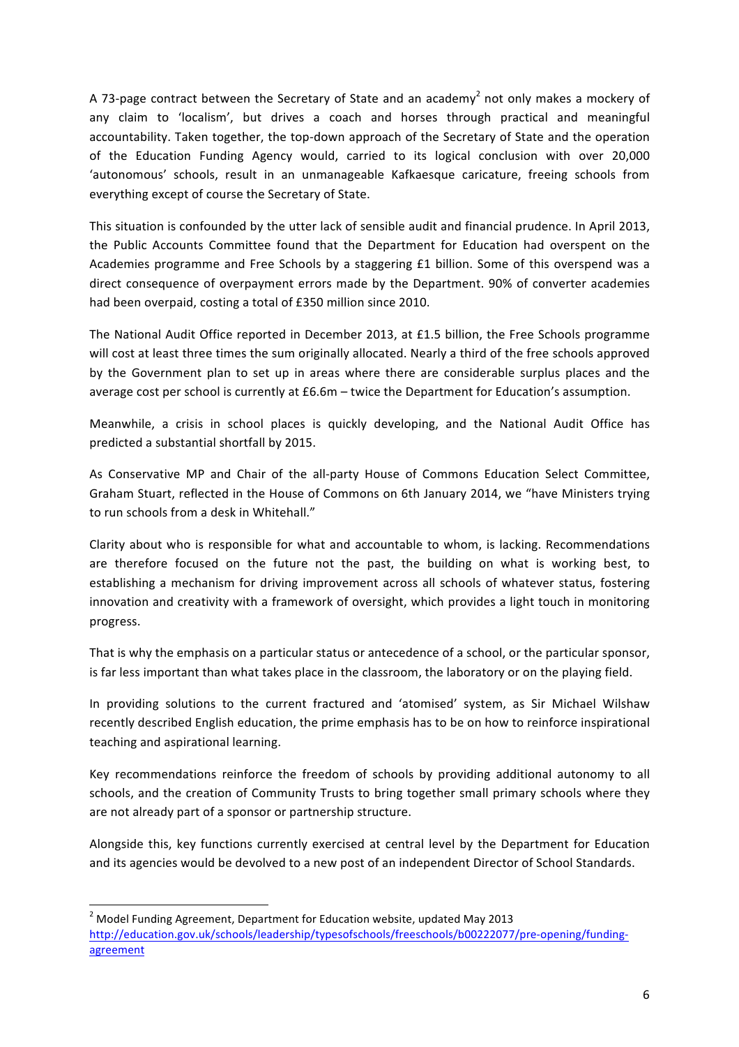A 73-page contract between the Secretary of State and an academy[2] not only makes a mockery of any claim to 'localism', but drives a coach and horses through practical and meaningful accountability. Taken together, the top-down approach of the Secretary of State and the operation of the Education Funding Agency would, carried to its logical conclusion with over 20,000 'autonomous' schools, result in an unmanageable Kafkaesque caricature, freeing schools from everything except of course the Secretary of State.

This situation is confounded by the utter lack of sensible audit and financial prudence. In April 2013, the Public Accounts Committee found that the Department for Education had overspent on the Academies programme and Free Schools by a staggering £1 billion. Some of this overspend was a direct consequence of overpayment errors made by the Department. 90% of converter academies had been overpaid, costing a total of £350 million since 2010.

The National Audit Office reported in December 2013, at £1.5 billion, the Free Schools programme will cost at least three times the sum originally allocated. Nearly a third of the free schools approved by the Government plan to set up in areas where there are considerable surplus places and the average cost per school is currently at £6.6m – twice the Department for Education's assumption.

Meanwhile, a crisis in school places is quickly developing, and the National Audit Office has predicted a substantial shortfall by 2015.

As Conservative MP and Chair of the all-party House of Commons Education Select Committee, Graham Stuart, reflected in the House of Commons on 6th January 2014, we "have Ministers trying to run schools from a desk in Whitehall."

Clarity about who is responsible for what and accountable to whom, is lacking. Recommendations are therefore focused on the future not the past, the building on what is working best, to establishing a mechanism for driving improvement across all schools of whatever status, fostering innovation and creativity with a framework of oversight, which provides a light touch in monitoring progress.

That is why the emphasis on a particular status or antecedence of a school, or the particular sponsor, is far less important than what takes place in the classroom, the laboratory or on the playing field.

In providing solutions to the current fractured and 'atomised' system, as Sir Michael Wilshaw recently described English education, the prime emphasis has to be on how to reinforce inspirational teaching and aspirational learning.

Key recommendations reinforce the freedom of schools by providing additional autonomy to all schools, and the creation of Community Trusts to bring together small primary schools where they are not already part of a sponsor or partnership structure.

Alongside this, key functions currently exercised at central level by the Department for Education and its agencies would be devolved to a new post of an independent Director of School Standards.

---

[2] Model Funding Agreement, Department for Education website, updated May 2013 http://education.gov.uk/schools/leadership/typesofschools/freeschools/b00222077/pre-opening/funding-agreement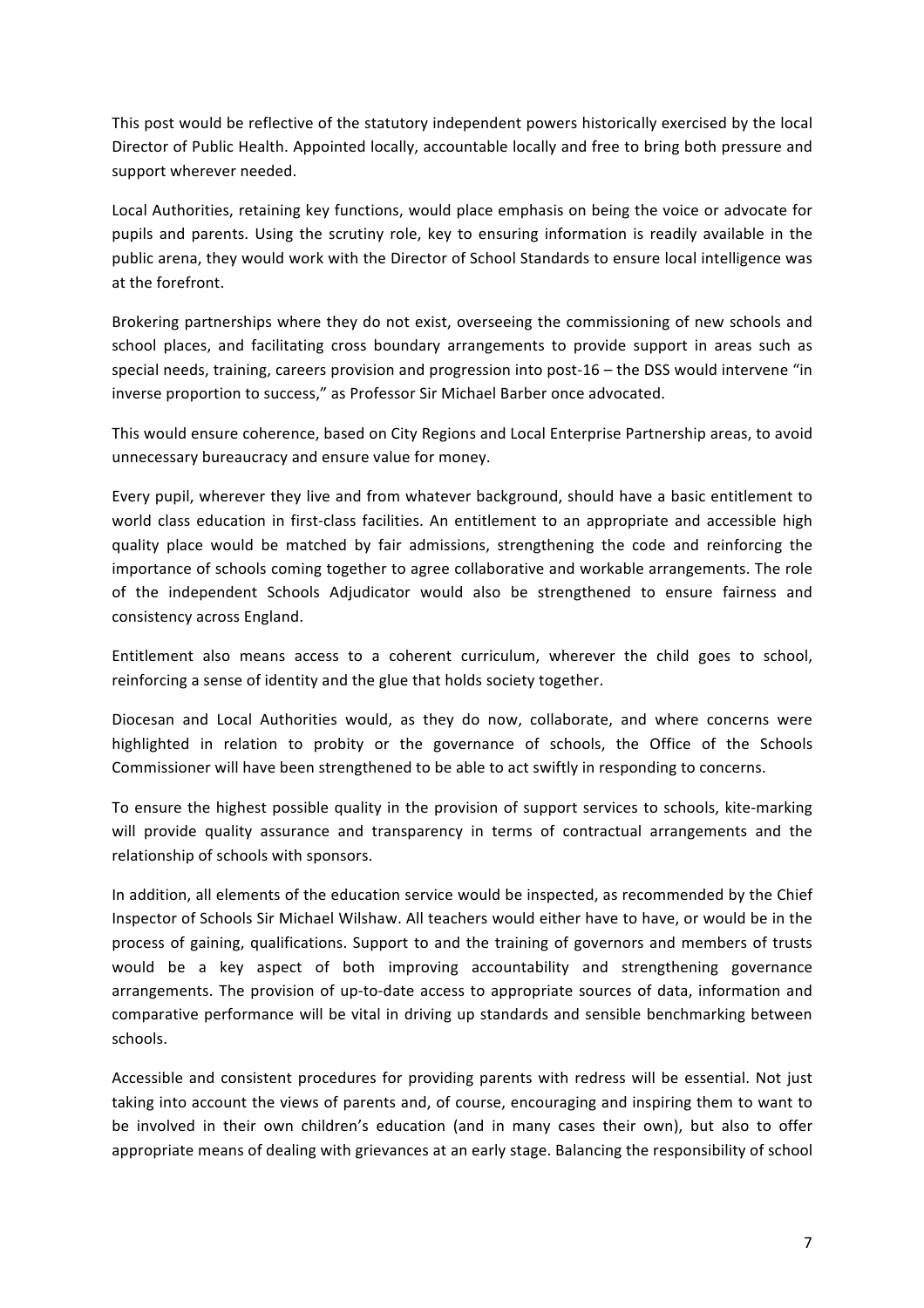This post would be reflective of the statutory independent powers historically exercised by the local Director of Public Health. Appointed locally, accountable locally and free to bring both pressure and support wherever needed.

Local Authorities, retaining key functions, would place emphasis on being the voice or advocate for pupils and parents. Using the scrutiny role, key to ensuring information is readily available in the public arena, they would work with the Director of School Standards to ensure local intelligence was at the forefront.

Brokering partnerships where they do not exist, overseeing the commissioning of new schools and school places, and facilitating cross boundary arrangements to provide support in areas such as special needs, training, careers provision and progression into post-16 – the DSS would intervene "in inverse proportion to success," as Professor Sir Michael Barber once advocated.

This would ensure coherence, based on City Regions and Local Enterprise Partnership areas, to avoid unnecessary bureaucracy and ensure value for money.

Every pupil, wherever they live and from whatever background, should have a basic entitlement to world class education in first-class facilities. An entitlement to an appropriate and accessible high quality place would be matched by fair admissions, strengthening the code and reinforcing the importance of schools coming together to agree collaborative and workable arrangements. The role of the independent Schools Adjudicator would also be strengthened to ensure fairness and consistency across England.

Entitlement also means access to a coherent curriculum, wherever the child goes to school, reinforcing a sense of identity and the glue that holds society together.

Diocesan and Local Authorities would, as they do now, collaborate, and where concerns were highlighted in relation to probity or the governance of schools, the Office of the Schools Commissioner will have been strengthened to be able to act swiftly in responding to concerns.

To ensure the highest possible quality in the provision of support services to schools, kite-marking will provide quality assurance and transparency in terms of contractual arrangements and the relationship of schools with sponsors.

In addition, all elements of the education service would be inspected, as recommended by the Chief Inspector of Schools Sir Michael Wilshaw. All teachers would either have to have, or would be in the process of gaining, qualifications. Support to and the training of governors and members of trusts would be a key aspect of both improving accountability and strengthening governance arrangements. The provision of up-to-date access to appropriate sources of data, information and comparative performance will be vital in driving up standards and sensible benchmarking between schools.

Accessible and consistent procedures for providing parents with redress will be essential. Not just taking into account the views of parents and, of course, encouraging and inspiring them to want to be involved in their own children's education (and in many cases their own), but also to offer appropriate means of dealing with grievances at an early stage. Balancing the responsibility of school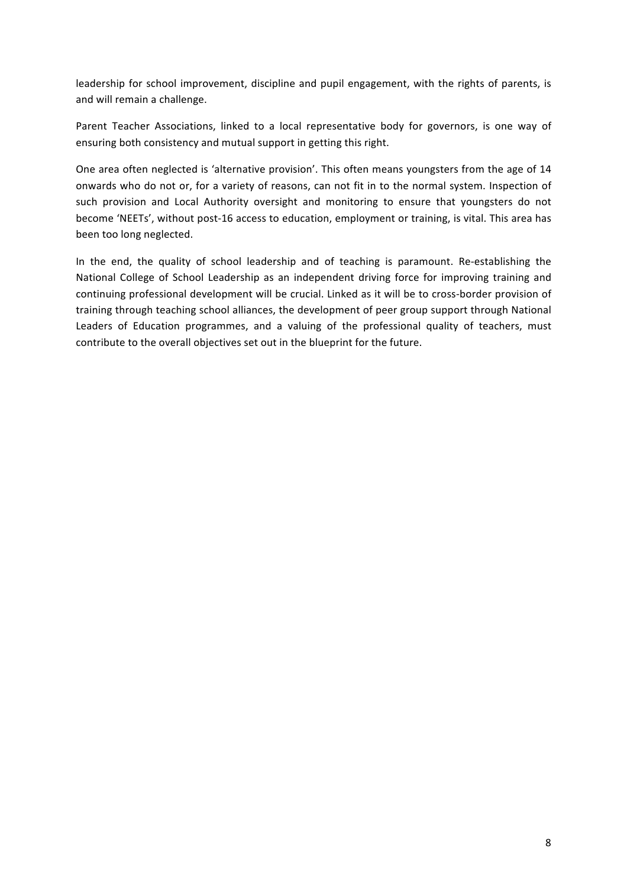leadership for school improvement, discipline and pupil engagement, with the rights of parents, is and will remain a challenge.

Parent Teacher Associations, linked to a local representative body for governors, is one way of ensuring both consistency and mutual support in getting this right.

One area often neglected is 'alternative provision'. This often means youngsters from the age of 14 onwards who do not or, for a variety of reasons, can not fit in to the normal system. Inspection of such provision and Local Authority oversight and monitoring to ensure that youngsters do not become 'NEETs', without post-16 access to education, employment or training, is vital. This area has been too long neglected.

In the end, the quality of school leadership and of teaching is paramount. Re-establishing the National College of School Leadership as an independent driving force for improving training and continuing professional development will be crucial. Linked as it will be to cross-border provision of training through teaching school alliances, the development of peer group support through National Leaders of Education programmes, and a valuing of the professional quality of teachers, must contribute to the overall objectives set out in the blueprint for the future.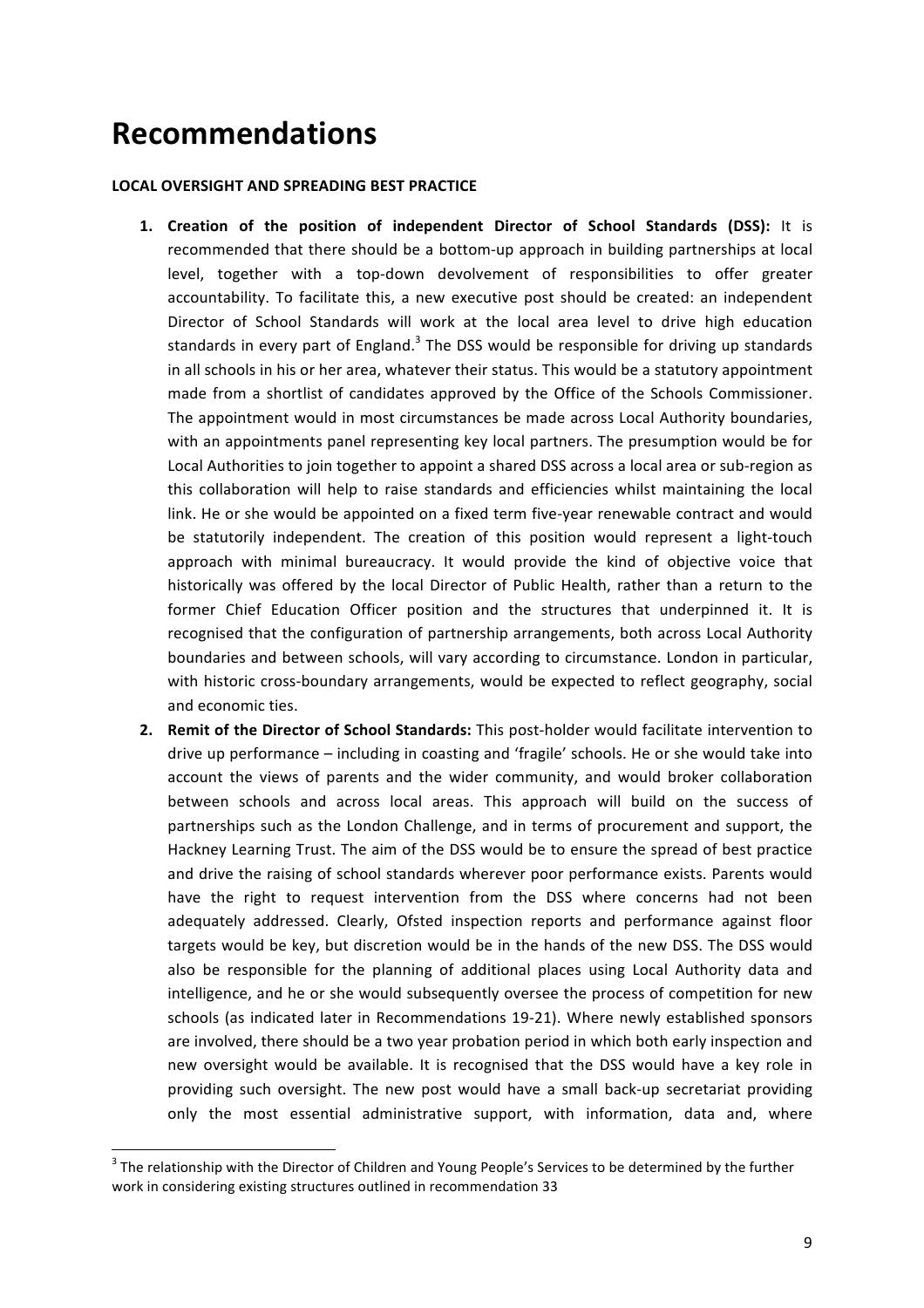# Recommendations

**LOCAL OVERSIGHT AND SPREADING BEST PRACTICE**

1. **Creation of the position of independent Director of School Standards (DSS):** It is recommended that there should be a bottom-up approach in building partnerships at local level, together with a top-down devolvement of responsibilities to offer greater accountability. To facilitate this, a new executive post should be created: an independent Director of School Standards will work at the local area level to drive high education standards in every part of England.[3] The DSS would be responsible for driving up standards in all schools in his or her area, whatever their status. This would be a statutory appointment made from a shortlist of candidates approved by the Office of the Schools Commissioner. The appointment would in most circumstances be made across Local Authority boundaries, with an appointments panel representing key local partners. The presumption would be for Local Authorities to join together to appoint a shared DSS across a local area or sub-region as this collaboration will help to raise standards and efficiencies whilst maintaining the local link. He or she would be appointed on a fixed term five-year renewable contract and would be statutorily independent. The creation of this position would represent a light-touch approach with minimal bureaucracy. It would provide the kind of objective voice that historically was offered by the local Director of Public Health, rather than a return to the former Chief Education Officer position and the structures that underpinned it. It is recognised that the configuration of partnership arrangements, both across Local Authority boundaries and between schools, will vary according to circumstance. London in particular, with historic cross-boundary arrangements, would be expected to reflect geography, social and economic ties.
2. **Remit of the Director of School Standards:** This post-holder would facilitate intervention to drive up performance – including in coasting and 'fragile' schools. He or she would take into account the views of parents and the wider community, and would broker collaboration between schools and across local areas. This approach will build on the success of partnerships such as the London Challenge, and in terms of procurement and support, the Hackney Learning Trust. The aim of the DSS would be to ensure the spread of best practice and drive the raising of school standards wherever poor performance exists. Parents would have the right to request intervention from the DSS where concerns had not been adequately addressed. Clearly, Ofsted inspection reports and performance against floor targets would be key, but discretion would be in the hands of the new DSS. The DSS would also be responsible for the planning of additional places using Local Authority data and intelligence, and he or she would subsequently oversee the process of competition for new schools (as indicated later in Recommendations 19-21). Where newly established sponsors are involved, there should be a two year probation period in which both early inspection and new oversight would be available. It is recognised that the DSS would have a key role in providing such oversight. The new post would have a small back-up secretariat providing only the most essential administrative support, with information, data and, where

[3] The relationship with the Director of Children and Young People's Services to be determined by the further work in considering existing structures outlined in recommendation 33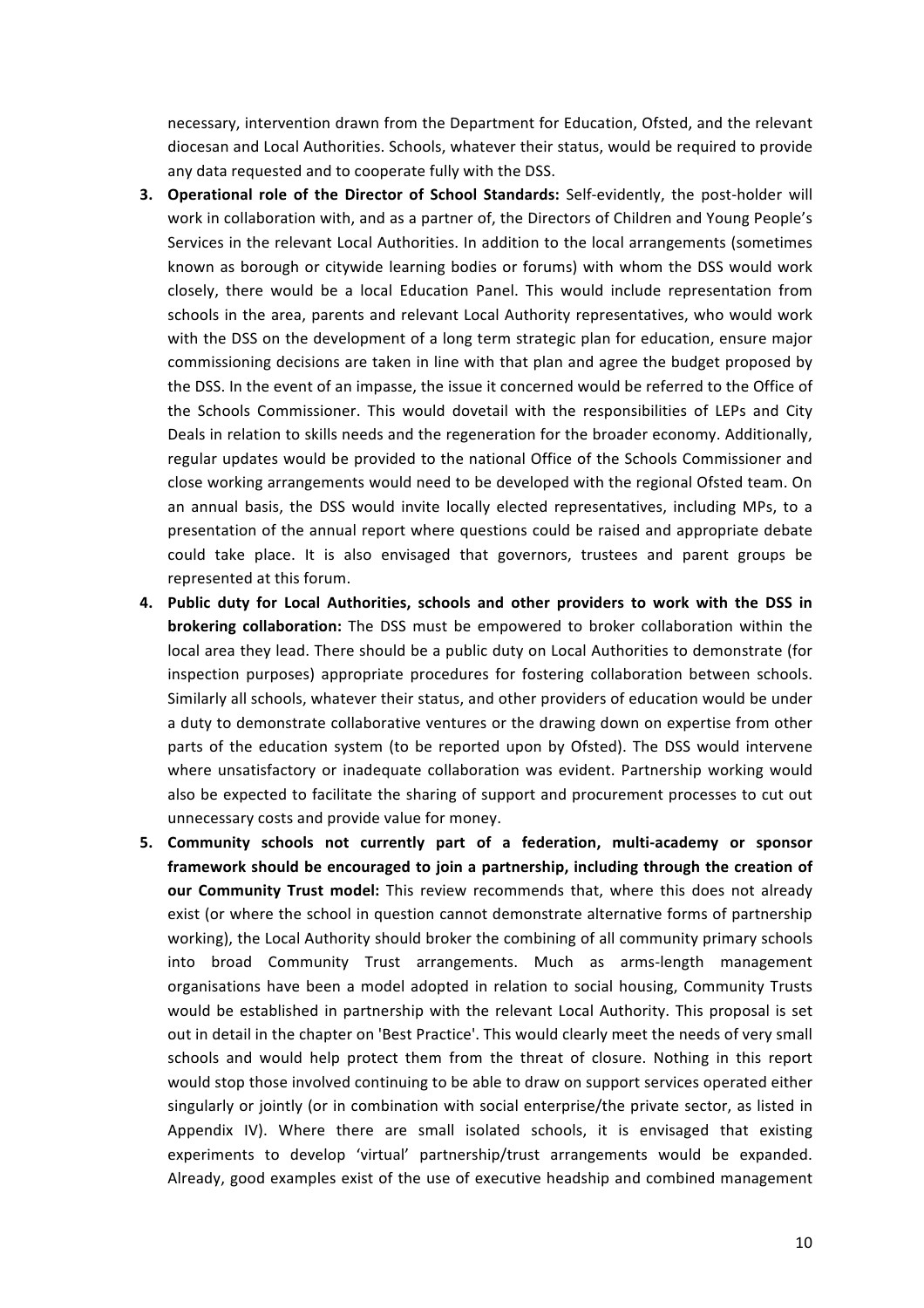necessary, intervention drawn from the Department for Education, Ofsted, and the relevant diocesan and Local Authorities. Schools, whatever their status, would be required to provide any data requested and to cooperate fully with the DSS.

3. **Operational role of the Director of School Standards:** Self-evidently, the post-holder will work in collaboration with, and as a partner of, the Directors of Children and Young People's Services in the relevant Local Authorities. In addition to the local arrangements (sometimes known as borough or citywide learning bodies or forums) with whom the DSS would work closely, there would be a local Education Panel. This would include representation from schools in the area, parents and relevant Local Authority representatives, who would work with the DSS on the development of a long term strategic plan for education, ensure major commissioning decisions are taken in line with that plan and agree the budget proposed by the DSS. In the event of an impasse, the issue it concerned would be referred to the Office of the Schools Commissioner. This would dovetail with the responsibilities of LEPs and City Deals in relation to skills needs and the regeneration for the broader economy. Additionally, regular updates would be provided to the national Office of the Schools Commissioner and close working arrangements would need to be developed with the regional Ofsted team. On an annual basis, the DSS would invite locally elected representatives, including MPs, to a presentation of the annual report where questions could be raised and appropriate debate could take place. It is also envisaged that governors, trustees and parent groups be represented at this forum.
4. **Public duty for Local Authorities, schools and other providers to work with the DSS in brokering collaboration:** The DSS must be empowered to broker collaboration within the local area they lead. There should be a public duty on Local Authorities to demonstrate (for inspection purposes) appropriate procedures for fostering collaboration between schools. Similarly all schools, whatever their status, and other providers of education would be under a duty to demonstrate collaborative ventures or the drawing down on expertise from other parts of the education system (to be reported upon by Ofsted). The DSS would intervene where unsatisfactory or inadequate collaboration was evident. Partnership working would also be expected to facilitate the sharing of support and procurement processes to cut out unnecessary costs and provide value for money.
5. **Community schools not currently part of a federation, multi-academy or sponsor framework should be encouraged to join a partnership, including through the creation of our Community Trust model:** This review recommends that, where this does not already exist (or where the school in question cannot demonstrate alternative forms of partnership working), the Local Authority should broker the combining of all community primary schools into broad Community Trust arrangements. Much as arms-length management organisations have been a model adopted in relation to social housing, Community Trusts would be established in partnership with the relevant Local Authority. This proposal is set out in detail in the chapter on 'Best Practice'. This would clearly meet the needs of very small schools and would help protect them from the threat of closure. Nothing in this report would stop those involved continuing to be able to draw on support services operated either singularly or jointly (or in combination with social enterprise/the private sector, as listed in Appendix IV). Where there are small isolated schools, it is envisaged that existing experiments to develop 'virtual' partnership/trust arrangements would be expanded. Already, good examples exist of the use of executive headship and combined management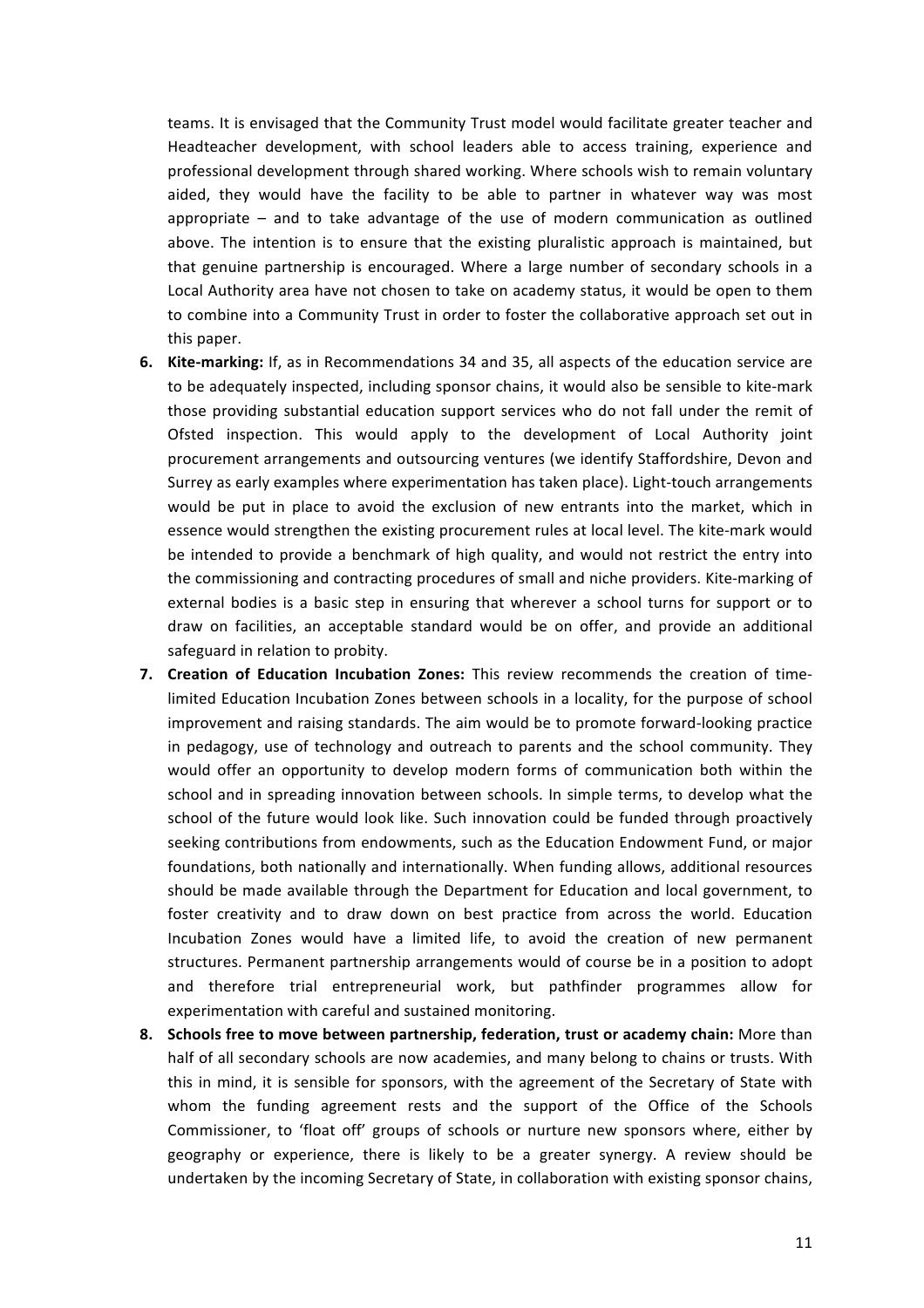teams. It is envisaged that the Community Trust model would facilitate greater teacher and Headteacher development, with school leaders able to access training, experience and professional development through shared working. Where schools wish to remain voluntary aided, they would have the facility to be able to partner in whatever way was most appropriate – and to take advantage of the use of modern communication as outlined above. The intention is to ensure that the existing pluralistic approach is maintained, but that genuine partnership is encouraged. Where a large number of secondary schools in a Local Authority area have not chosen to take on academy status, it would be open to them to combine into a Community Trust in order to foster the collaborative approach set out in this paper.

6. **Kite-marking:** If, as in Recommendations 34 and 35, all aspects of the education service are to be adequately inspected, including sponsor chains, it would also be sensible to kite-mark those providing substantial education support services who do not fall under the remit of Ofsted inspection. This would apply to the development of Local Authority joint procurement arrangements and outsourcing ventures (we identify Staffordshire, Devon and Surrey as early examples where experimentation has taken place). Light-touch arrangements would be put in place to avoid the exclusion of new entrants into the market, which in essence would strengthen the existing procurement rules at local level. The kite-mark would be intended to provide a benchmark of high quality, and would not restrict the entry into the commissioning and contracting procedures of small and niche providers. Kite-marking of external bodies is a basic step in ensuring that wherever a school turns for support or to draw on facilities, an acceptable standard would be on offer, and provide an additional safeguard in relation to probity.
7. **Creation of Education Incubation Zones:** This review recommends the creation of time-limited Education Incubation Zones between schools in a locality, for the purpose of school improvement and raising standards. The aim would be to promote forward-looking practice in pedagogy, use of technology and outreach to parents and the school community. They would offer an opportunity to develop modern forms of communication both within the school and in spreading innovation between schools. In simple terms, to develop what the school of the future would look like. Such innovation could be funded through proactively seeking contributions from endowments, such as the Education Endowment Fund, or major foundations, both nationally and internationally. When funding allows, additional resources should be made available through the Department for Education and local government, to foster creativity and to draw down on best practice from across the world. Education Incubation Zones would have a limited life, to avoid the creation of new permanent structures. Permanent partnership arrangements would of course be in a position to adopt and therefore trial entrepreneurial work, but pathfinder programmes allow for experimentation with careful and sustained monitoring.
8. **Schools free to move between partnership, federation, trust or academy chain:** More than half of all secondary schools are now academies, and many belong to chains or trusts. With this in mind, it is sensible for sponsors, with the agreement of the Secretary of State with whom the funding agreement rests and the support of the Office of the Schools Commissioner, to 'float off' groups of schools or nurture new sponsors where, either by geography or experience, there is likely to be a greater synergy. A review should be undertaken by the incoming Secretary of State, in collaboration with existing sponsor chains,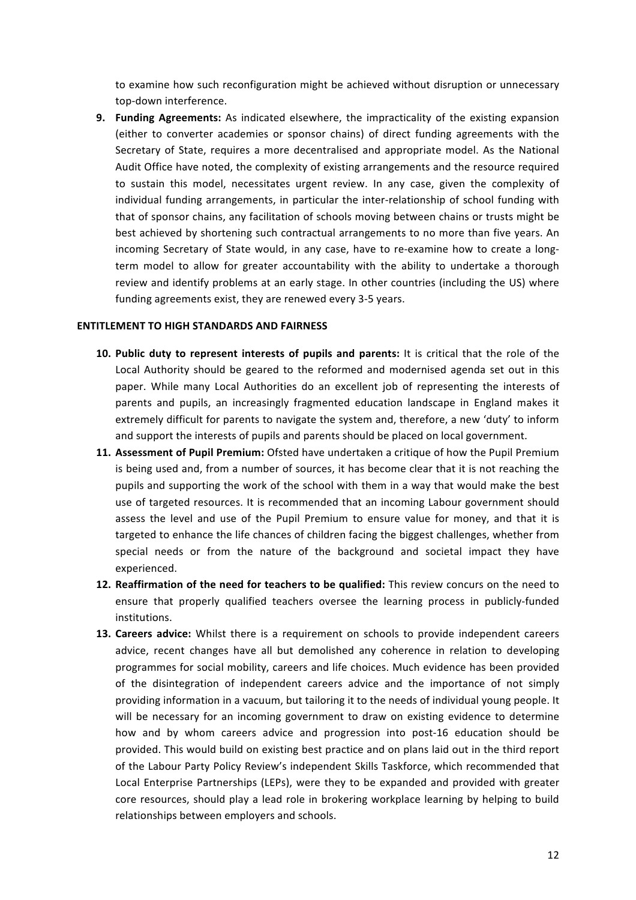to examine how such reconfiguration might be achieved without disruption or unnecessary top-down interference.

9. **Funding Agreements:** As indicated elsewhere, the impracticality of the existing expansion (either to converter academies or sponsor chains) of direct funding agreements with the Secretary of State, requires a more decentralised and appropriate model. As the National Audit Office have noted, the complexity of existing arrangements and the resource required to sustain this model, necessitates urgent review. In any case, given the complexity of individual funding arrangements, in particular the inter-relationship of school funding with that of sponsor chains, any facilitation of schools moving between chains or trusts might be best achieved by shortening such contractual arrangements to no more than five years. An incoming Secretary of State would, in any case, have to re-examine how to create a long-term model to allow for greater accountability with the ability to undertake a thorough review and identify problems at an early stage. In other countries (including the US) where funding agreements exist, they are renewed every 3-5 years.

**ENTITLEMENT TO HIGH STANDARDS AND FAIRNESS**

10. **Public duty to represent interests of pupils and parents:** It is critical that the role of the Local Authority should be geared to the reformed and modernised agenda set out in this paper. While many Local Authorities do an excellent job of representing the interests of parents and pupils, an increasingly fragmented education landscape in England makes it extremely difficult for parents to navigate the system and, therefore, a new 'duty' to inform and support the interests of pupils and parents should be placed on local government.
11. **Assessment of Pupil Premium:** Ofsted have undertaken a critique of how the Pupil Premium is being used and, from a number of sources, it has become clear that it is not reaching the pupils and supporting the work of the school with them in a way that would make the best use of targeted resources. It is recommended that an incoming Labour government should assess the level and use of the Pupil Premium to ensure value for money, and that it is targeted to enhance the life chances of children facing the biggest challenges, whether from special needs or from the nature of the background and societal impact they have experienced.
12. **Reaffirmation of the need for teachers to be qualified:** This review concurs on the need to ensure that properly qualified teachers oversee the learning process in publicly-funded institutions.
13. **Careers advice:** Whilst there is a requirement on schools to provide independent careers advice, recent changes have all but demolished any coherence in relation to developing programmes for social mobility, careers and life choices. Much evidence has been provided of the disintegration of independent careers advice and the importance of not simply providing information in a vacuum, but tailoring it to the needs of individual young people. It will be necessary for an incoming government to draw on existing evidence to determine how and by whom careers advice and progression into post-16 education should be provided. This would build on existing best practice and on plans laid out in the third report of the Labour Party Policy Review's independent Skills Taskforce, which recommended that Local Enterprise Partnerships (LEPs), were they to be expanded and provided with greater core resources, should play a lead role in brokering workplace learning by helping to build relationships between employers and schools.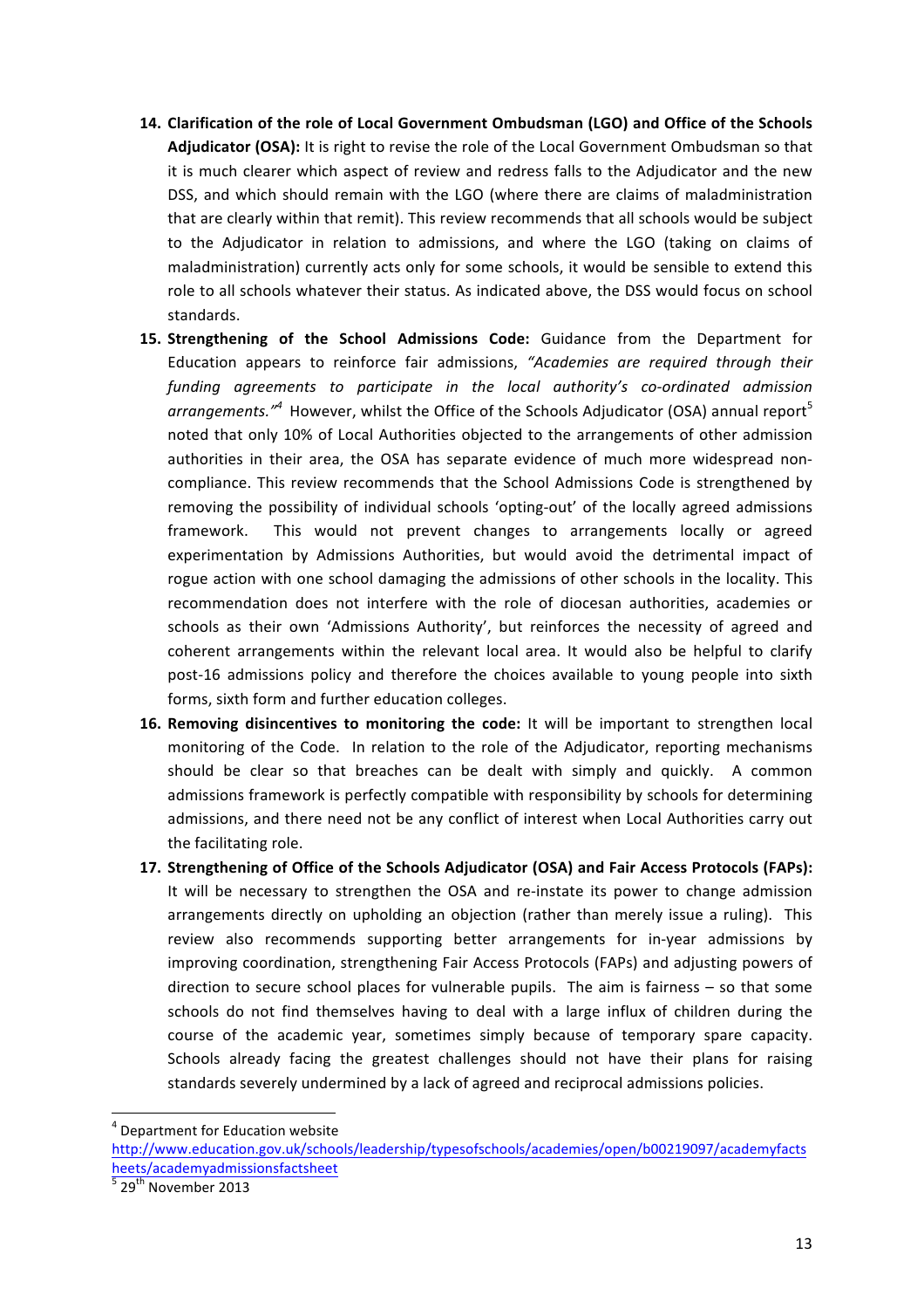14. **Clarification of the role of Local Government Ombudsman (LGO) and Office of the Schools Adjudicator (OSA):** It is right to revise the role of the Local Government Ombudsman so that it is much clearer which aspect of review and redress falls to the Adjudicator and the new DSS, and which should remain with the LGO (where there are claims of maladministration that are clearly within that remit). This review recommends that all schools would be subject to the Adjudicator in relation to admissions, and where the LGO (taking on claims of maladministration) currently acts only for some schools, it would be sensible to extend this role to all schools whatever their status. As indicated above, the DSS would focus on school standards.
15. **Strengthening of the School Admissions Code:** Guidance from the Department for Education appears to reinforce fair admissions, *"Academies are required through their funding agreements to participate in the local authority's co-ordinated admission arrangements."*[4] However, whilst the Office of the Schools Adjudicator (OSA) annual report[5] noted that only 10% of Local Authorities objected to the arrangements of other admission authorities in their area, the OSA has separate evidence of much more widespread non-compliance. This review recommends that the School Admissions Code is strengthened by removing the possibility of individual schools 'opting-out' of the locally agreed admissions framework. This would not prevent changes to arrangements locally or agreed experimentation by Admissions Authorities, but would avoid the detrimental impact of rogue action with one school damaging the admissions of other schools in the locality. This recommendation does not interfere with the role of diocesan authorities, academies or schools as their own 'Admissions Authority', but reinforces the necessity of agreed and coherent arrangements within the relevant local area. It would also be helpful to clarify post-16 admissions policy and therefore the choices available to young people into sixth forms, sixth form and further education colleges.
16. **Removing disincentives to monitoring the code:** It will be important to strengthen local monitoring of the Code. In relation to the role of the Adjudicator, reporting mechanisms should be clear so that breaches can be dealt with simply and quickly. A common admissions framework is perfectly compatible with responsibility by schools for determining admissions, and there need not be any conflict of interest when Local Authorities carry out the facilitating role.
17. **Strengthening of Office of the Schools Adjudicator (OSA) and Fair Access Protocols (FAPs):** It will be necessary to strengthen the OSA and re-instate its power to change admission arrangements directly on upholding an objection (rather than merely issue a ruling). This review also recommends supporting better arrangements for in-year admissions by improving coordination, strengthening Fair Access Protocols (FAPs) and adjusting powers of direction to secure school places for vulnerable pupils. The aim is fairness – so that some schools do not find themselves having to deal with a large influx of children during the course of the academic year, sometimes simply because of temporary spare capacity. Schools already facing the greatest challenges should not have their plans for raising standards severely undermined by a lack of agreed and reciprocal admissions policies.

---

[4] Department for Education website http://www.education.gov.uk/schools/leadership/typesofschools/academies/open/b00219097/academyfactsheets/academyadmissionsfactsheet

[5] 29th November 2013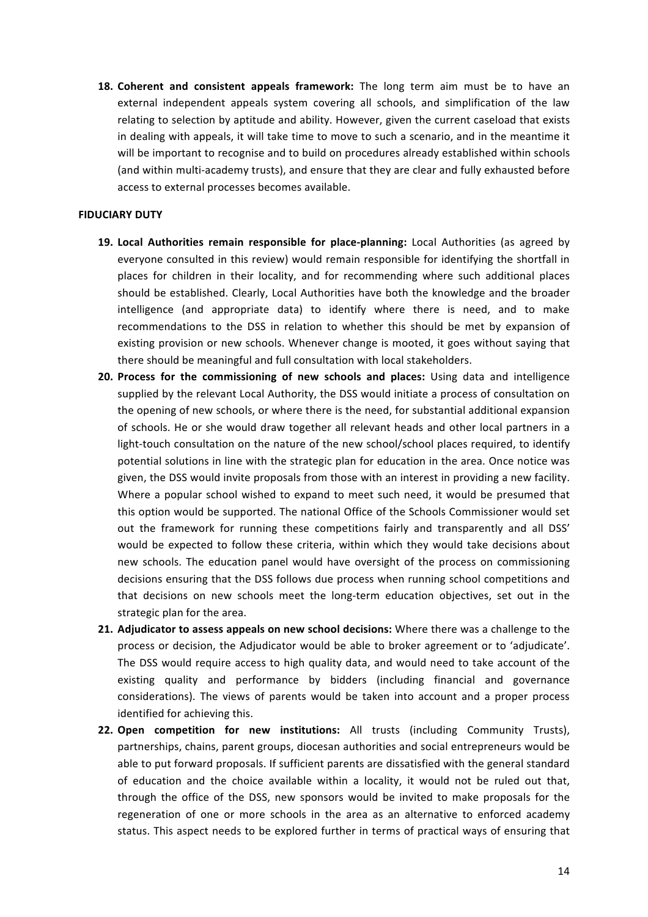18. **Coherent and consistent appeals framework:** The long term aim must be to have an external independent appeals system covering all schools, and simplification of the law relating to selection by aptitude and ability. However, given the current caseload that exists in dealing with appeals, it will take time to move to such a scenario, and in the meantime it will be important to recognise and to build on procedures already established within schools (and within multi-academy trusts), and ensure that they are clear and fully exhausted before access to external processes becomes available.

**FIDUCIARY DUTY**

19. **Local Authorities remain responsible for place-planning:** Local Authorities (as agreed by everyone consulted in this review) would remain responsible for identifying the shortfall in places for children in their locality, and for recommending where such additional places should be established. Clearly, Local Authorities have both the knowledge and the broader intelligence (and appropriate data) to identify where there is need, and to make recommendations to the DSS in relation to whether this should be met by expansion of existing provision or new schools. Whenever change is mooted, it goes without saying that there should be meaningful and full consultation with local stakeholders.
20. **Process for the commissioning of new schools and places:** Using data and intelligence supplied by the relevant Local Authority, the DSS would initiate a process of consultation on the opening of new schools, or where there is the need, for substantial additional expansion of schools. He or she would draw together all relevant heads and other local partners in a light-touch consultation on the nature of the new school/school places required, to identify potential solutions in line with the strategic plan for education in the area. Once notice was given, the DSS would invite proposals from those with an interest in providing a new facility. Where a popular school wished to expand to meet such need, it would be presumed that this option would be supported. The national Office of the Schools Commissioner would set out the framework for running these competitions fairly and transparently and all DSS' would be expected to follow these criteria, within which they would take decisions about new schools. The education panel would have oversight of the process on commissioning decisions ensuring that the DSS follows due process when running school competitions and that decisions on new schools meet the long-term education objectives, set out in the strategic plan for the area.
21. **Adjudicator to assess appeals on new school decisions:** Where there was a challenge to the process or decision, the Adjudicator would be able to broker agreement or to 'adjudicate'. The DSS would require access to high quality data, and would need to take account of the existing quality and performance by bidders (including financial and governance considerations). The views of parents would be taken into account and a proper process identified for achieving this.
22. **Open competition for new institutions:** All trusts (including Community Trusts), partnerships, chains, parent groups, diocesan authorities and social entrepreneurs would be able to put forward proposals. If sufficient parents are dissatisfied with the general standard of education and the choice available within a locality, it would not be ruled out that, through the office of the DSS, new sponsors would be invited to make proposals for the regeneration of one or more schools in the area as an alternative to enforced academy status. This aspect needs to be explored further in terms of practical ways of ensuring that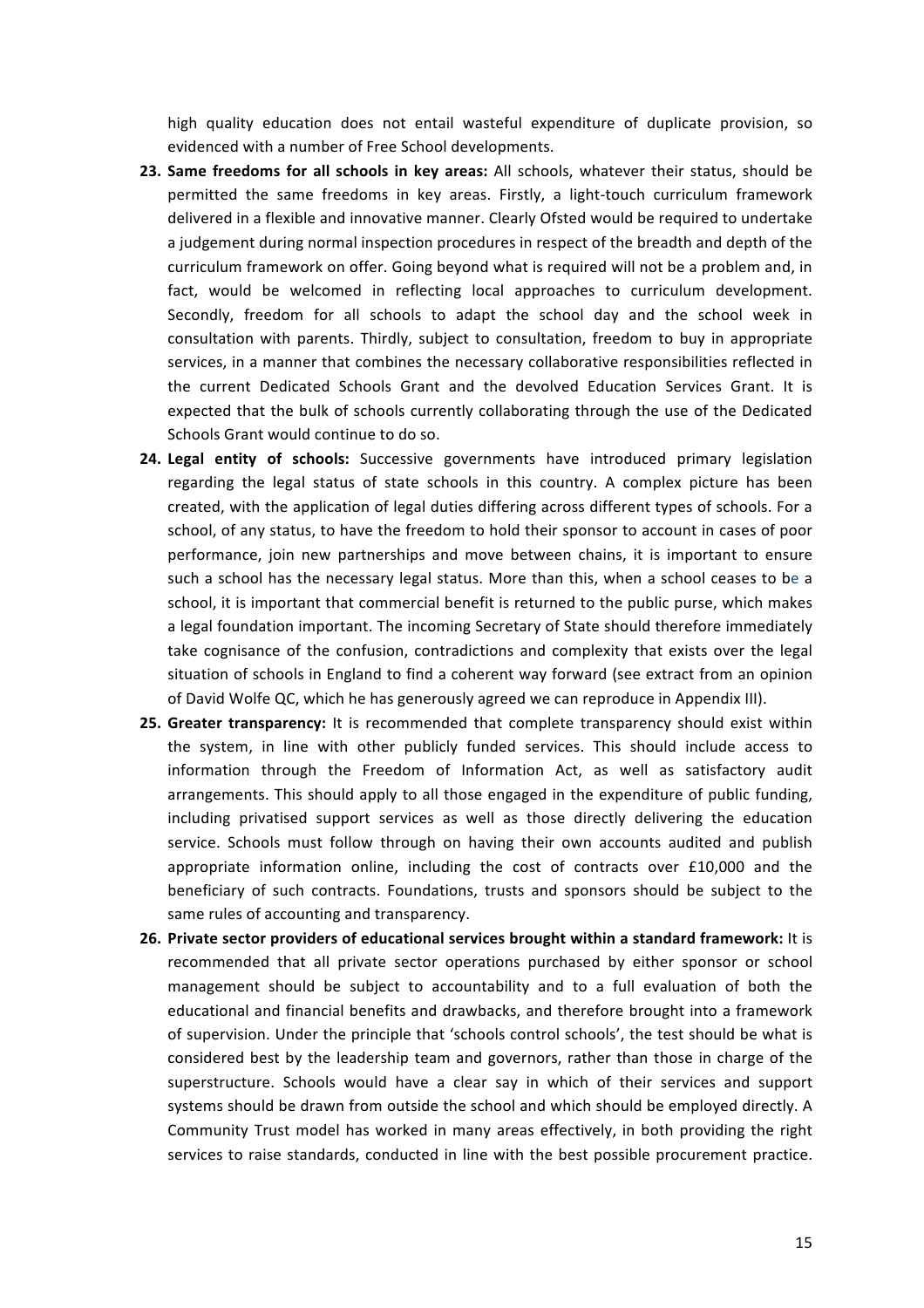high quality education does not entail wasteful expenditure of duplicate provision, so evidenced with a number of Free School developments.

23. **Same freedoms for all schools in key areas:** All schools, whatever their status, should be permitted the same freedoms in key areas. Firstly, a light-touch curriculum framework delivered in a flexible and innovative manner. Clearly Ofsted would be required to undertake a judgement during normal inspection procedures in respect of the breadth and depth of the curriculum framework on offer. Going beyond what is required will not be a problem and, in fact, would be welcomed in reflecting local approaches to curriculum development. Secondly, freedom for all schools to adapt the school day and the school week in consultation with parents. Thirdly, subject to consultation, freedom to buy in appropriate services, in a manner that combines the necessary collaborative responsibilities reflected in the current Dedicated Schools Grant and the devolved Education Services Grant. It is expected that the bulk of schools currently collaborating through the use of the Dedicated Schools Grant would continue to do so.
24. **Legal entity of schools:** Successive governments have introduced primary legislation regarding the legal status of state schools in this country. A complex picture has been created, with the application of legal duties differing across different types of schools. For a school, of any status, to have the freedom to hold their sponsor to account in cases of poor performance, join new partnerships and move between chains, it is important to ensure such a school has the necessary legal status. More than this, when a school ceases to be a school, it is important that commercial benefit is returned to the public purse, which makes a legal foundation important. The incoming Secretary of State should therefore immediately take cognisance of the confusion, contradictions and complexity that exists over the legal situation of schools in England to find a coherent way forward (see extract from an opinion of David Wolfe QC, which he has generously agreed we can reproduce in Appendix III).
25. **Greater transparency:** It is recommended that complete transparency should exist within the system, in line with other publicly funded services. This should include access to information through the Freedom of Information Act, as well as satisfactory audit arrangements. This should apply to all those engaged in the expenditure of public funding, including privatised support services as well as those directly delivering the education service. Schools must follow through on having their own accounts audited and publish appropriate information online, including the cost of contracts over £10,000 and the beneficiary of such contracts. Foundations, trusts and sponsors should be subject to the same rules of accounting and transparency.
26. **Private sector providers of educational services brought within a standard framework:** It is recommended that all private sector operations purchased by either sponsor or school management should be subject to accountability and to a full evaluation of both the educational and financial benefits and drawbacks, and therefore brought into a framework of supervision. Under the principle that 'schools control schools', the test should be what is considered best by the leadership team and governors, rather than those in charge of the superstructure. Schools would have a clear say in which of their services and support systems should be drawn from outside the school and which should be employed directly. A Community Trust model has worked in many areas effectively, in both providing the right services to raise standards, conducted in line with the best possible procurement practice.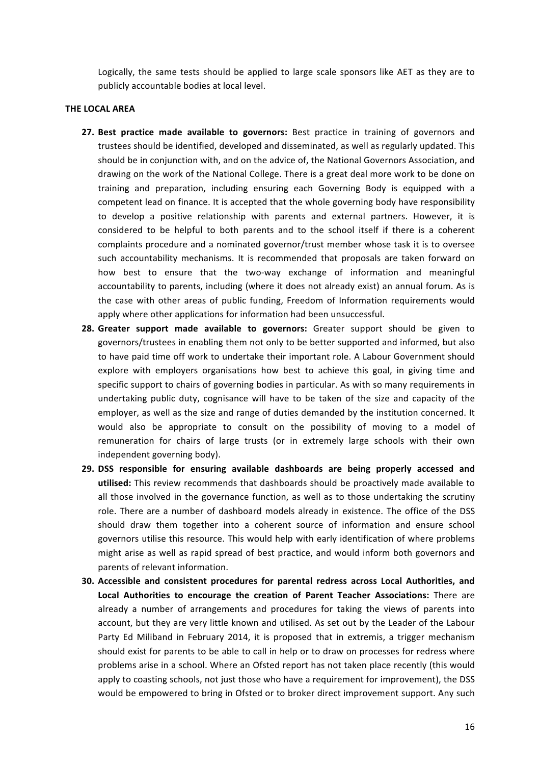Logically, the same tests should be applied to large scale sponsors like AET as they are to publicly accountable bodies at local level.

**THE LOCAL AREA**

27. **Best practice made available to governors:** Best practice in training of governors and trustees should be identified, developed and disseminated, as well as regularly updated. This should be in conjunction with, and on the advice of, the National Governors Association, and drawing on the work of the National College. There is a great deal more work to be done on training and preparation, including ensuring each Governing Body is equipped with a competent lead on finance. It is accepted that the whole governing body have responsibility to develop a positive relationship with parents and external partners. However, it is considered to be helpful to both parents and to the school itself if there is a coherent complaints procedure and a nominated governor/trust member whose task it is to oversee such accountability mechanisms. It is recommended that proposals are taken forward on how best to ensure that the two-way exchange of information and meaningful accountability to parents, including (where it does not already exist) an annual forum. As is the case with other areas of public funding, Freedom of Information requirements would apply where other applications for information had been unsuccessful.
28. **Greater support made available to governors:** Greater support should be given to governors/trustees in enabling them not only to be better supported and informed, but also to have paid time off work to undertake their important role. A Labour Government should explore with employers organisations how best to achieve this goal, in giving time and specific support to chairs of governing bodies in particular. As with so many requirements in undertaking public duty, cognisance will have to be taken of the size and capacity of the employer, as well as the size and range of duties demanded by the institution concerned. It would also be appropriate to consult on the possibility of moving to a model of remuneration for chairs of large trusts (or in extremely large schools with their own independent governing body).
29. **DSS responsible for ensuring available dashboards are being properly accessed and utilised:** This review recommends that dashboards should be proactively made available to all those involved in the governance function, as well as to those undertaking the scrutiny role. There are a number of dashboard models already in existence. The office of the DSS should draw them together into a coherent source of information and ensure school governors utilise this resource. This would help with early identification of where problems might arise as well as rapid spread of best practice, and would inform both governors and parents of relevant information.
30. **Accessible and consistent procedures for parental redress across Local Authorities, and Local Authorities to encourage the creation of Parent Teacher Associations:** There are already a number of arrangements and procedures for taking the views of parents into account, but they are very little known and utilised. As set out by the Leader of the Labour Party Ed Miliband in February 2014, it is proposed that in extremis, a trigger mechanism should exist for parents to be able to call in help or to draw on processes for redress where problems arise in a school. Where an Ofsted report has not taken place recently (this would apply to coasting schools, not just those who have a requirement for improvement), the DSS would be empowered to bring in Ofsted or to broker direct improvement support. Any such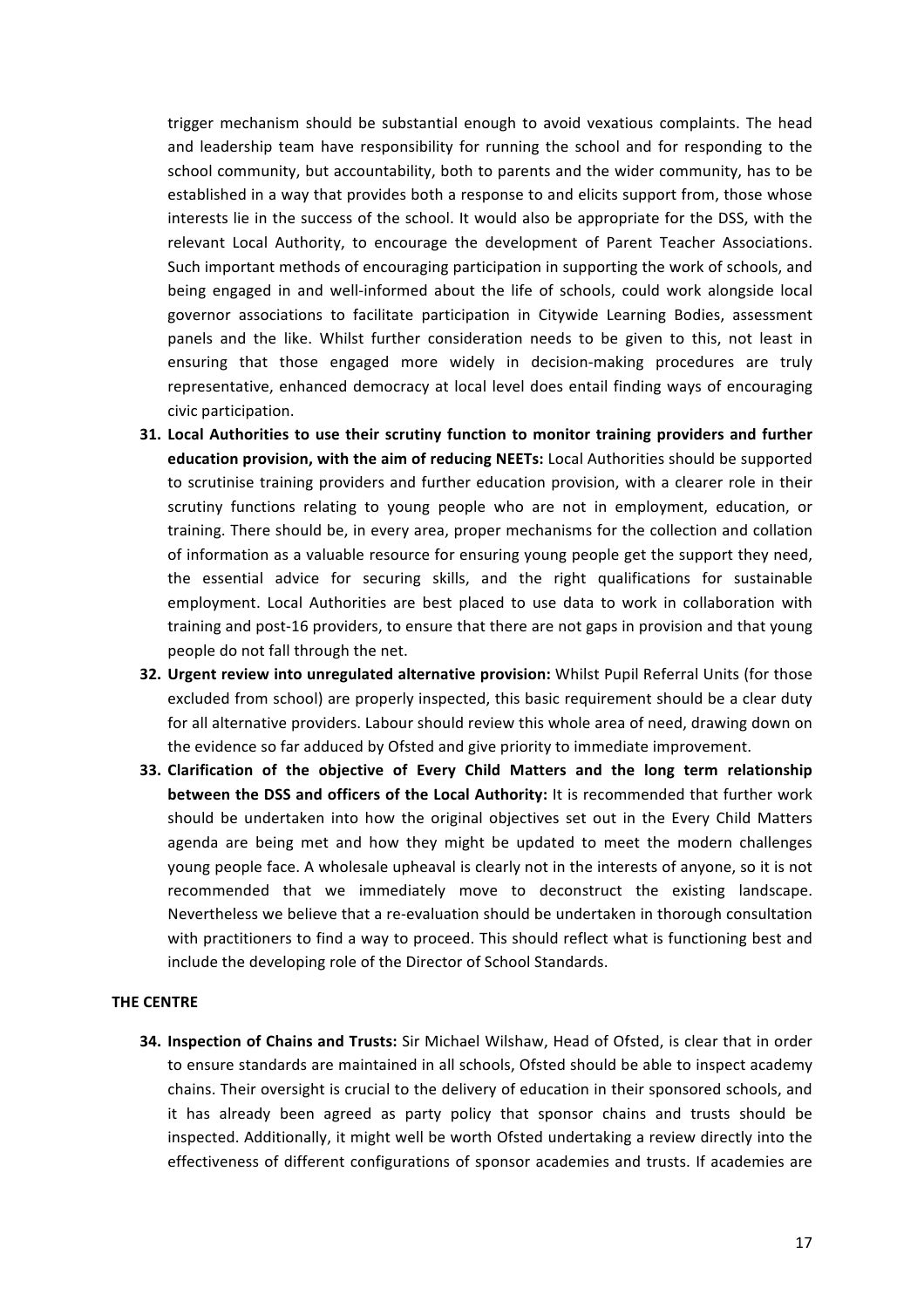trigger mechanism should be substantial enough to avoid vexatious complaints. The head and leadership team have responsibility for running the school and for responding to the school community, but accountability, both to parents and the wider community, has to be established in a way that provides both a response to and elicits support from, those whose interests lie in the success of the school. It would also be appropriate for the DSS, with the relevant Local Authority, to encourage the development of Parent Teacher Associations. Such important methods of encouraging participation in supporting the work of schools, and being engaged in and well-informed about the life of schools, could work alongside local governor associations to facilitate participation in Citywide Learning Bodies, assessment panels and the like. Whilst further consideration needs to be given to this, not least in ensuring that those engaged more widely in decision-making procedures are truly representative, enhanced democracy at local level does entail finding ways of encouraging civic participation.

31. **Local Authorities to use their scrutiny function to monitor training providers and further education provision, with the aim of reducing NEETs:** Local Authorities should be supported to scrutinise training providers and further education provision, with a clearer role in their scrutiny functions relating to young people who are not in employment, education, or training. There should be, in every area, proper mechanisms for the collection and collation of information as a valuable resource for ensuring young people get the support they need, the essential advice for securing skills, and the right qualifications for sustainable employment. Local Authorities are best placed to use data to work in collaboration with training and post-16 providers, to ensure that there are not gaps in provision and that young people do not fall through the net.
32. **Urgent review into unregulated alternative provision:** Whilst Pupil Referral Units (for those excluded from school) are properly inspected, this basic requirement should be a clear duty for all alternative providers. Labour should review this whole area of need, drawing down on the evidence so far adduced by Ofsted and give priority to immediate improvement.
33. **Clarification of the objective of Every Child Matters and the long term relationship between the DSS and officers of the Local Authority:** It is recommended that further work should be undertaken into how the original objectives set out in the Every Child Matters agenda are being met and how they might be updated to meet the modern challenges young people face. A wholesale upheaval is clearly not in the interests of anyone, so it is not recommended that we immediately move to deconstruct the existing landscape. Nevertheless we believe that a re-evaluation should be undertaken in thorough consultation with practitioners to find a way to proceed. This should reflect what is functioning best and include the developing role of the Director of School Standards.

**THE CENTRE**

34. **Inspection of Chains and Trusts:** Sir Michael Wilshaw, Head of Ofsted, is clear that in order to ensure standards are maintained in all schools, Ofsted should be able to inspect academy chains. Their oversight is crucial to the delivery of education in their sponsored schools, and it has already been agreed as party policy that sponsor chains and trusts should be inspected. Additionally, it might well be worth Ofsted undertaking a review directly into the effectiveness of different configurations of sponsor academies and trusts. If academies are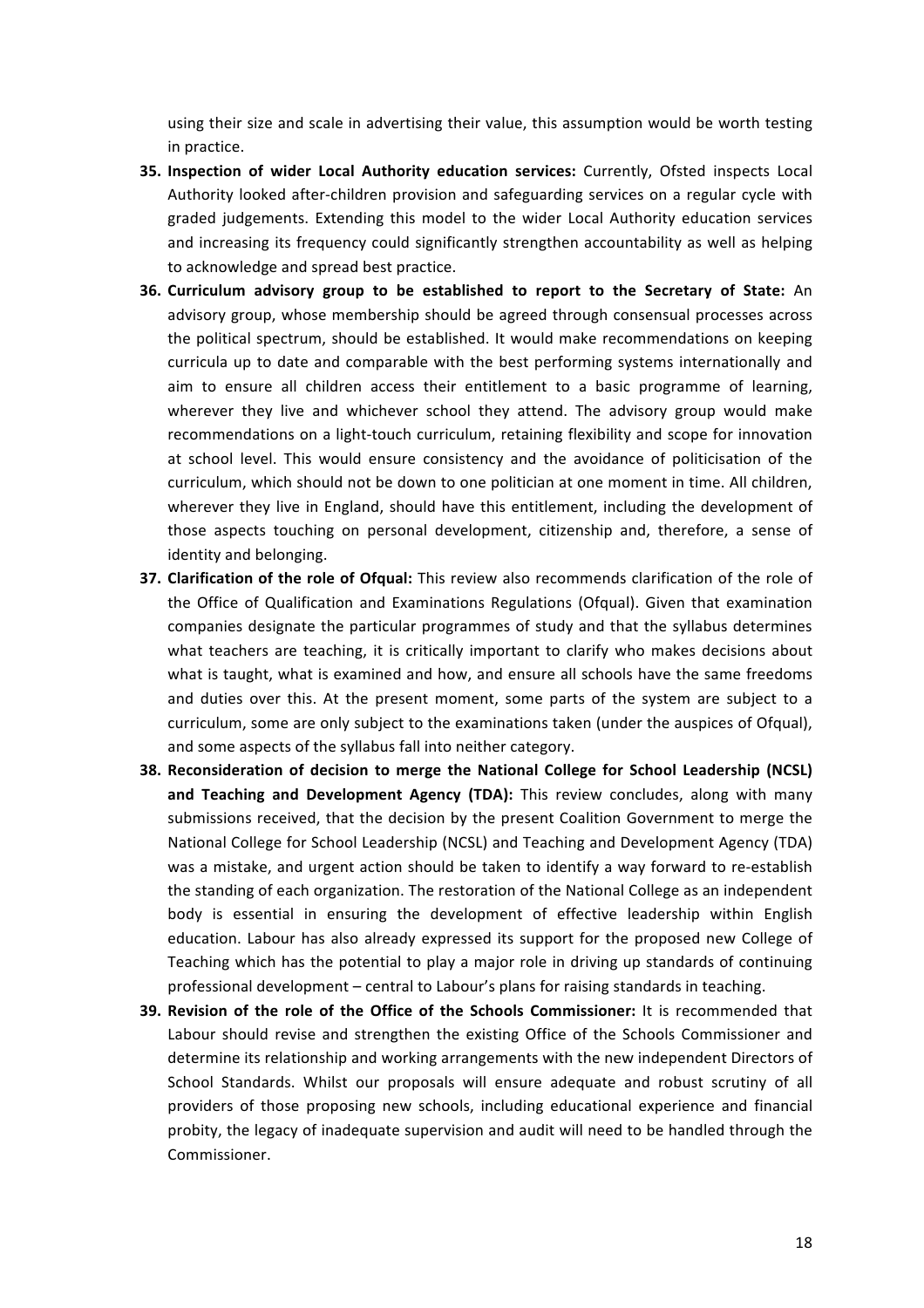using their size and scale in advertising their value, this assumption would be worth testing in practice.

35. **Inspection of wider Local Authority education services:** Currently, Ofsted inspects Local Authority looked after-children provision and safeguarding services on a regular cycle with graded judgements. Extending this model to the wider Local Authority education services and increasing its frequency could significantly strengthen accountability as well as helping to acknowledge and spread best practice.
36. **Curriculum advisory group to be established to report to the Secretary of State:** An advisory group, whose membership should be agreed through consensual processes across the political spectrum, should be established. It would make recommendations on keeping curricula up to date and comparable with the best performing systems internationally and aim to ensure all children access their entitlement to a basic programme of learning, wherever they live and whichever school they attend. The advisory group would make recommendations on a light-touch curriculum, retaining flexibility and scope for innovation at school level. This would ensure consistency and the avoidance of politicisation of the curriculum, which should not be down to one politician at one moment in time. All children, wherever they live in England, should have this entitlement, including the development of those aspects touching on personal development, citizenship and, therefore, a sense of identity and belonging.
37. **Clarification of the role of Ofqual:** This review also recommends clarification of the role of the Office of Qualification and Examinations Regulations (Ofqual). Given that examination companies designate the particular programmes of study and that the syllabus determines what teachers are teaching, it is critically important to clarify who makes decisions about what is taught, what is examined and how, and ensure all schools have the same freedoms and duties over this. At the present moment, some parts of the system are subject to a curriculum, some are only subject to the examinations taken (under the auspices of Ofqual), and some aspects of the syllabus fall into neither category.
38. **Reconsideration of decision to merge the National College for School Leadership (NCSL) and Teaching and Development Agency (TDA):** This review concludes, along with many submissions received, that the decision by the present Coalition Government to merge the National College for School Leadership (NCSL) and Teaching and Development Agency (TDA) was a mistake, and urgent action should be taken to identify a way forward to re-establish the standing of each organization. The restoration of the National College as an independent body is essential in ensuring the development of effective leadership within English education. Labour has also already expressed its support for the proposed new College of Teaching which has the potential to play a major role in driving up standards of continuing professional development – central to Labour's plans for raising standards in teaching.
39. **Revision of the role of the Office of the Schools Commissioner:** It is recommended that Labour should revise and strengthen the existing Office of the Schools Commissioner and determine its relationship and working arrangements with the new independent Directors of School Standards. Whilst our proposals will ensure adequate and robust scrutiny of all providers of those proposing new schools, including educational experience and financial probity, the legacy of inadequate supervision and audit will need to be handled through the Commissioner.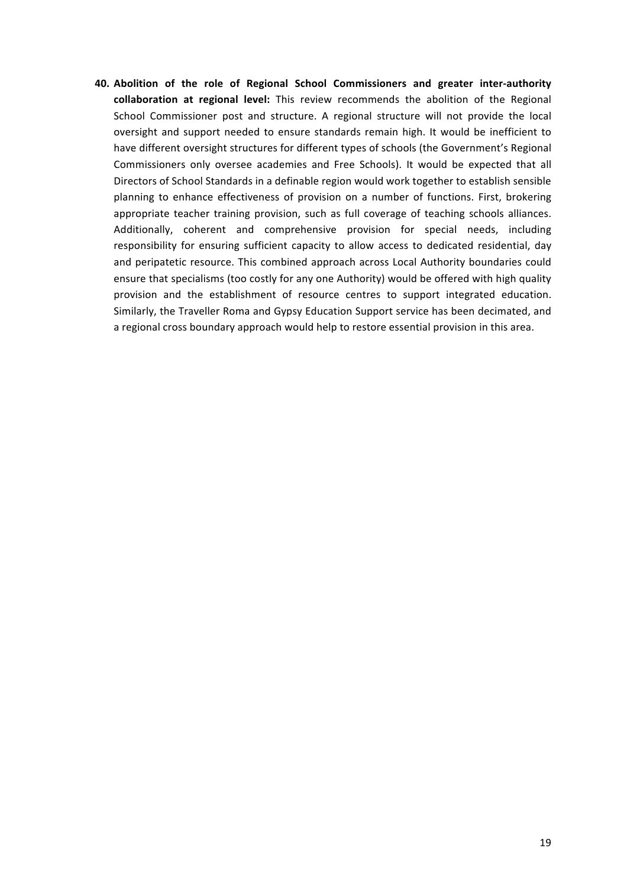40. **Abolition of the role of Regional School Commissioners and greater inter-authority collaboration at regional level:** This review recommends the abolition of the Regional School Commissioner post and structure. A regional structure will not provide the local oversight and support needed to ensure standards remain high. It would be inefficient to have different oversight structures for different types of schools (the Government's Regional Commissioners only oversee academies and Free Schools). It would be expected that all Directors of School Standards in a definable region would work together to establish sensible planning to enhance effectiveness of provision on a number of functions. First, brokering appropriate teacher training provision, such as full coverage of teaching schools alliances. Additionally, coherent and comprehensive provision for special needs, including responsibility for ensuring sufficient capacity to allow access to dedicated residential, day and peripatetic resource. This combined approach across Local Authority boundaries could ensure that specialisms (too costly for any one Authority) would be offered with high quality provision and the establishment of resource centres to support integrated education. Similarly, the Traveller Roma and Gypsy Education Support service has been decimated, and a regional cross boundary approach would help to restore essential provision in this area.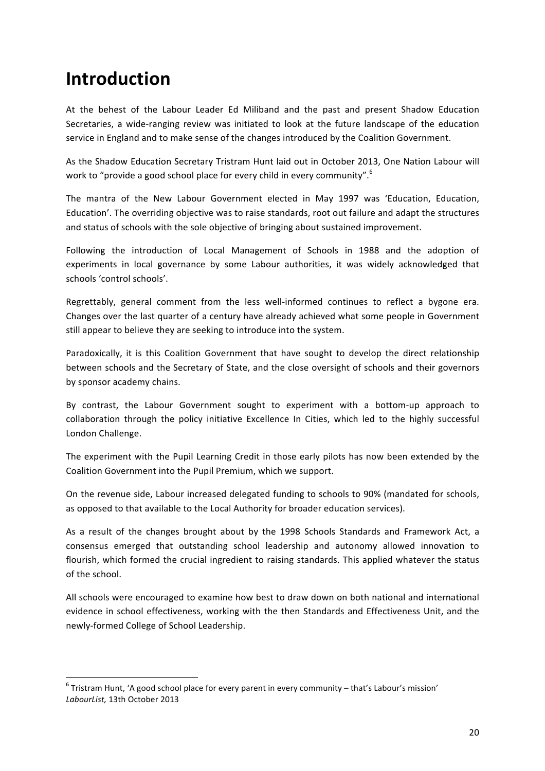# Introduction

At the behest of the Labour Leader Ed Miliband and the past and present Shadow Education Secretaries, a wide-ranging review was initiated to look at the future landscape of the education service in England and to make sense of the changes introduced by the Coalition Government.

As the Shadow Education Secretary Tristram Hunt laid out in October 2013, One Nation Labour will work to "provide a good school place for every child in every community".[6]

The mantra of the New Labour Government elected in May 1997 was 'Education, Education, Education'. The overriding objective was to raise standards, root out failure and adapt the structures and status of schools with the sole objective of bringing about sustained improvement.

Following the introduction of Local Management of Schools in 1988 and the adoption of experiments in local governance by some Labour authorities, it was widely acknowledged that schools 'control schools'.

Regrettably, general comment from the less well-informed continues to reflect a bygone era. Changes over the last quarter of a century have already achieved what some people in Government still appear to believe they are seeking to introduce into the system.

Paradoxically, it is this Coalition Government that have sought to develop the direct relationship between schools and the Secretary of State, and the close oversight of schools and their governors by sponsor academy chains.

By contrast, the Labour Government sought to experiment with a bottom-up approach to collaboration through the policy initiative Excellence In Cities, which led to the highly successful London Challenge.

The experiment with the Pupil Learning Credit in those early pilots has now been extended by the Coalition Government into the Pupil Premium, which we support.

On the revenue side, Labour increased delegated funding to schools to 90% (mandated for schools, as opposed to that available to the Local Authority for broader education services).

As a result of the changes brought about by the 1998 Schools Standards and Framework Act, a consensus emerged that outstanding school leadership and autonomy allowed innovation to flourish, which formed the crucial ingredient to raising standards. This applied whatever the status of the school.

All schools were encouraged to examine how best to draw down on both national and international evidence in school effectiveness, working with the then Standards and Effectiveness Unit, and the newly-formed College of School Leadership.

---

[6] Tristram Hunt, 'A good school place for every parent in every community – that's Labour's mission' *LabourList,* 13th October 2013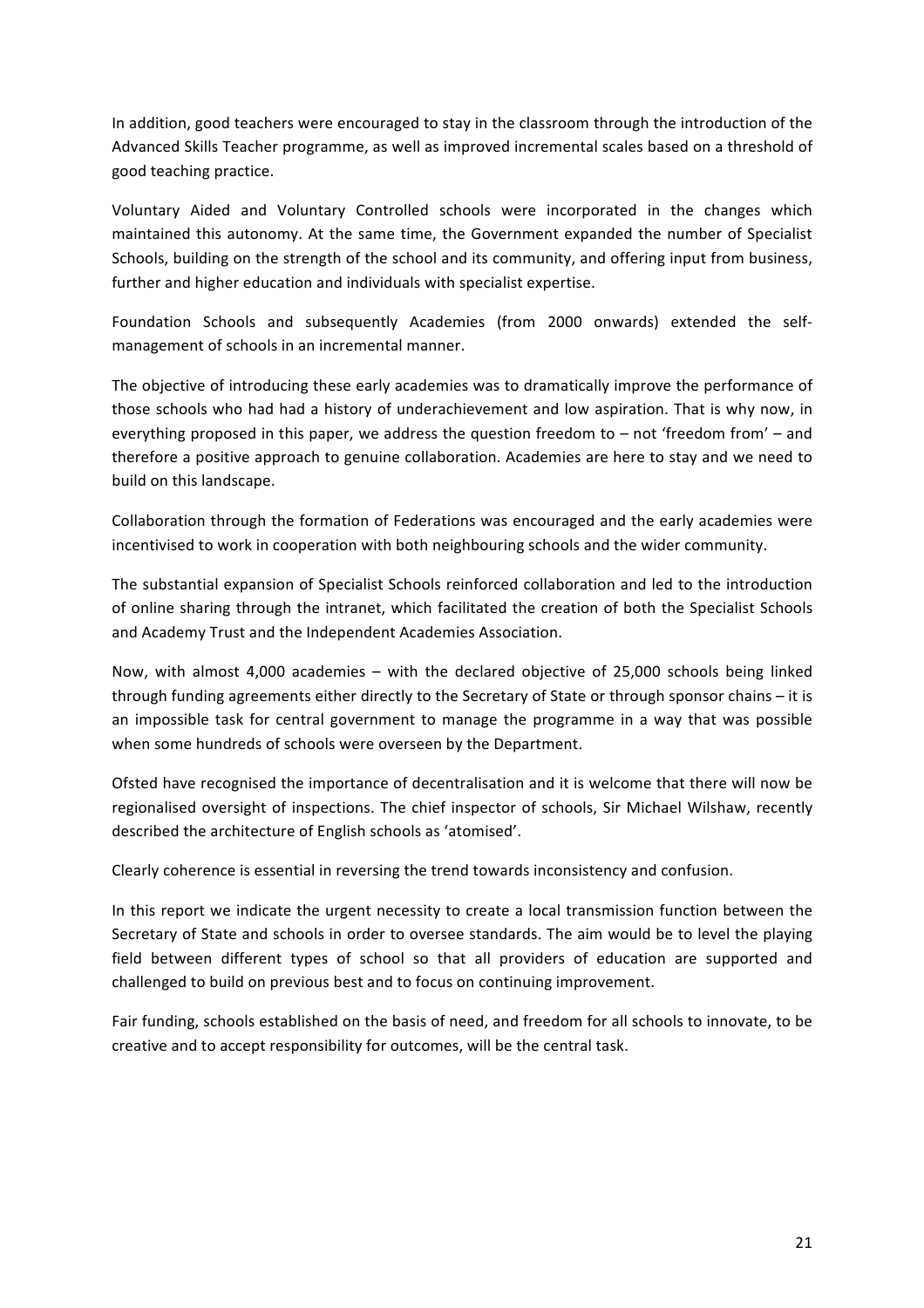In addition, good teachers were encouraged to stay in the classroom through the introduction of the Advanced Skills Teacher programme, as well as improved incremental scales based on a threshold of good teaching practice.

Voluntary Aided and Voluntary Controlled schools were incorporated in the changes which maintained this autonomy. At the same time, the Government expanded the number of Specialist Schools, building on the strength of the school and its community, and offering input from business, further and higher education and individuals with specialist expertise.

Foundation Schools and subsequently Academies (from 2000 onwards) extended the self-management of schools in an incremental manner.

The objective of introducing these early academies was to dramatically improve the performance of those schools who had had a history of underachievement and low aspiration. That is why now, in everything proposed in this paper, we address the question freedom to – not 'freedom from' – and therefore a positive approach to genuine collaboration. Academies are here to stay and we need to build on this landscape.

Collaboration through the formation of Federations was encouraged and the early academies were incentivised to work in cooperation with both neighbouring schools and the wider community.

The substantial expansion of Specialist Schools reinforced collaboration and led to the introduction of online sharing through the intranet, which facilitated the creation of both the Specialist Schools and Academy Trust and the Independent Academies Association.

Now, with almost 4,000 academies – with the declared objective of 25,000 schools being linked through funding agreements either directly to the Secretary of State or through sponsor chains – it is an impossible task for central government to manage the programme in a way that was possible when some hundreds of schools were overseen by the Department.

Ofsted have recognised the importance of decentralisation and it is welcome that there will now be regionalised oversight of inspections. The chief inspector of schools, Sir Michael Wilshaw, recently described the architecture of English schools as 'atomised'.

Clearly coherence is essential in reversing the trend towards inconsistency and confusion.

In this report we indicate the urgent necessity to create a local transmission function between the Secretary of State and schools in order to oversee standards. The aim would be to level the playing field between different types of school so that all providers of education are supported and challenged to build on previous best and to focus on continuing improvement.

Fair funding, schools established on the basis of need, and freedom for all schools to innovate, to be creative and to accept responsibility for outcomes, will be the central task.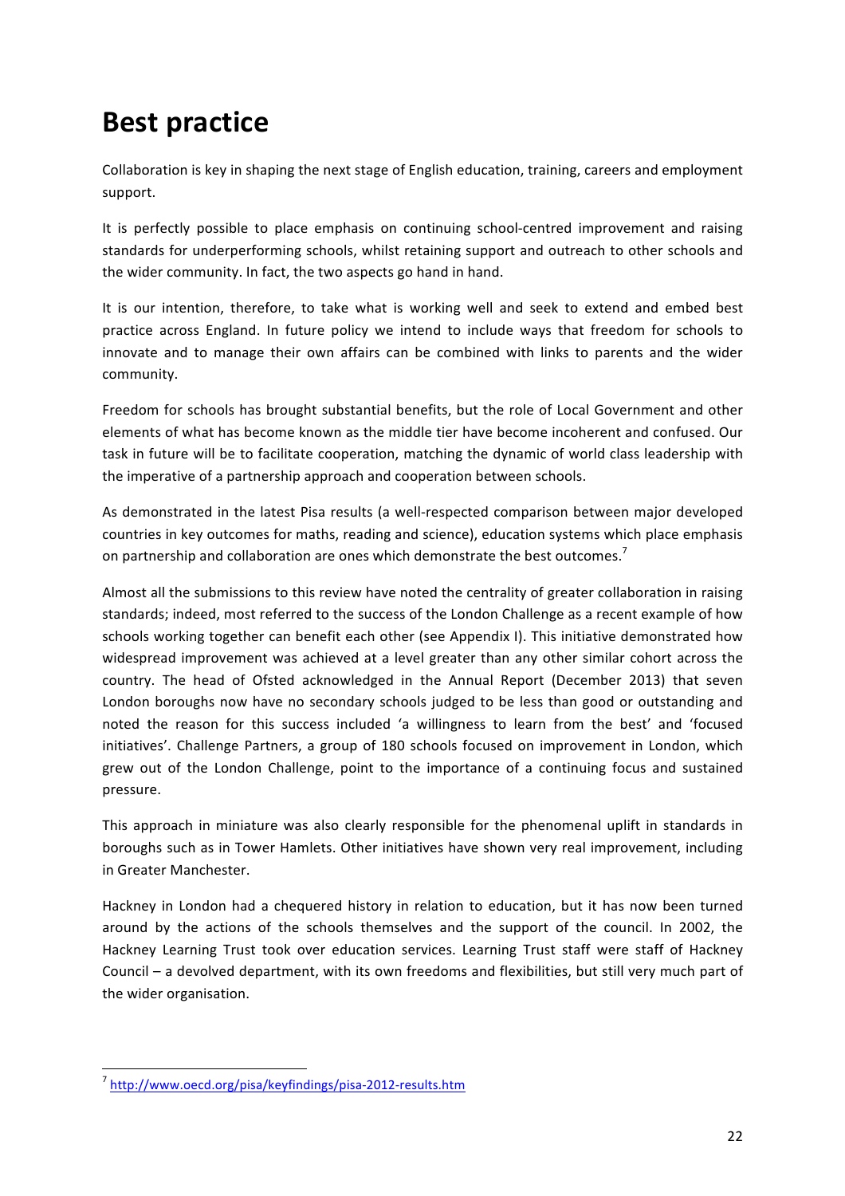# Best practice

Collaboration is key in shaping the next stage of English education, training, careers and employment support.

It is perfectly possible to place emphasis on continuing school-centred improvement and raising standards for underperforming schools, whilst retaining support and outreach to other schools and the wider community. In fact, the two aspects go hand in hand.

It is our intention, therefore, to take what is working well and seek to extend and embed best practice across England. In future policy we intend to include ways that freedom for schools to innovate and to manage their own affairs can be combined with links to parents and the wider community.

Freedom for schools has brought substantial benefits, but the role of Local Government and other elements of what has become known as the middle tier have become incoherent and confused. Our task in future will be to facilitate cooperation, matching the dynamic of world class leadership with the imperative of a partnership approach and cooperation between schools.

As demonstrated in the latest Pisa results (a well-respected comparison between major developed countries in key outcomes for maths, reading and science), education systems which place emphasis on partnership and collaboration are ones which demonstrate the best outcomes.[7]

Almost all the submissions to this review have noted the centrality of greater collaboration in raising standards; indeed, most referred to the success of the London Challenge as a recent example of how schools working together can benefit each other (see Appendix I). This initiative demonstrated how widespread improvement was achieved at a level greater than any other similar cohort across the country. The head of Ofsted acknowledged in the Annual Report (December 2013) that seven London boroughs now have no secondary schools judged to be less than good or outstanding and noted the reason for this success included 'a willingness to learn from the best' and 'focused initiatives'. Challenge Partners, a group of 180 schools focused on improvement in London, which grew out of the London Challenge, point to the importance of a continuing focus and sustained pressure.

This approach in miniature was also clearly responsible for the phenomenal uplift in standards in boroughs such as in Tower Hamlets. Other initiatives have shown very real improvement, including in Greater Manchester.

Hackney in London had a chequered history in relation to education, but it has now been turned around by the actions of the schools themselves and the support of the council. In 2002, the Hackney Learning Trust took over education services. Learning Trust staff were staff of Hackney Council – a devolved department, with its own freedoms and flexibilities, but still very much part of the wider organisation.

---

[7] http://www.oecd.org/pisa/keyfindings/pisa-2012-results.htm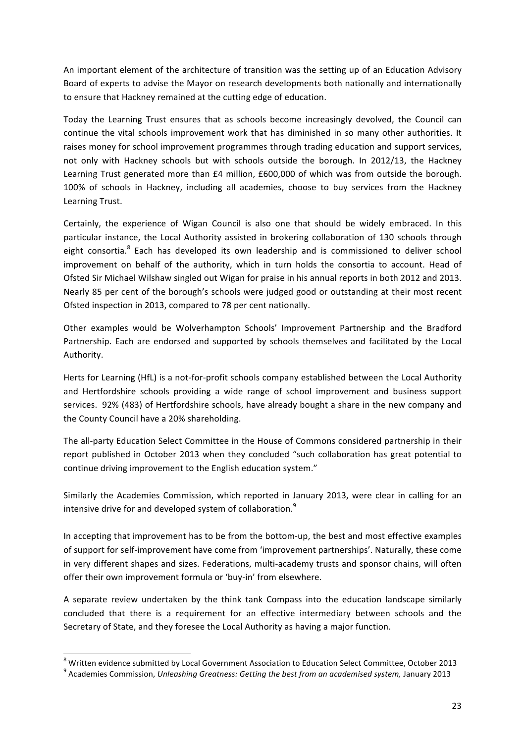An important element of the architecture of transition was the setting up of an Education Advisory Board of experts to advise the Mayor on research developments both nationally and internationally to ensure that Hackney remained at the cutting edge of education.

Today the Learning Trust ensures that as schools become increasingly devolved, the Council can continue the vital schools improvement work that has diminished in so many other authorities. It raises money for school improvement programmes through trading education and support services, not only with Hackney schools but with schools outside the borough. In 2012/13, the Hackney Learning Trust generated more than £4 million, £600,000 of which was from outside the borough. 100% of schools in Hackney, including all academies, choose to buy services from the Hackney Learning Trust.

Certainly, the experience of Wigan Council is also one that should be widely embraced. In this particular instance, the Local Authority assisted in brokering collaboration of 130 schools through eight consortia.[8] Each has developed its own leadership and is commissioned to deliver school improvement on behalf of the authority, which in turn holds the consortia to account. Head of Ofsted Sir Michael Wilshaw singled out Wigan for praise in his annual reports in both 2012 and 2013. Nearly 85 per cent of the borough's schools were judged good or outstanding at their most recent Ofsted inspection in 2013, compared to 78 per cent nationally.

Other examples would be Wolverhampton Schools' Improvement Partnership and the Bradford Partnership. Each are endorsed and supported by schools themselves and facilitated by the Local Authority.

Herts for Learning (HfL) is a not-for-profit schools company established between the Local Authority and Hertfordshire schools providing a wide range of school improvement and business support services. 92% (483) of Hertfordshire schools, have already bought a share in the new company and the County Council have a 20% shareholding.

The all-party Education Select Committee in the House of Commons considered partnership in their report published in October 2013 when they concluded "such collaboration has great potential to continue driving improvement to the English education system."

Similarly the Academies Commission, which reported in January 2013, were clear in calling for an intensive drive for and developed system of collaboration.[9]

In accepting that improvement has to be from the bottom-up, the best and most effective examples of support for self-improvement have come from 'improvement partnerships'. Naturally, these come in very different shapes and sizes. Federations, multi-academy trusts and sponsor chains, will often offer their own improvement formula or 'buy-in' from elsewhere.

A separate review undertaken by the think tank Compass into the education landscape similarly concluded that there is a requirement for an effective intermediary between schools and the Secretary of State, and they foresee the Local Authority as having a major function.

---

[8] Written evidence submitted by Local Government Association to Education Select Committee, October 2013

[9] Academies Commission, *Unleashing Greatness: Getting the best from an academised system,* January 2013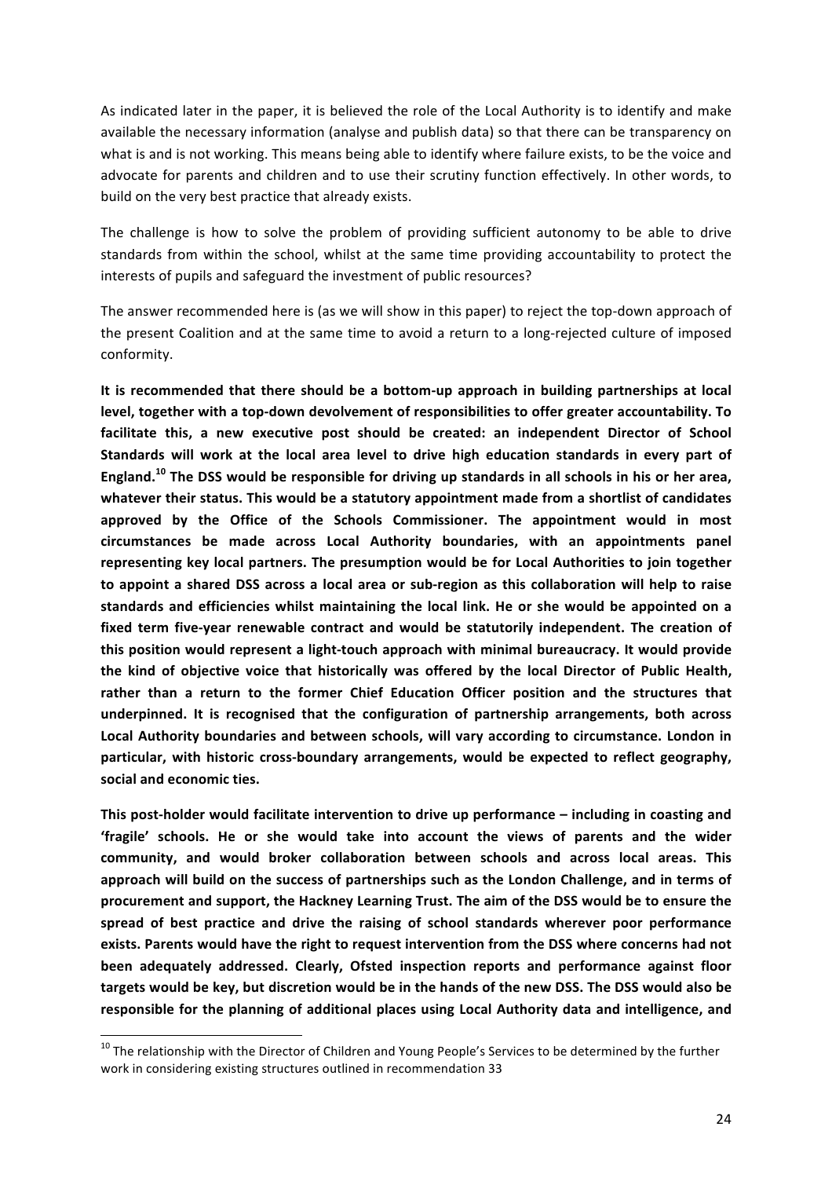As indicated later in the paper, it is believed the role of the Local Authority is to identify and make available the necessary information (analyse and publish data) so that there can be transparency on what is and is not working. This means being able to identify where failure exists, to be the voice and advocate for parents and children and to use their scrutiny function effectively. In other words, to build on the very best practice that already exists.

The challenge is how to solve the problem of providing sufficient autonomy to be able to drive standards from within the school, whilst at the same time providing accountability to protect the interests of pupils and safeguard the investment of public resources?

The answer recommended here is (as we will show in this paper) to reject the top-down approach of the present Coalition and at the same time to avoid a return to a long-rejected culture of imposed conformity.

**It is recommended that there should be a bottom-up approach in building partnerships at local level, together with a top-down devolvement of responsibilities to offer greater accountability. To facilitate this, a new executive post should be created: an independent Director of School Standards will work at the local area level to drive high education standards in every part of England.[10] The DSS would be responsible for driving up standards in all schools in his or her area, whatever their status. This would be a statutory appointment made from a shortlist of candidates approved by the Office of the Schools Commissioner. The appointment would in most circumstances be made across Local Authority boundaries, with an appointments panel representing key local partners. The presumption would be for Local Authorities to join together to appoint a shared DSS across a local area or sub-region as this collaboration will help to raise standards and efficiencies whilst maintaining the local link. He or she would be appointed on a fixed term five-year renewable contract and would be statutorily independent. The creation of this position would represent a light-touch approach with minimal bureaucracy. It would provide the kind of objective voice that historically was offered by the local Director of Public Health, rather than a return to the former Chief Education Officer position and the structures that underpinned. It is recognised that the configuration of partnership arrangements, both across Local Authority boundaries and between schools, will vary according to circumstance. London in particular, with historic cross-boundary arrangements, would be expected to reflect geography, social and economic ties.**

**This post-holder would facilitate intervention to drive up performance – including in coasting and 'fragile' schools. He or she would take into account the views of parents and the wider community, and would broker collaboration between schools and across local areas. This approach will build on the success of partnerships such as the London Challenge, and in terms of procurement and support, the Hackney Learning Trust. The aim of the DSS would be to ensure the spread of best practice and drive the raising of school standards wherever poor performance exists. Parents would have the right to request intervention from the DSS where concerns had not been adequately addressed. Clearly, Ofsted inspection reports and performance against floor targets would be key, but discretion would be in the hands of the new DSS. The DSS would also be responsible for the planning of additional places using Local Authority data and intelligence, and**

[10] The relationship with the Director of Children and Young People's Services to be determined by the further work in considering existing structures outlined in recommendation 33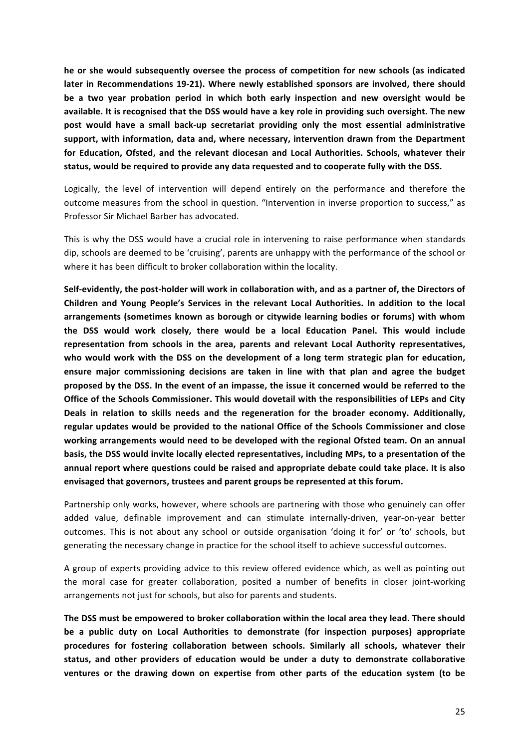**he or she would subsequently oversee the process of competition for new schools (as indicated later in Recommendations 19-21). Where newly established sponsors are involved, there should be a two year probation period in which both early inspection and new oversight would be available. It is recognised that the DSS would have a key role in providing such oversight. The new post would have a small back-up secretariat providing only the most essential administrative support, with information, data and, where necessary, intervention drawn from the Department for Education, Ofsted, and the relevant diocesan and Local Authorities. Schools, whatever their status, would be required to provide any data requested and to cooperate fully with the DSS.**

Logically, the level of intervention will depend entirely on the performance and therefore the outcome measures from the school in question. "Intervention in inverse proportion to success," as Professor Sir Michael Barber has advocated.

This is why the DSS would have a crucial role in intervening to raise performance when standards dip, schools are deemed to be 'cruising', parents are unhappy with the performance of the school or where it has been difficult to broker collaboration within the locality.

**Self-evidently, the post-holder will work in collaboration with, and as a partner of, the Directors of Children and Young People's Services in the relevant Local Authorities. In addition to the local arrangements (sometimes known as borough or citywide learning bodies or forums) with whom the DSS would work closely, there would be a local Education Panel. This would include representation from schools in the area, parents and relevant Local Authority representatives, who would work with the DSS on the development of a long term strategic plan for education, ensure major commissioning decisions are taken in line with that plan and agree the budget proposed by the DSS. In the event of an impasse, the issue it concerned would be referred to the Office of the Schools Commissioner. This would dovetail with the responsibilities of LEPs and City Deals in relation to skills needs and the regeneration for the broader economy. Additionally, regular updates would be provided to the national Office of the Schools Commissioner and close working arrangements would need to be developed with the regional Ofsted team. On an annual basis, the DSS would invite locally elected representatives, including MPs, to a presentation of the annual report where questions could be raised and appropriate debate could take place. It is also envisaged that governors, trustees and parent groups be represented at this forum.**

Partnership only works, however, where schools are partnering with those who genuinely can offer added value, definable improvement and can stimulate internally-driven, year-on-year better outcomes. This is not about any school or outside organisation 'doing it for' or 'to' schools, but generating the necessary change in practice for the school itself to achieve successful outcomes.

A group of experts providing advice to this review offered evidence which, as well as pointing out the moral case for greater collaboration, posited a number of benefits in closer joint-working arrangements not just for schools, but also for parents and students.

**The DSS must be empowered to broker collaboration within the local area they lead. There should be a public duty on Local Authorities to demonstrate (for inspection purposes) appropriate procedures for fostering collaboration between schools. Similarly all schools, whatever their status, and other providers of education would be under a duty to demonstrate collaborative ventures or the drawing down on expertise from other parts of the education system (to be**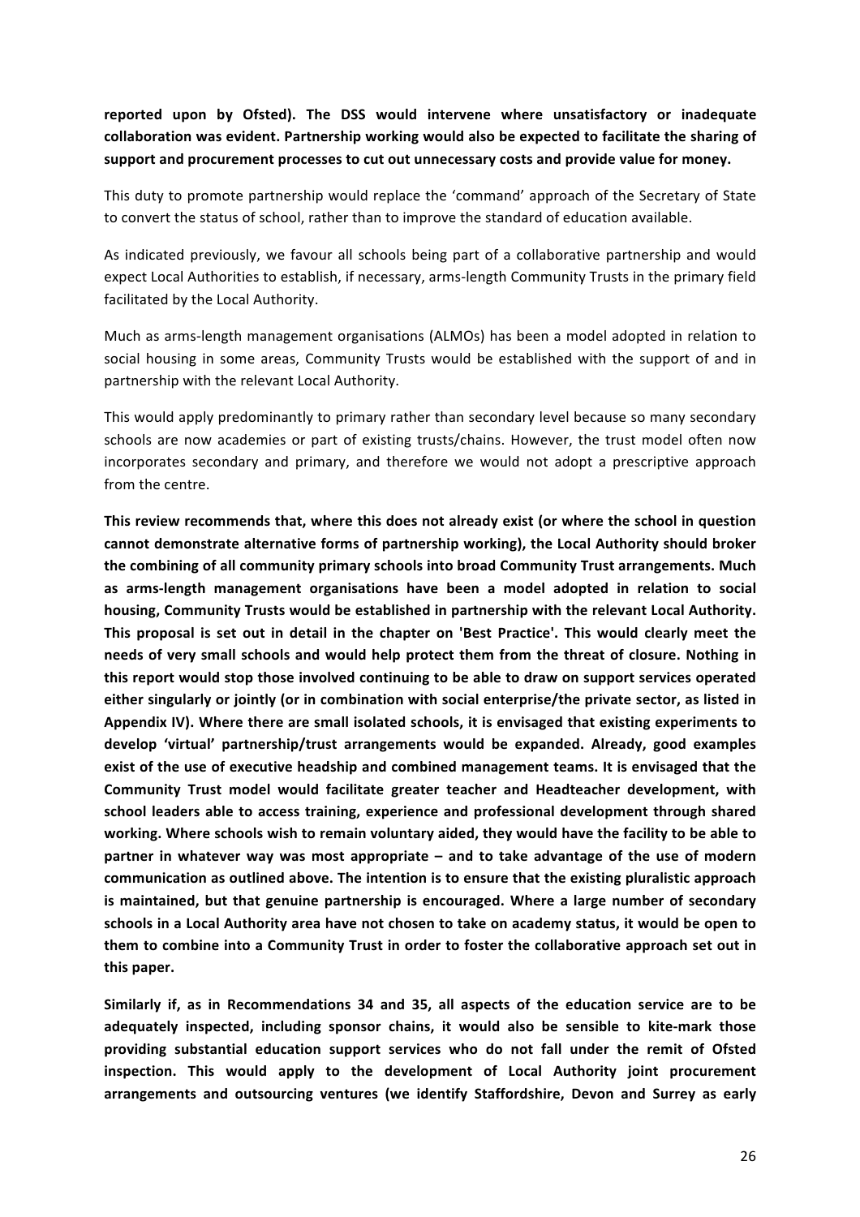**reported upon by Ofsted). The DSS would intervene where unsatisfactory or inadequate collaboration was evident. Partnership working would also be expected to facilitate the sharing of support and procurement processes to cut out unnecessary costs and provide value for money.**

This duty to promote partnership would replace the 'command' approach of the Secretary of State to convert the status of school, rather than to improve the standard of education available.

As indicated previously, we favour all schools being part of a collaborative partnership and would expect Local Authorities to establish, if necessary, arms-length Community Trusts in the primary field facilitated by the Local Authority.

Much as arms-length management organisations (ALMOs) has been a model adopted in relation to social housing in some areas, Community Trusts would be established with the support of and in partnership with the relevant Local Authority.

This would apply predominantly to primary rather than secondary level because so many secondary schools are now academies or part of existing trusts/chains. However, the trust model often now incorporates secondary and primary, and therefore we would not adopt a prescriptive approach from the centre.

**This review recommends that, where this does not already exist (or where the school in question cannot demonstrate alternative forms of partnership working), the Local Authority should broker the combining of all community primary schools into broad Community Trust arrangements. Much as arms-length management organisations have been a model adopted in relation to social housing, Community Trusts would be established in partnership with the relevant Local Authority. This proposal is set out in detail in the chapter on 'Best Practice'. This would clearly meet the needs of very small schools and would help protect them from the threat of closure. Nothing in this report would stop those involved continuing to be able to draw on support services operated either singularly or jointly (or in combination with social enterprise/the private sector, as listed in Appendix IV). Where there are small isolated schools, it is envisaged that existing experiments to develop 'virtual' partnership/trust arrangements would be expanded. Already, good examples exist of the use of executive headship and combined management teams. It is envisaged that the Community Trust model would facilitate greater teacher and Headteacher development, with school leaders able to access training, experience and professional development through shared working. Where schools wish to remain voluntary aided, they would have the facility to be able to partner in whatever way was most appropriate – and to take advantage of the use of modern communication as outlined above. The intention is to ensure that the existing pluralistic approach is maintained, but that genuine partnership is encouraged. Where a large number of secondary schools in a Local Authority area have not chosen to take on academy status, it would be open to them to combine into a Community Trust in order to foster the collaborative approach set out in this paper.**

**Similarly if, as in Recommendations 34 and 35, all aspects of the education service are to be adequately inspected, including sponsor chains, it would also be sensible to kite-mark those providing substantial education support services who do not fall under the remit of Ofsted inspection. This would apply to the development of Local Authority joint procurement arrangements and outsourcing ventures (we identify Staffordshire, Devon and Surrey as early**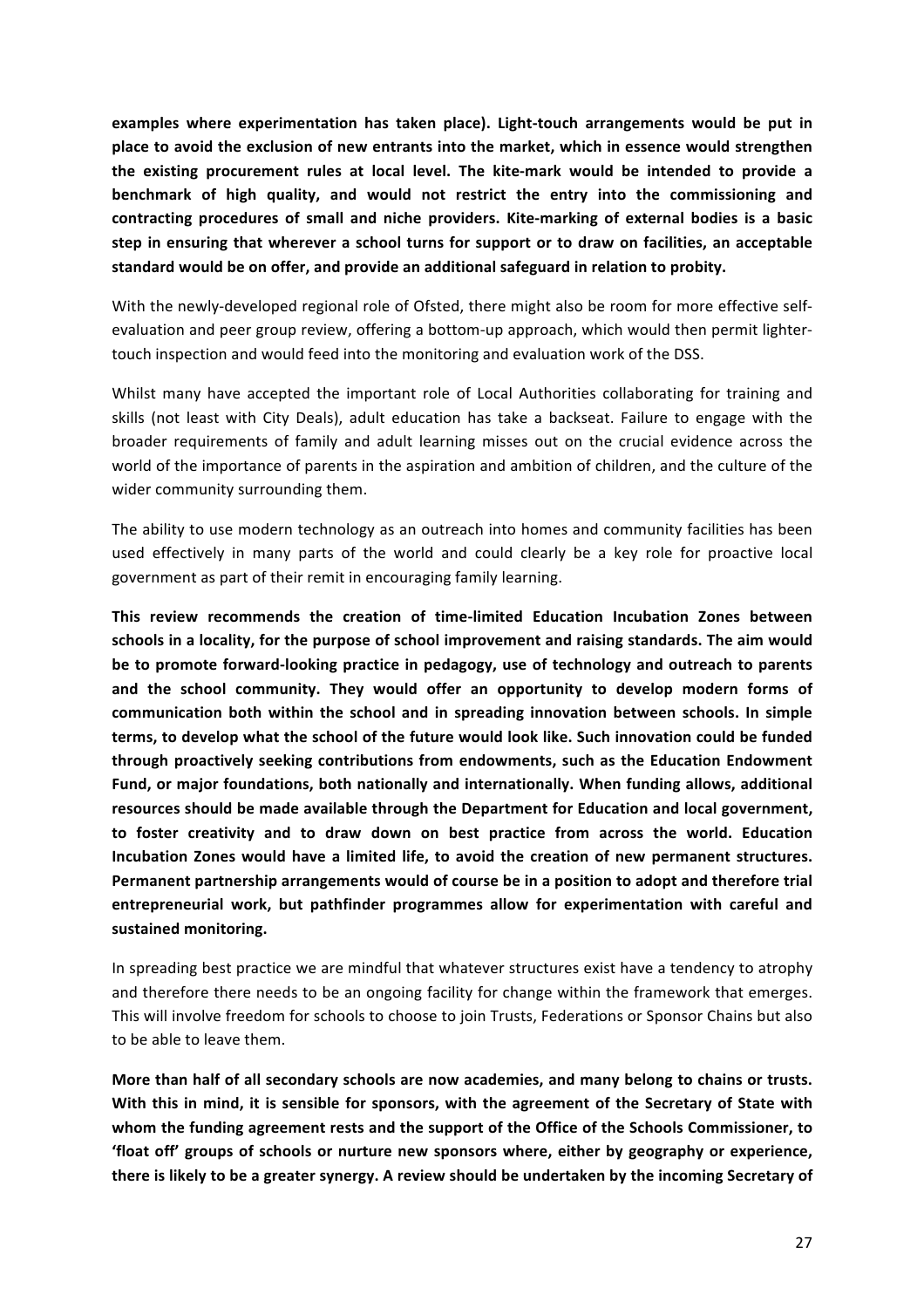**examples where experimentation has taken place). Light-touch arrangements would be put in place to avoid the exclusion of new entrants into the market, which in essence would strengthen the existing procurement rules at local level. The kite-mark would be intended to provide a benchmark of high quality, and would not restrict the entry into the commissioning and contracting procedures of small and niche providers. Kite-marking of external bodies is a basic step in ensuring that wherever a school turns for support or to draw on facilities, an acceptable standard would be on offer, and provide an additional safeguard in relation to probity.**

With the newly-developed regional role of Ofsted, there might also be room for more effective self-evaluation and peer group review, offering a bottom-up approach, which would then permit lighter-touch inspection and would feed into the monitoring and evaluation work of the DSS.

Whilst many have accepted the important role of Local Authorities collaborating for training and skills (not least with City Deals), adult education has take a backseat. Failure to engage with the broader requirements of family and adult learning misses out on the crucial evidence across the world of the importance of parents in the aspiration and ambition of children, and the culture of the wider community surrounding them.

The ability to use modern technology as an outreach into homes and community facilities has been used effectively in many parts of the world and could clearly be a key role for proactive local government as part of their remit in encouraging family learning.

**This review recommends the creation of time-limited Education Incubation Zones between schools in a locality, for the purpose of school improvement and raising standards. The aim would be to promote forward-looking practice in pedagogy, use of technology and outreach to parents and the school community. They would offer an opportunity to develop modern forms of communication both within the school and in spreading innovation between schools. In simple terms, to develop what the school of the future would look like. Such innovation could be funded through proactively seeking contributions from endowments, such as the Education Endowment Fund, or major foundations, both nationally and internationally. When funding allows, additional resources should be made available through the Department for Education and local government, to foster creativity and to draw down on best practice from across the world. Education Incubation Zones would have a limited life, to avoid the creation of new permanent structures. Permanent partnership arrangements would of course be in a position to adopt and therefore trial entrepreneurial work, but pathfinder programmes allow for experimentation with careful and sustained monitoring.**

In spreading best practice we are mindful that whatever structures exist have a tendency to atrophy and therefore there needs to be an ongoing facility for change within the framework that emerges. This will involve freedom for schools to choose to join Trusts, Federations or Sponsor Chains but also to be able to leave them.

**More than half of all secondary schools are now academies, and many belong to chains or trusts. With this in mind, it is sensible for sponsors, with the agreement of the Secretary of State with whom the funding agreement rests and the support of the Office of the Schools Commissioner, to 'float off' groups of schools or nurture new sponsors where, either by geography or experience, there is likely to be a greater synergy. A review should be undertaken by the incoming Secretary of**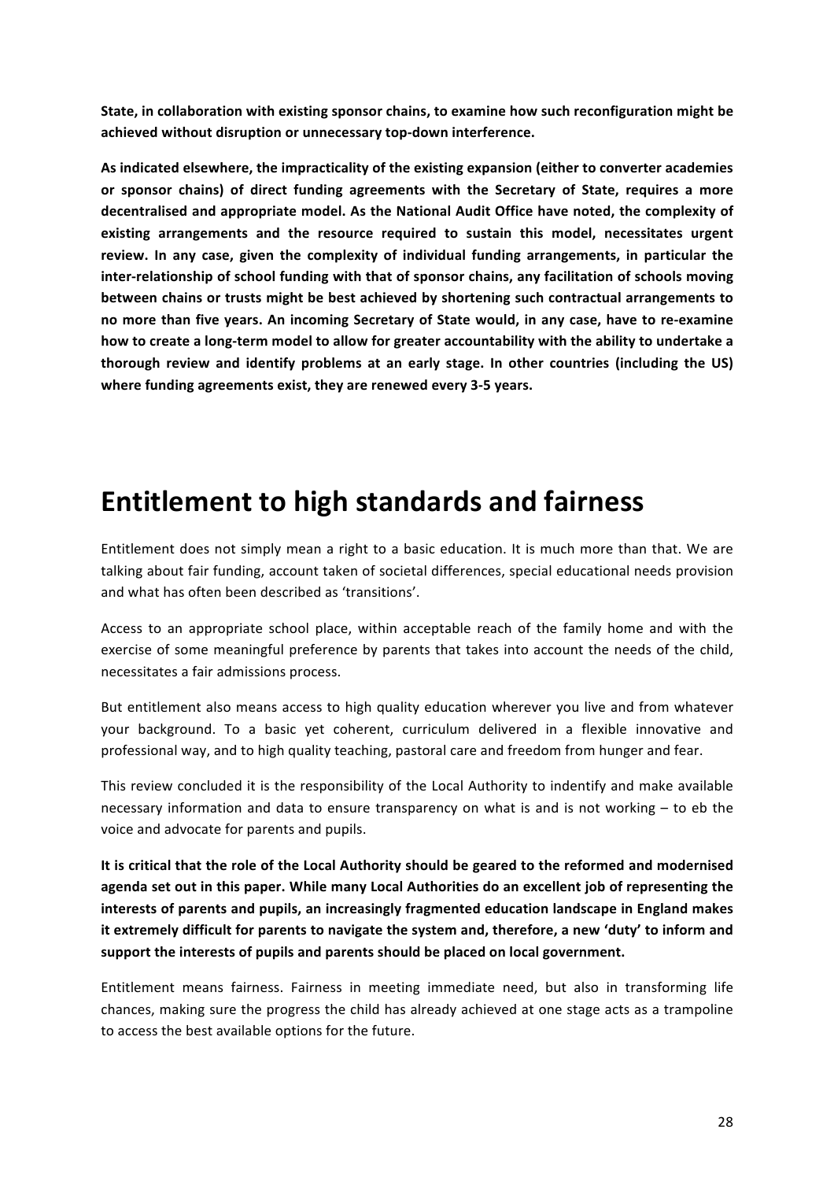**State, in collaboration with existing sponsor chains, to examine how such reconfiguration might be achieved without disruption or unnecessary top-down interference.**

**As indicated elsewhere, the impracticality of the existing expansion (either to converter academies or sponsor chains) of direct funding agreements with the Secretary of State, requires a more decentralised and appropriate model. As the National Audit Office have noted, the complexity of existing arrangements and the resource required to sustain this model, necessitates urgent review. In any case, given the complexity of individual funding arrangements, in particular the inter-relationship of school funding with that of sponsor chains, any facilitation of schools moving between chains or trusts might be best achieved by shortening such contractual arrangements to no more than five years. An incoming Secretary of State would, in any case, have to re-examine how to create a long-term model to allow for greater accountability with the ability to undertake a thorough review and identify problems at an early stage. In other countries (including the US) where funding agreements exist, they are renewed every 3-5 years.**

# Entitlement to high standards and fairness

Entitlement does not simply mean a right to a basic education. It is much more than that. We are talking about fair funding, account taken of societal differences, special educational needs provision and what has often been described as 'transitions'.

Access to an appropriate school place, within acceptable reach of the family home and with the exercise of some meaningful preference by parents that takes into account the needs of the child, necessitates a fair admissions process.

But entitlement also means access to high quality education wherever you live and from whatever your background. To a basic yet coherent, curriculum delivered in a flexible innovative and professional way, and to high quality teaching, pastoral care and freedom from hunger and fear.

This review concluded it is the responsibility of the Local Authority to indentify and make available necessary information and data to ensure transparency on what is and is not working – to eb the voice and advocate for parents and pupils.

**It is critical that the role of the Local Authority should be geared to the reformed and modernised agenda set out in this paper. While many Local Authorities do an excellent job of representing the interests of parents and pupils, an increasingly fragmented education landscape in England makes it extremely difficult for parents to navigate the system and, therefore, a new 'duty' to inform and support the interests of pupils and parents should be placed on local government.**

Entitlement means fairness. Fairness in meeting immediate need, but also in transforming life chances, making sure the progress the child has already achieved at one stage acts as a trampoline to access the best available options for the future.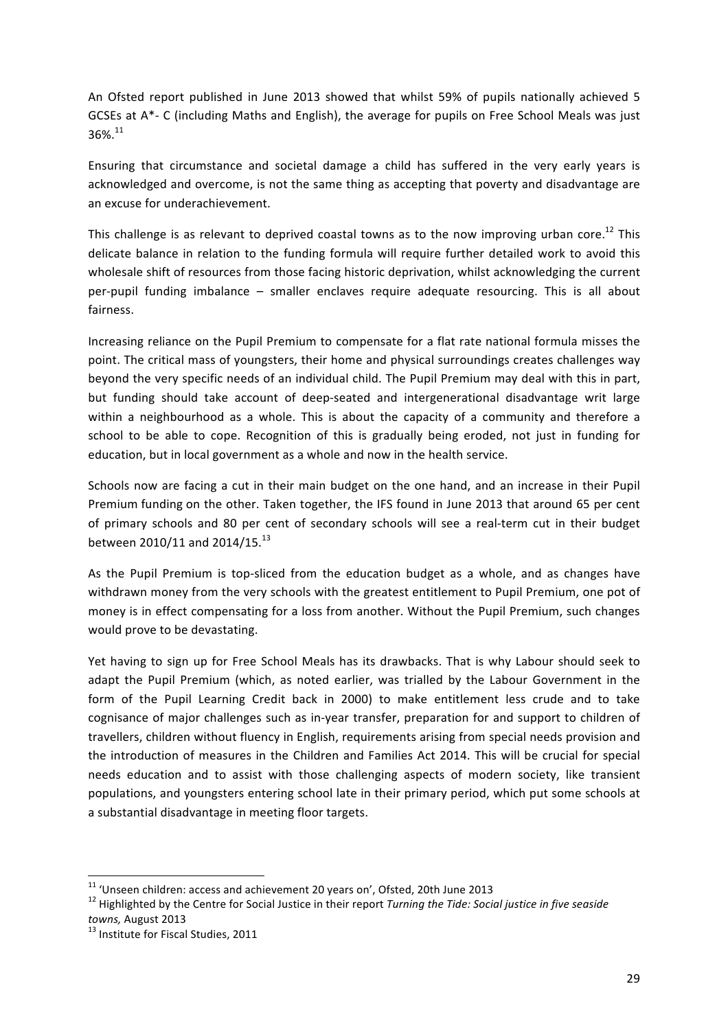An Ofsted report published in June 2013 showed that whilst 59% of pupils nationally achieved 5 GCSEs at A*- C (including Maths and English), the average for pupils on Free School Meals was just 36%.[11]

Ensuring that circumstance and societal damage a child has suffered in the very early years is acknowledged and overcome, is not the same thing as accepting that poverty and disadvantage are an excuse for underachievement.

This challenge is as relevant to deprived coastal towns as to the now improving urban core.[12] This delicate balance in relation to the funding formula will require further detailed work to avoid this wholesale shift of resources from those facing historic deprivation, whilst acknowledging the current per-pupil funding imbalance – smaller enclaves require adequate resourcing. This is all about fairness.

Increasing reliance on the Pupil Premium to compensate for a flat rate national formula misses the point. The critical mass of youngsters, their home and physical surroundings creates challenges way beyond the very specific needs of an individual child. The Pupil Premium may deal with this in part, but funding should take account of deep-seated and intergenerational disadvantage writ large within a neighbourhood as a whole. This is about the capacity of a community and therefore a school to be able to cope. Recognition of this is gradually being eroded, not just in funding for education, but in local government as a whole and now in the health service.

Schools now are facing a cut in their main budget on the one hand, and an increase in their Pupil Premium funding on the other. Taken together, the IFS found in June 2013 that around 65 per cent of primary schools and 80 per cent of secondary schools will see a real-term cut in their budget between 2010/11 and 2014/15.[13]

As the Pupil Premium is top-sliced from the education budget as a whole, and as changes have withdrawn money from the very schools with the greatest entitlement to Pupil Premium, one pot of money is in effect compensating for a loss from another. Without the Pupil Premium, such changes would prove to be devastating.

Yet having to sign up for Free School Meals has its drawbacks. That is why Labour should seek to adapt the Pupil Premium (which, as noted earlier, was trialled by the Labour Government in the form of the Pupil Learning Credit back in 2000) to make entitlement less crude and to take cognisance of major challenges such as in-year transfer, preparation for and support to children of travellers, children without fluency in English, requirements arising from special needs provision and the introduction of measures in the Children and Families Act 2014. This will be crucial for special needs education and to assist with those challenging aspects of modern society, like transient populations, and youngsters entering school late in their primary period, which put some schools at a substantial disadvantage in meeting floor targets.

---

[11] 'Unseen children: access and achievement 20 years on', Ofsted, 20th June 2013

[12] Highlighted by the Centre for Social Justice in their report *Turning the Tide: Social justice in five seaside towns,* August 2013

[13] Institute for Fiscal Studies, 2011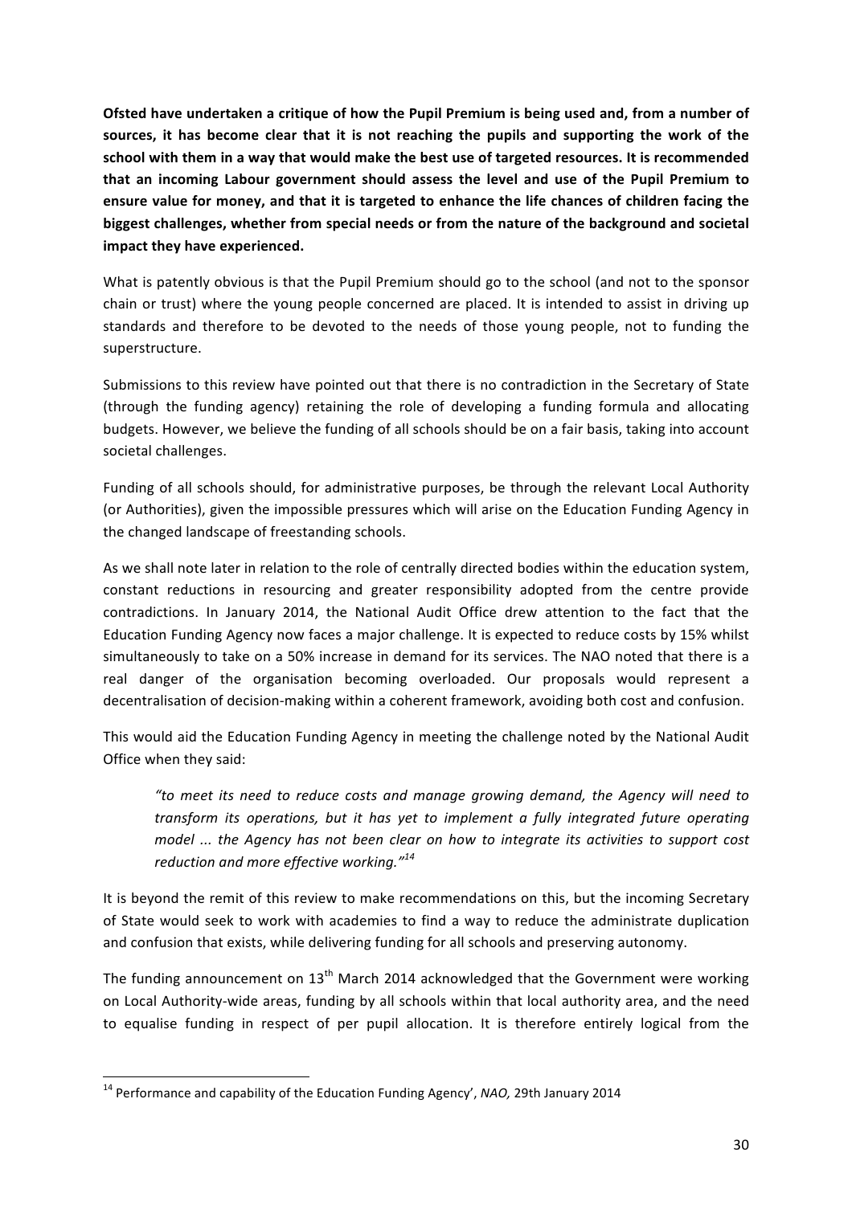**Ofsted have undertaken a critique of how the Pupil Premium is being used and, from a number of sources, it has become clear that it is not reaching the pupils and supporting the work of the school with them in a way that would make the best use of targeted resources. It is recommended that an incoming Labour government should assess the level and use of the Pupil Premium to ensure value for money, and that it is targeted to enhance the life chances of children facing the biggest challenges, whether from special needs or from the nature of the background and societal impact they have experienced.**

What is patently obvious is that the Pupil Premium should go to the school (and not to the sponsor chain or trust) where the young people concerned are placed. It is intended to assist in driving up standards and therefore to be devoted to the needs of those young people, not to funding the superstructure.

Submissions to this review have pointed out that there is no contradiction in the Secretary of State (through the funding agency) retaining the role of developing a funding formula and allocating budgets. However, we believe the funding of all schools should be on a fair basis, taking into account societal challenges.

Funding of all schools should, for administrative purposes, be through the relevant Local Authority (or Authorities), given the impossible pressures which will arise on the Education Funding Agency in the changed landscape of freestanding schools.

As we shall note later in relation to the role of centrally directed bodies within the education system, constant reductions in resourcing and greater responsibility adopted from the centre provide contradictions. In January 2014, the National Audit Office drew attention to the fact that the Education Funding Agency now faces a major challenge. It is expected to reduce costs by 15% whilst simultaneously to take on a 50% increase in demand for its services. The NAO noted that there is a real danger of the organisation becoming overloaded. Our proposals would represent a decentralisation of decision-making within a coherent framework, avoiding both cost and confusion.

This would aid the Education Funding Agency in meeting the challenge noted by the National Audit Office when they said:

> *"to meet its need to reduce costs and manage growing demand, the Agency will need to transform its operations, but it has yet to implement a fully integrated future operating model ... the Agency has not been clear on how to integrate its activities to support cost reduction and more effective working."*[14]

It is beyond the remit of this review to make recommendations on this, but the incoming Secretary of State would seek to work with academies to find a way to reduce the administrate duplication and confusion that exists, while delivering funding for all schools and preserving autonomy.

The funding announcement on 13th March 2014 acknowledged that the Government were working on Local Authority-wide areas, funding by all schools within that local authority area, and the need to equalise funding in respect of per pupil allocation. It is therefore entirely logical from the

[14] Performance and capability of the Education Funding Agency', *NAO,* 29th January 2014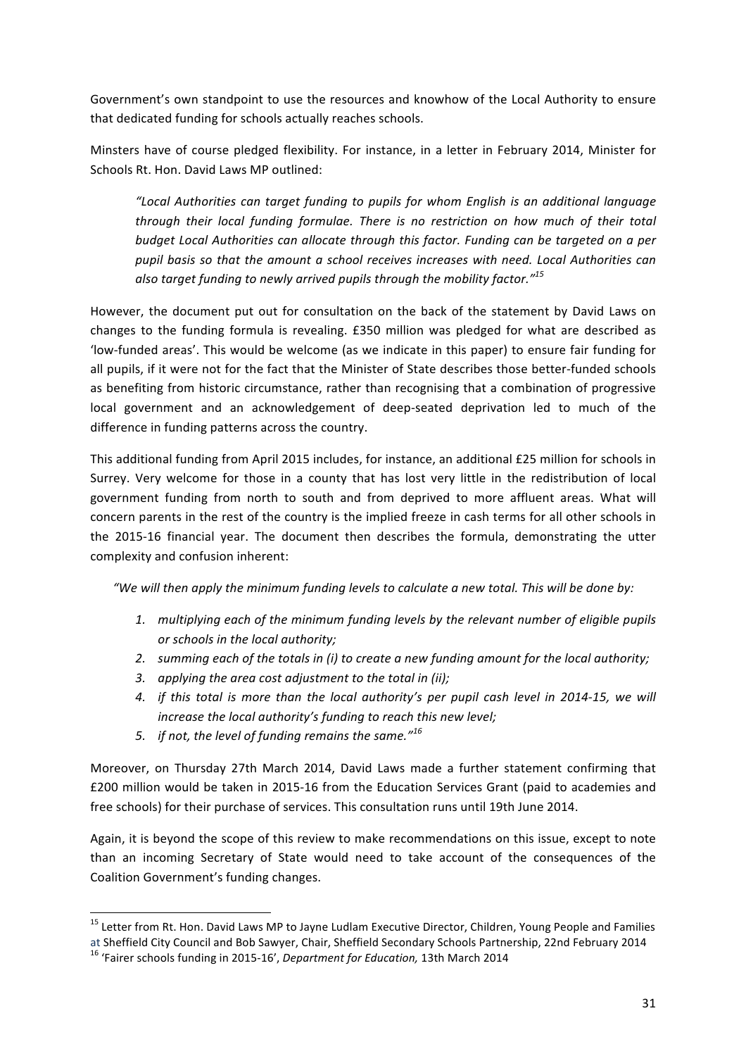Government's own standpoint to use the resources and knowhow of the Local Authority to ensure that dedicated funding for schools actually reaches schools.

Minsters have of course pledged flexibility. For instance, in a letter in February 2014, Minister for Schools Rt. Hon. David Laws MP outlined:

> *"Local Authorities can target funding to pupils for whom English is an additional language through their local funding formulae. There is no restriction on how much of their total budget Local Authorities can allocate through this factor. Funding can be targeted on a per pupil basis so that the amount a school receives increases with need. Local Authorities can also target funding to newly arrived pupils through the mobility factor."*[15]

However, the document put out for consultation on the back of the statement by David Laws on changes to the funding formula is revealing. £350 million was pledged for what are described as 'low-funded areas'. This would be welcome (as we indicate in this paper) to ensure fair funding for all pupils, if it were not for the fact that the Minister of State describes those better-funded schools as benefiting from historic circumstance, rather than recognising that a combination of progressive local government and an acknowledgement of deep-seated deprivation led to much of the difference in funding patterns across the country.

This additional funding from April 2015 includes, for instance, an additional £25 million for schools in Surrey. Very welcome for those in a county that has lost very little in the redistribution of local government funding from north to south and from deprived to more affluent areas. What will concern parents in the rest of the country is the implied freeze in cash terms for all other schools in the 2015-16 financial year. The document then describes the formula, demonstrating the utter complexity and confusion inherent:

*"We will then apply the minimum funding levels to calculate a new total. This will be done by:*

1. *multiplying each of the minimum funding levels by the relevant number of eligible pupils or schools in the local authority;*
2. *summing each of the totals in (i) to create a new funding amount for the local authority;*
3. *applying the area cost adjustment to the total in (ii);*
4. *if this total is more than the local authority's per pupil cash level in 2014-15, we will increase the local authority's funding to reach this new level;*
5. *if not, the level of funding remains the same."*[16]

Moreover, on Thursday 27th March 2014, David Laws made a further statement confirming that £200 million would be taken in 2015-16 from the Education Services Grant (paid to academies and free schools) for their purchase of services. This consultation runs until 19th June 2014.

Again, it is beyond the scope of this review to make recommendations on this issue, except to note than an incoming Secretary of State would need to take account of the consequences of the Coalition Government's funding changes.

---

[15] Letter from Rt. Hon. David Laws MP to Jayne Ludlam Executive Director, Children, Young People and Families at Sheffield City Council and Bob Sawyer, Chair, Sheffield Secondary Schools Partnership, 22nd February 2014

[16] 'Fairer schools funding in 2015-16', *Department for Education,* 13th March 2014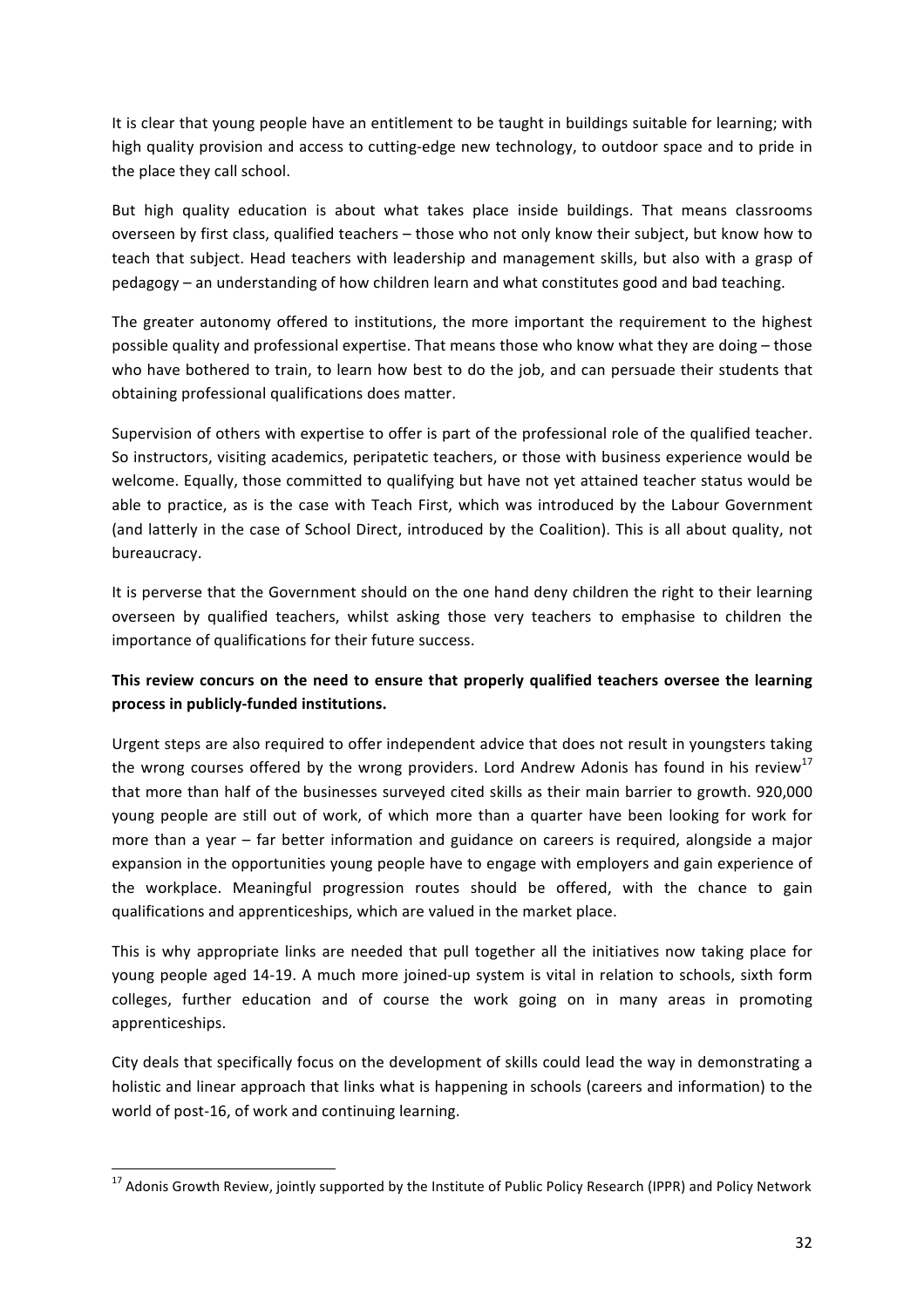It is clear that young people have an entitlement to be taught in buildings suitable for learning; with high quality provision and access to cutting-edge new technology, to outdoor space and to pride in the place they call school.

But high quality education is about what takes place inside buildings. That means classrooms overseen by first class, qualified teachers – those who not only know their subject, but know how to teach that subject. Head teachers with leadership and management skills, but also with a grasp of pedagogy – an understanding of how children learn and what constitutes good and bad teaching.

The greater autonomy offered to institutions, the more important the requirement to the highest possible quality and professional expertise. That means those who know what they are doing – those who have bothered to train, to learn how best to do the job, and can persuade their students that obtaining professional qualifications does matter.

Supervision of others with expertise to offer is part of the professional role of the qualified teacher. So instructors, visiting academics, peripatetic teachers, or those with business experience would be welcome. Equally, those committed to qualifying but have not yet attained teacher status would be able to practice, as is the case with Teach First, which was introduced by the Labour Government (and latterly in the case of School Direct, introduced by the Coalition). This is all about quality, not bureaucracy.

It is perverse that the Government should on the one hand deny children the right to their learning overseen by qualified teachers, whilst asking those very teachers to emphasise to children the importance of qualifications for their future success.

**This review concurs on the need to ensure that properly qualified teachers oversee the learning process in publicly-funded institutions.**

Urgent steps are also required to offer independent advice that does not result in youngsters taking the wrong courses offered by the wrong providers. Lord Andrew Adonis has found in his review[17] that more than half of the businesses surveyed cited skills as their main barrier to growth. 920,000 young people are still out of work, of which more than a quarter have been looking for work for more than a year – far better information and guidance on careers is required, alongside a major expansion in the opportunities young people have to engage with employers and gain experience of the workplace. Meaningful progression routes should be offered, with the chance to gain qualifications and apprenticeships, which are valued in the market place.

This is why appropriate links are needed that pull together all the initiatives now taking place for young people aged 14-19. A much more joined-up system is vital in relation to schools, sixth form colleges, further education and of course the work going on in many areas in promoting apprenticeships.

City deals that specifically focus on the development of skills could lead the way in demonstrating a holistic and linear approach that links what is happening in schools (careers and information) to the world of post-16, of work and continuing learning.

[17] Adonis Growth Review, jointly supported by the Institute of Public Policy Research (IPPR) and Policy Network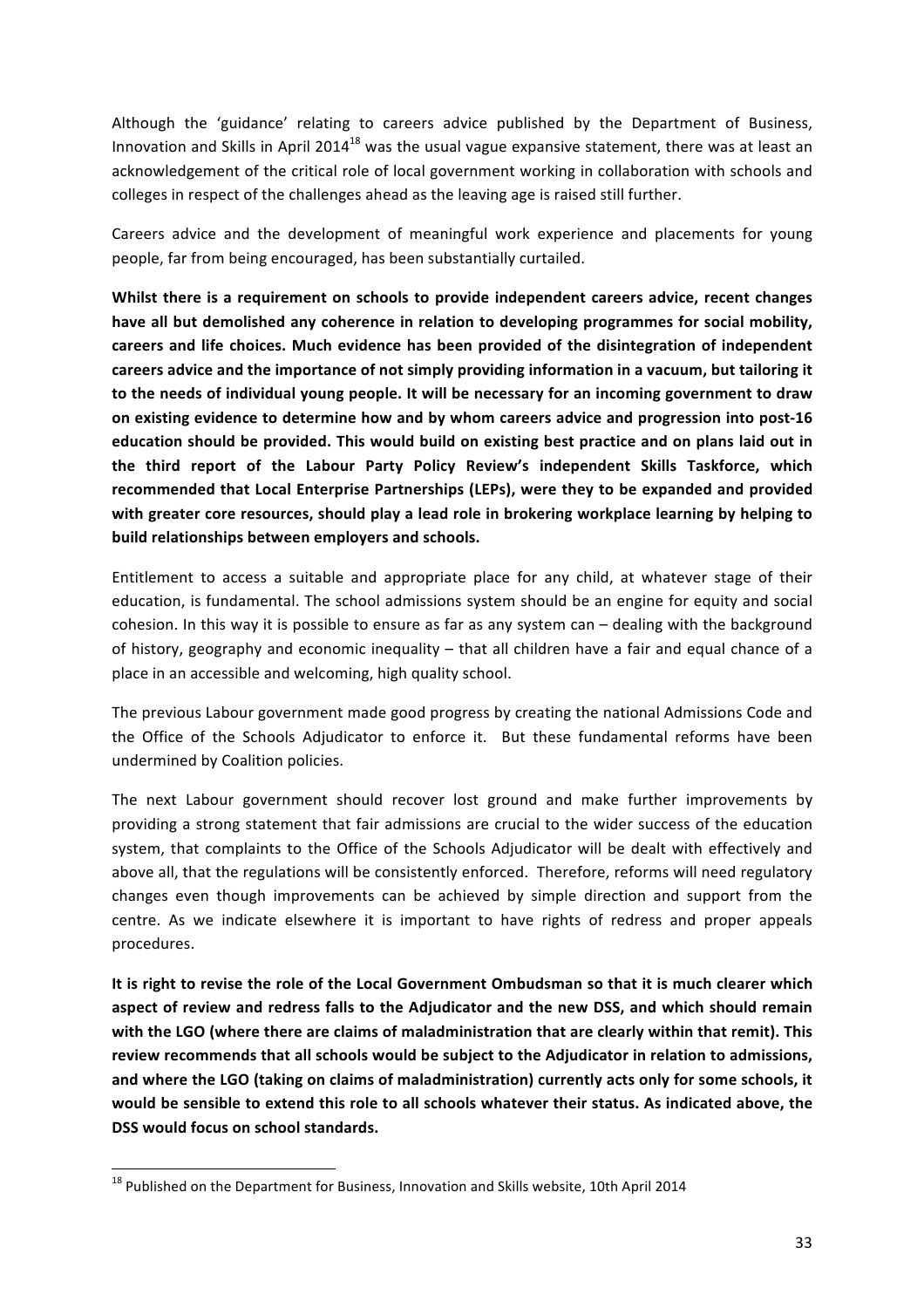Although the 'guidance' relating to careers advice published by the Department of Business, Innovation and Skills in April 2014[18] was the usual vague expansive statement, there was at least an acknowledgement of the critical role of local government working in collaboration with schools and colleges in respect of the challenges ahead as the leaving age is raised still further.

Careers advice and the development of meaningful work experience and placements for young people, far from being encouraged, has been substantially curtailed.

**Whilst there is a requirement on schools to provide independent careers advice, recent changes have all but demolished any coherence in relation to developing programmes for social mobility, careers and life choices. Much evidence has been provided of the disintegration of independent careers advice and the importance of not simply providing information in a vacuum, but tailoring it to the needs of individual young people. It will be necessary for an incoming government to draw on existing evidence to determine how and by whom careers advice and progression into post-16 education should be provided. This would build on existing best practice and on plans laid out in the third report of the Labour Party Policy Review's independent Skills Taskforce, which recommended that Local Enterprise Partnerships (LEPs), were they to be expanded and provided with greater core resources, should play a lead role in brokering workplace learning by helping to build relationships between employers and schools.**

Entitlement to access a suitable and appropriate place for any child, at whatever stage of their education, is fundamental. The school admissions system should be an engine for equity and social cohesion. In this way it is possible to ensure as far as any system can – dealing with the background of history, geography and economic inequality – that all children have a fair and equal chance of a place in an accessible and welcoming, high quality school.

The previous Labour government made good progress by creating the national Admissions Code and the Office of the Schools Adjudicator to enforce it. But these fundamental reforms have been undermined by Coalition policies.

The next Labour government should recover lost ground and make further improvements by providing a strong statement that fair admissions are crucial to the wider success of the education system, that complaints to the Office of the Schools Adjudicator will be dealt with effectively and above all, that the regulations will be consistently enforced. Therefore, reforms will need regulatory changes even though improvements can be achieved by simple direction and support from the centre. As we indicate elsewhere it is important to have rights of redress and proper appeals procedures.

**It is right to revise the role of the Local Government Ombudsman so that it is much clearer which aspect of review and redress falls to the Adjudicator and the new DSS, and which should remain with the LGO (where there are claims of maladministration that are clearly within that remit). This review recommends that all schools would be subject to the Adjudicator in relation to admissions, and where the LGO (taking on claims of maladministration) currently acts only for some schools, it would be sensible to extend this role to all schools whatever their status. As indicated above, the DSS would focus on school standards.**

[18] Published on the Department for Business, Innovation and Skills website, 10th April 2014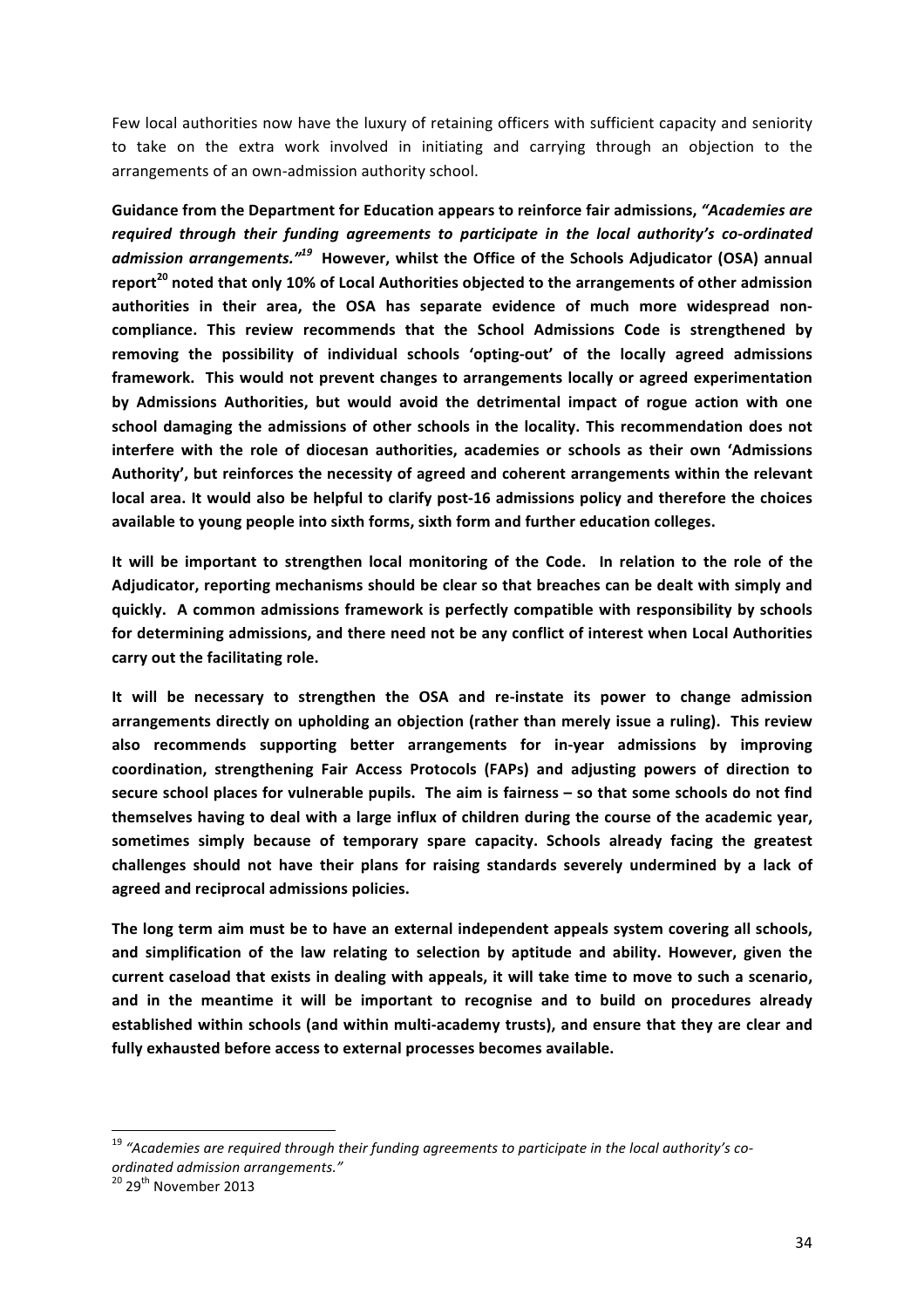Few local authorities now have the luxury of retaining officers with sufficient capacity and seniority to take on the extra work involved in initiating and carrying through an objection to the arrangements of an own-admission authority school.

**Guidance from the Department for Education appears to reinforce fair admissions, *"Academies are required through their funding agreements to participate in the local authority's co-ordinated admission arrangements."*[19] However, whilst the Office of the Schools Adjudicator (OSA) annual report[20] noted that only 10% of Local Authorities objected to the arrangements of other admission authorities in their area, the OSA has separate evidence of much more widespread non-compliance. This review recommends that the School Admissions Code is strengthened by removing the possibility of individual schools 'opting-out' of the locally agreed admissions framework. This would not prevent changes to arrangements locally or agreed experimentation by Admissions Authorities, but would avoid the detrimental impact of rogue action with one school damaging the admissions of other schools in the locality. This recommendation does not interfere with the role of diocesan authorities, academies or schools as their own 'Admissions Authority', but reinforces the necessity of agreed and coherent arrangements within the relevant local area. It would also be helpful to clarify post-16 admissions policy and therefore the choices available to young people into sixth forms, sixth form and further education colleges.**

**It will be important to strengthen local monitoring of the Code. In relation to the role of the Adjudicator, reporting mechanisms should be clear so that breaches can be dealt with simply and quickly. A common admissions framework is perfectly compatible with responsibility by schools for determining admissions, and there need not be any conflict of interest when Local Authorities carry out the facilitating role.**

**It will be necessary to strengthen the OSA and re-instate its power to change admission arrangements directly on upholding an objection (rather than merely issue a ruling). This review also recommends supporting better arrangements for in-year admissions by improving coordination, strengthening Fair Access Protocols (FAPs) and adjusting powers of direction to secure school places for vulnerable pupils. The aim is fairness – so that some schools do not find themselves having to deal with a large influx of children during the course of the academic year, sometimes simply because of temporary spare capacity. Schools already facing the greatest challenges should not have their plans for raising standards severely undermined by a lack of agreed and reciprocal admissions policies.**

**The long term aim must be to have an external independent appeals system covering all schools, and simplification of the law relating to selection by aptitude and ability. However, given the current caseload that exists in dealing with appeals, it will take time to move to such a scenario, and in the meantime it will be important to recognise and to build on procedures already established within schools (and within multi-academy trusts), and ensure that they are clear and fully exhausted before access to external processes becomes available.**

---

[19] *"Academies are required through their funding agreements to participate in the local authority's co-ordinated admission arrangements."*

[20] 29th November 2013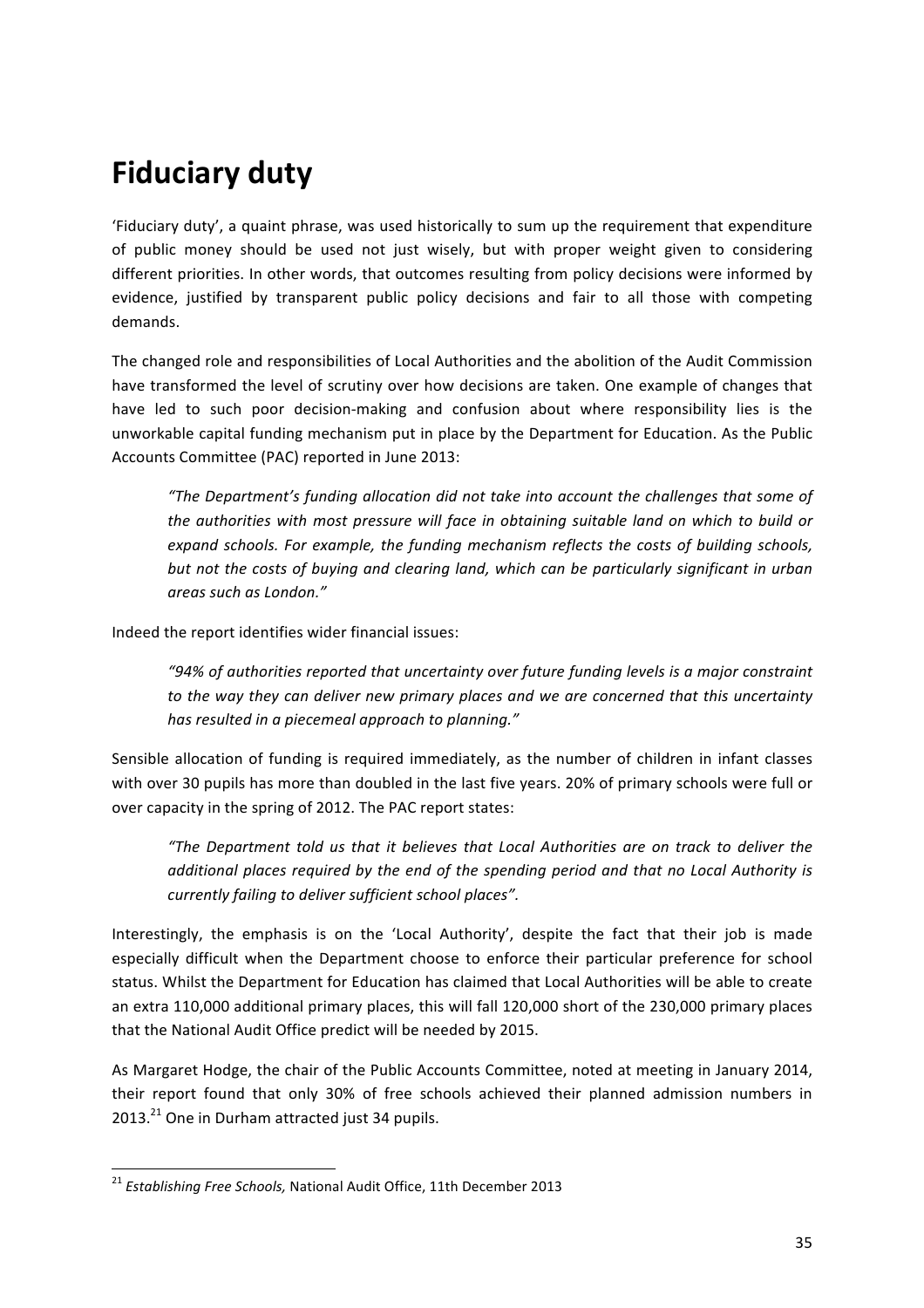# Fiduciary duty

'Fiduciary duty', a quaint phrase, was used historically to sum up the requirement that expenditure of public money should be used not just wisely, but with proper weight given to considering different priorities. In other words, that outcomes resulting from policy decisions were informed by evidence, justified by transparent public policy decisions and fair to all those with competing demands.

The changed role and responsibilities of Local Authorities and the abolition of the Audit Commission have transformed the level of scrutiny over how decisions are taken. One example of changes that have led to such poor decision-making and confusion about where responsibility lies is the unworkable capital funding mechanism put in place by the Department for Education. As the Public Accounts Committee (PAC) reported in June 2013:

> *"The Department's funding allocation did not take into account the challenges that some of the authorities with most pressure will face in obtaining suitable land on which to build or expand schools. For example, the funding mechanism reflects the costs of building schools, but not the costs of buying and clearing land, which can be particularly significant in urban areas such as London."*

Indeed the report identifies wider financial issues:

> *"94% of authorities reported that uncertainty over future funding levels is a major constraint to the way they can deliver new primary places and we are concerned that this uncertainty has resulted in a piecemeal approach to planning."*

Sensible allocation of funding is required immediately, as the number of children in infant classes with over 30 pupils has more than doubled in the last five years. 20% of primary schools were full or over capacity in the spring of 2012. The PAC report states:

> *"The Department told us that it believes that Local Authorities are on track to deliver the additional places required by the end of the spending period and that no Local Authority is currently failing to deliver sufficient school places".*

Interestingly, the emphasis is on the 'Local Authority', despite the fact that their job is made especially difficult when the Department choose to enforce their particular preference for school status. Whilst the Department for Education has claimed that Local Authorities will be able to create an extra 110,000 additional primary places, this will fall 120,000 short of the 230,000 primary places that the National Audit Office predict will be needed by 2015.

As Margaret Hodge, the chair of the Public Accounts Committee, noted at meeting in January 2014, their report found that only 30% of free schools achieved their planned admission numbers in 2013.[21] One in Durham attracted just 34 pupils.

[21] *Establishing Free Schools,* National Audit Office, 11th December 2013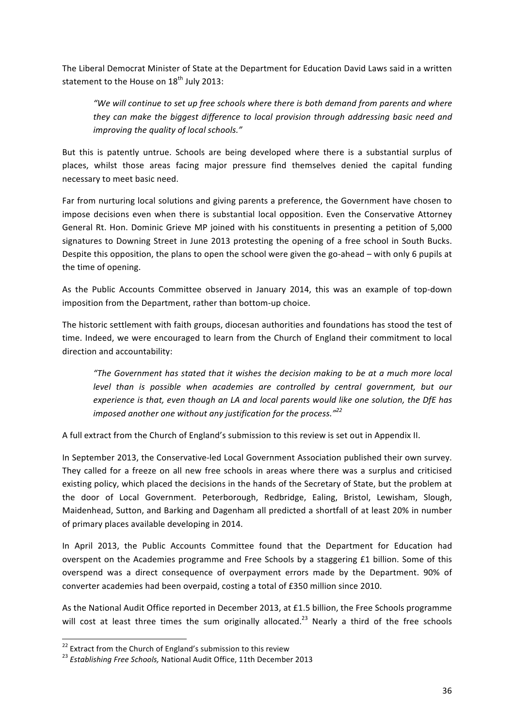The Liberal Democrat Minister of State at the Department for Education David Laws said in a written statement to the House on 18th July 2013:

> *"We will continue to set up free schools where there is both demand from parents and where they can make the biggest difference to local provision through addressing basic need and improving the quality of local schools."*

But this is patently untrue. Schools are being developed where there is a substantial surplus of places, whilst those areas facing major pressure find themselves denied the capital funding necessary to meet basic need.

Far from nurturing local solutions and giving parents a preference, the Government have chosen to impose decisions even when there is substantial local opposition. Even the Conservative Attorney General Rt. Hon. Dominic Grieve MP joined with his constituents in presenting a petition of 5,000 signatures to Downing Street in June 2013 protesting the opening of a free school in South Bucks. Despite this opposition, the plans to open the school were given the go-ahead – with only 6 pupils at the time of opening.

As the Public Accounts Committee observed in January 2014, this was an example of top-down imposition from the Department, rather than bottom-up choice.

The historic settlement with faith groups, diocesan authorities and foundations has stood the test of time. Indeed, we were encouraged to learn from the Church of England their commitment to local direction and accountability:

> *"The Government has stated that it wishes the decision making to be at a much more local level than is possible when academies are controlled by central government, but our experience is that, even though an LA and local parents would like one solution, the DfE has imposed another one without any justification for the process."*[22]

A full extract from the Church of England's submission to this review is set out in Appendix II.

In September 2013, the Conservative-led Local Government Association published their own survey. They called for a freeze on all new free schools in areas where there was a surplus and criticised existing policy, which placed the decisions in the hands of the Secretary of State, but the problem at the door of Local Government. Peterborough, Redbridge, Ealing, Bristol, Lewisham, Slough, Maidenhead, Sutton, and Barking and Dagenham all predicted a shortfall of at least 20% in number of primary places available developing in 2014.

In April 2013, the Public Accounts Committee found that the Department for Education had overspent on the Academies programme and Free Schools by a staggering £1 billion. Some of this overspend was a direct consequence of overpayment errors made by the Department. 90% of converter academies had been overpaid, costing a total of £350 million since 2010.

As the National Audit Office reported in December 2013, at £1.5 billion, the Free Schools programme will cost at least three times the sum originally allocated.[23] Nearly a third of the free schools

---

[22] Extract from the Church of England's submission to this review

[23] *Establishing Free Schools,* National Audit Office, 11th December 2013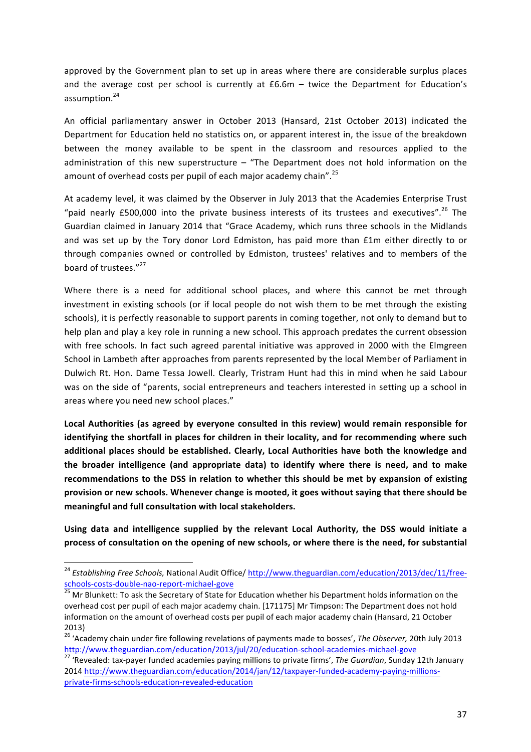approved by the Government plan to set up in areas where there are considerable surplus places and the average cost per school is currently at £6.6m – twice the Department for Education's assumption.[24]

An official parliamentary answer in October 2013 (Hansard, 21st October 2013) indicated the Department for Education held no statistics on, or apparent interest in, the issue of the breakdown between the money available to be spent in the classroom and resources applied to the administration of this new superstructure – "The Department does not hold information on the amount of overhead costs per pupil of each major academy chain".[25]

At academy level, it was claimed by the Observer in July 2013 that the Academies Enterprise Trust "paid nearly £500,000 into the private business interests of its trustees and executives".[26] The Guardian claimed in January 2014 that "Grace Academy, which runs three schools in the Midlands and was set up by the Tory donor Lord Edmiston, has paid more than £1m either directly to or through companies owned or controlled by Edmiston, trustees' relatives and to members of the board of trustees."[27]

Where there is a need for additional school places, and where this cannot be met through investment in existing schools (or if local people do not wish them to be met through the existing schools), it is perfectly reasonable to support parents in coming together, not only to demand but to help plan and play a key role in running a new school. This approach predates the current obsession with free schools. In fact such agreed parental initiative was approved in 2000 with the Elmgreen School in Lambeth after approaches from parents represented by the local Member of Parliament in Dulwich Rt. Hon. Dame Tessa Jowell. Clearly, Tristram Hunt had this in mind when he said Labour was on the side of "parents, social entrepreneurs and teachers interested in setting up a school in areas where you need new school places."

**Local Authorities (as agreed by everyone consulted in this review) would remain responsible for identifying the shortfall in places for children in their locality, and for recommending where such additional places should be established. Clearly, Local Authorities have both the knowledge and the broader intelligence (and appropriate data) to identify where there is need, and to make recommendations to the DSS in relation to whether this should be met by expansion of existing provision or new schools. Whenever change is mooted, it goes without saying that there should be meaningful and full consultation with local stakeholders.**

**Using data and intelligence supplied by the relevant Local Authority, the DSS would initiate a process of consultation on the opening of new schools, or where there is the need, for substantial**

---

[24] *Establishing Free Schools,* National Audit Office/ http://www.theguardian.com/education/2013/dec/11/free-schools-costs-double-nao-report-michael-gove

[25] Mr Blunkett: To ask the Secretary of State for Education whether his Department holds information on the overhead cost per pupil of each major academy chain. [171175] Mr Timpson: The Department does not hold information on the amount of overhead costs per pupil of each major academy chain (Hansard, 21 October 2013)

[26] 'Academy chain under fire following revelations of payments made to bosses', *The Observer,* 20th July 2013 http://www.theguardian.com/education/2013/jul/20/education-school-academies-michael-gove

[27] 'Revealed: tax-payer funded academies paying millions to private firms', *The Guardian*, Sunday 12th January 2014 http://www.theguardian.com/education/2014/jan/12/taxpayer-funded-academy-paying-millions-private-firms-schools-education-revealed-education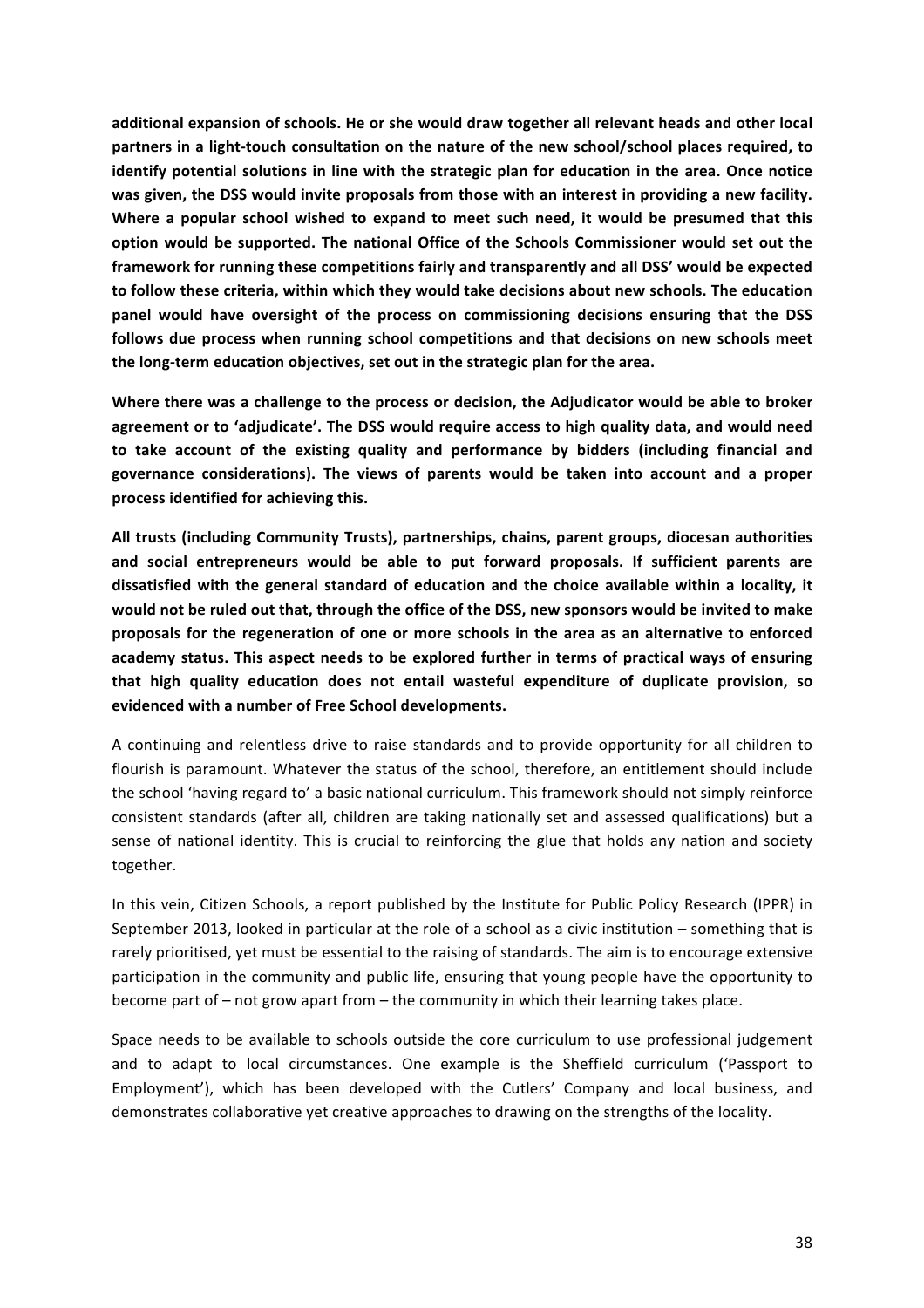**additional expansion of schools. He or she would draw together all relevant heads and other local partners in a light-touch consultation on the nature of the new school/school places required, to identify potential solutions in line with the strategic plan for education in the area. Once notice was given, the DSS would invite proposals from those with an interest in providing a new facility. Where a popular school wished to expand to meet such need, it would be presumed that this option would be supported. The national Office of the Schools Commissioner would set out the framework for running these competitions fairly and transparently and all DSS' would be expected to follow these criteria, within which they would take decisions about new schools. The education panel would have oversight of the process on commissioning decisions ensuring that the DSS follows due process when running school competitions and that decisions on new schools meet the long-term education objectives, set out in the strategic plan for the area.**

**Where there was a challenge to the process or decision, the Adjudicator would be able to broker agreement or to 'adjudicate'. The DSS would require access to high quality data, and would need to take account of the existing quality and performance by bidders (including financial and governance considerations). The views of parents would be taken into account and a proper process identified for achieving this.**

**All trusts (including Community Trusts), partnerships, chains, parent groups, diocesan authorities and social entrepreneurs would be able to put forward proposals. If sufficient parents are dissatisfied with the general standard of education and the choice available within a locality, it would not be ruled out that, through the office of the DSS, new sponsors would be invited to make proposals for the regeneration of one or more schools in the area as an alternative to enforced academy status. This aspect needs to be explored further in terms of practical ways of ensuring that high quality education does not entail wasteful expenditure of duplicate provision, so evidenced with a number of Free School developments.**

A continuing and relentless drive to raise standards and to provide opportunity for all children to flourish is paramount. Whatever the status of the school, therefore, an entitlement should include the school 'having regard to' a basic national curriculum. This framework should not simply reinforce consistent standards (after all, children are taking nationally set and assessed qualifications) but a sense of national identity. This is crucial to reinforcing the glue that holds any nation and society together.

In this vein, Citizen Schools, a report published by the Institute for Public Policy Research (IPPR) in September 2013, looked in particular at the role of a school as a civic institution – something that is rarely prioritised, yet must be essential to the raising of standards. The aim is to encourage extensive participation in the community and public life, ensuring that young people have the opportunity to become part of – not grow apart from – the community in which their learning takes place.

Space needs to be available to schools outside the core curriculum to use professional judgement and to adapt to local circumstances. One example is the Sheffield curriculum ('Passport to Employment'), which has been developed with the Cutlers' Company and local business, and demonstrates collaborative yet creative approaches to drawing on the strengths of the locality.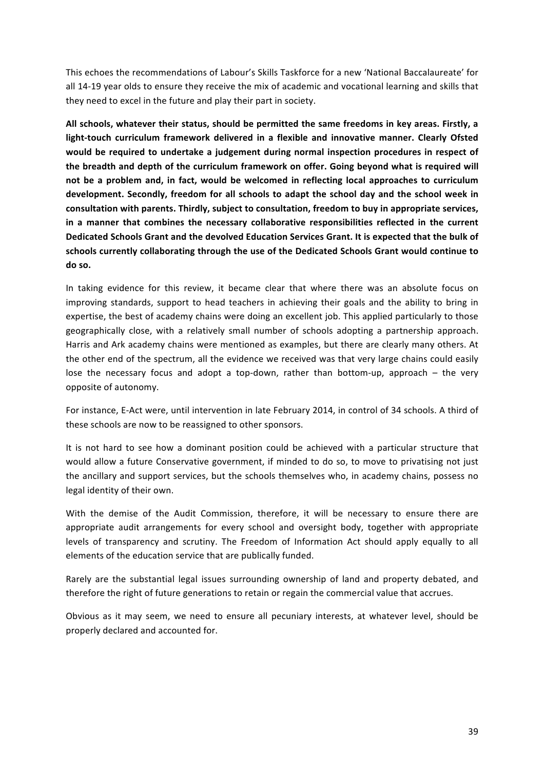This echoes the recommendations of Labour's Skills Taskforce for a new 'National Baccalaureate' for all 14-19 year olds to ensure they receive the mix of academic and vocational learning and skills that they need to excel in the future and play their part in society.

**All schools, whatever their status, should be permitted the same freedoms in key areas. Firstly, a light-touch curriculum framework delivered in a flexible and innovative manner. Clearly Ofsted would be required to undertake a judgement during normal inspection procedures in respect of the breadth and depth of the curriculum framework on offer. Going beyond what is required will not be a problem and, in fact, would be welcomed in reflecting local approaches to curriculum development. Secondly, freedom for all schools to adapt the school day and the school week in consultation with parents. Thirdly, subject to consultation, freedom to buy in appropriate services, in a manner that combines the necessary collaborative responsibilities reflected in the current Dedicated Schools Grant and the devolved Education Services Grant. It is expected that the bulk of schools currently collaborating through the use of the Dedicated Schools Grant would continue to do so.**

In taking evidence for this review, it became clear that where there was an absolute focus on improving standards, support to head teachers in achieving their goals and the ability to bring in expertise, the best of academy chains were doing an excellent job. This applied particularly to those geographically close, with a relatively small number of schools adopting a partnership approach. Harris and Ark academy chains were mentioned as examples, but there are clearly many others. At the other end of the spectrum, all the evidence we received was that very large chains could easily lose the necessary focus and adopt a top-down, rather than bottom-up, approach – the very opposite of autonomy.

For instance, E-Act were, until intervention in late February 2014, in control of 34 schools. A third of these schools are now to be reassigned to other sponsors.

It is not hard to see how a dominant position could be achieved with a particular structure that would allow a future Conservative government, if minded to do so, to move to privatising not just the ancillary and support services, but the schools themselves who, in academy chains, possess no legal identity of their own.

With the demise of the Audit Commission, therefore, it will be necessary to ensure there are appropriate audit arrangements for every school and oversight body, together with appropriate levels of transparency and scrutiny. The Freedom of Information Act should apply equally to all elements of the education service that are publically funded.

Rarely are the substantial legal issues surrounding ownership of land and property debated, and therefore the right of future generations to retain or regain the commercial value that accrues.

Obvious as it may seem, we need to ensure all pecuniary interests, at whatever level, should be properly declared and accounted for.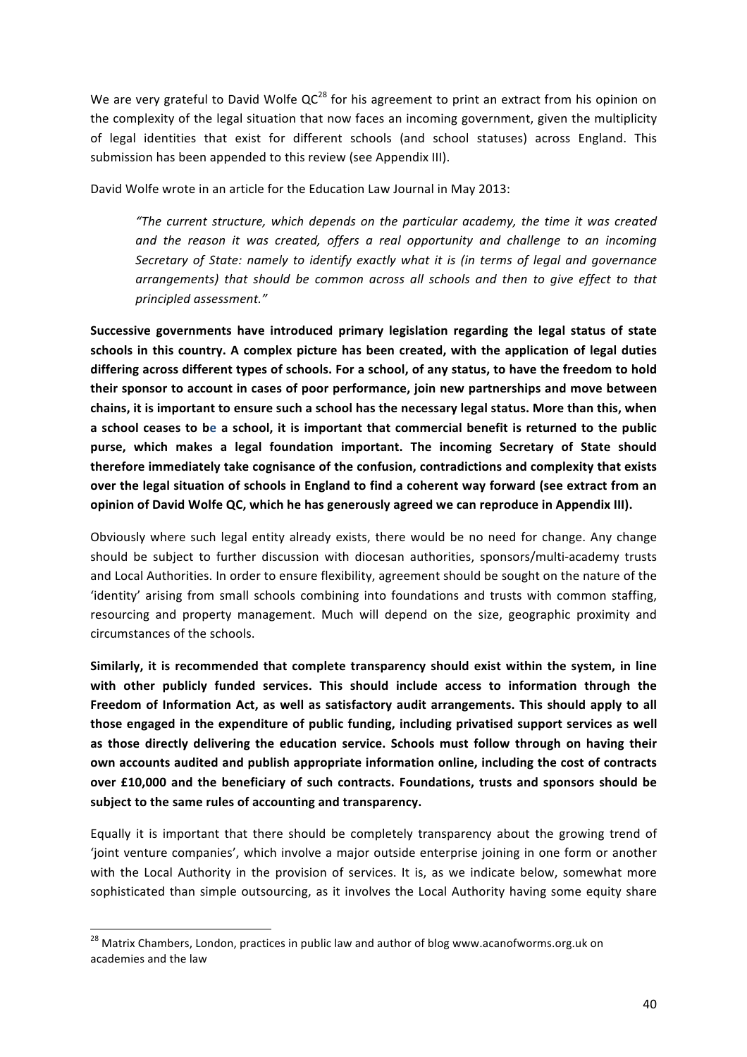We are very grateful to David Wolfe QC[28] for his agreement to print an extract from his opinion on the complexity of the legal situation that now faces an incoming government, given the multiplicity of legal identities that exist for different schools (and school statuses) across England. This submission has been appended to this review (see Appendix III).

David Wolfe wrote in an article for the Education Law Journal in May 2013:

> *"The current structure, which depends on the particular academy, the time it was created and the reason it was created, offers a real opportunity and challenge to an incoming Secretary of State: namely to identify exactly what it is (in terms of legal and governance arrangements) that should be common across all schools and then to give effect to that principled assessment."*

**Successive governments have introduced primary legislation regarding the legal status of state schools in this country. A complex picture has been created, with the application of legal duties differing across different types of schools. For a school, of any status, to have the freedom to hold their sponsor to account in cases of poor performance, join new partnerships and move between chains, it is important to ensure such a school has the necessary legal status. More than this, when a school ceases to be a school, it is important that commercial benefit is returned to the public purse, which makes a legal foundation important. The incoming Secretary of State should therefore immediately take cognisance of the confusion, contradictions and complexity that exists over the legal situation of schools in England to find a coherent way forward (see extract from an opinion of David Wolfe QC, which he has generously agreed we can reproduce in Appendix III).**

Obviously where such legal entity already exists, there would be no need for change. Any change should be subject to further discussion with diocesan authorities, sponsors/multi-academy trusts and Local Authorities. In order to ensure flexibility, agreement should be sought on the nature of the 'identity' arising from small schools combining into foundations and trusts with common staffing, resourcing and property management. Much will depend on the size, geographic proximity and circumstances of the schools.

**Similarly, it is recommended that complete transparency should exist within the system, in line with other publicly funded services. This should include access to information through the Freedom of Information Act, as well as satisfactory audit arrangements. This should apply to all those engaged in the expenditure of public funding, including privatised support services as well as those directly delivering the education service. Schools must follow through on having their own accounts audited and publish appropriate information online, including the cost of contracts over £10,000 and the beneficiary of such contracts. Foundations, trusts and sponsors should be subject to the same rules of accounting and transparency.**

Equally it is important that there should be completely transparency about the growing trend of 'joint venture companies', which involve a major outside enterprise joining in one form or another with the Local Authority in the provision of services. It is, as we indicate below, somewhat more sophisticated than simple outsourcing, as it involves the Local Authority having some equity share

---

[28] Matrix Chambers, London, practices in public law and author of blog www.acanofworms.org.uk on academies and the law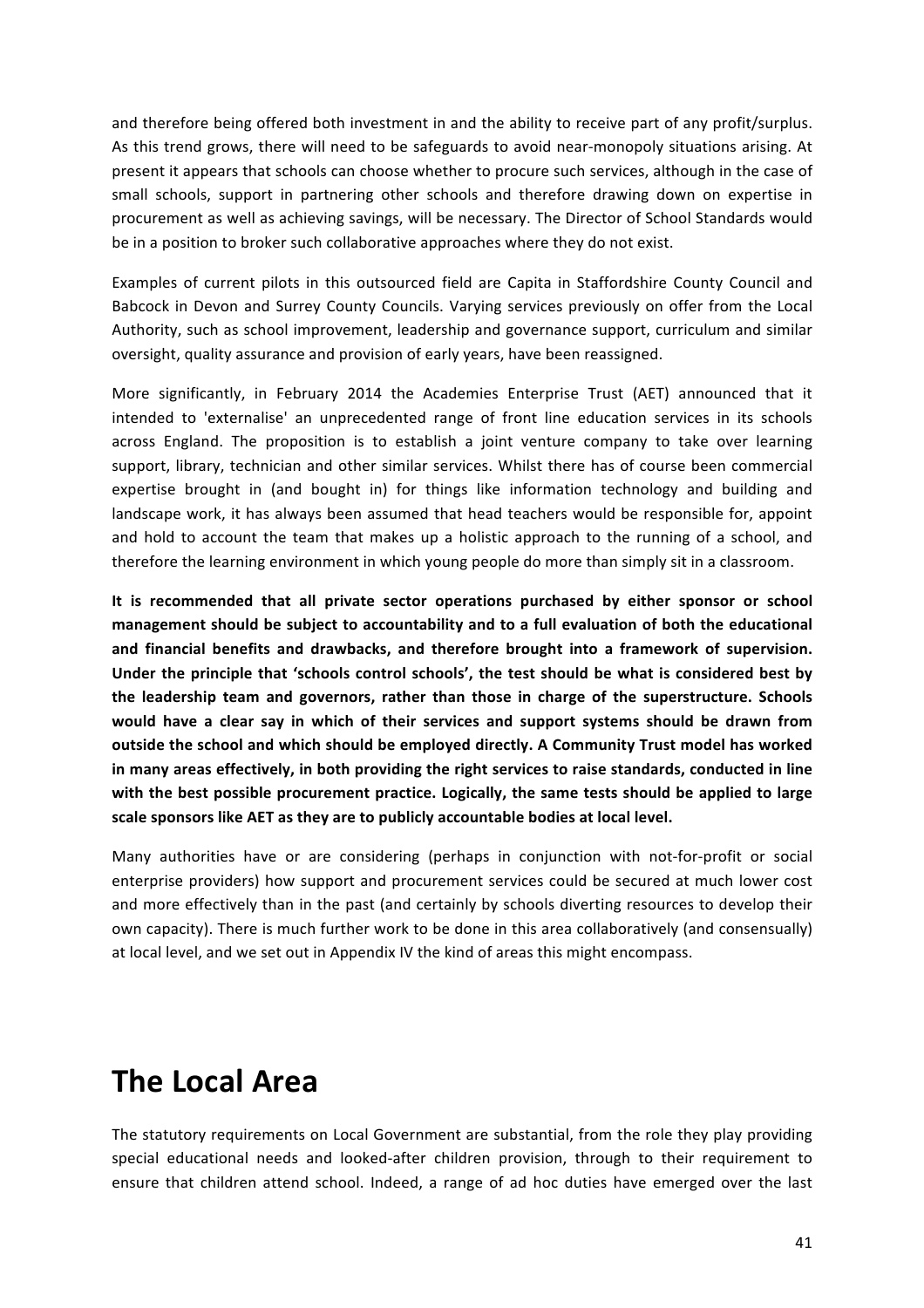and therefore being offered both investment in and the ability to receive part of any profit/surplus. As this trend grows, there will need to be safeguards to avoid near-monopoly situations arising. At present it appears that schools can choose whether to procure such services, although in the case of small schools, support in partnering other schools and therefore drawing down on expertise in procurement as well as achieving savings, will be necessary. The Director of School Standards would be in a position to broker such collaborative approaches where they do not exist.

Examples of current pilots in this outsourced field are Capita in Staffordshire County Council and Babcock in Devon and Surrey County Councils. Varying services previously on offer from the Local Authority, such as school improvement, leadership and governance support, curriculum and similar oversight, quality assurance and provision of early years, have been reassigned.

More significantly, in February 2014 the Academies Enterprise Trust (AET) announced that it intended to 'externalise' an unprecedented range of front line education services in its schools across England. The proposition is to establish a joint venture company to take over learning support, library, technician and other similar services. Whilst there has of course been commercial expertise brought in (and bought in) for things like information technology and building and landscape work, it has always been assumed that head teachers would be responsible for, appoint and hold to account the team that makes up a holistic approach to the running of a school, and therefore the learning environment in which young people do more than simply sit in a classroom.

**It is recommended that all private sector operations purchased by either sponsor or school management should be subject to accountability and to a full evaluation of both the educational and financial benefits and drawbacks, and therefore brought into a framework of supervision. Under the principle that 'schools control schools', the test should be what is considered best by the leadership team and governors, rather than those in charge of the superstructure. Schools would have a clear say in which of their services and support systems should be drawn from outside the school and which should be employed directly. A Community Trust model has worked in many areas effectively, in both providing the right services to raise standards, conducted in line with the best possible procurement practice. Logically, the same tests should be applied to large scale sponsors like AET as they are to publicly accountable bodies at local level.**

Many authorities have or are considering (perhaps in conjunction with not-for-profit or social enterprise providers) how support and procurement services could be secured at much lower cost and more effectively than in the past (and certainly by schools diverting resources to develop their own capacity). There is much further work to be done in this area collaboratively (and consensually) at local level, and we set out in Appendix IV the kind of areas this might encompass.

# The Local Area

The statutory requirements on Local Government are substantial, from the role they play providing special educational needs and looked-after children provision, through to their requirement to ensure that children attend school. Indeed, a range of ad hoc duties have emerged over the last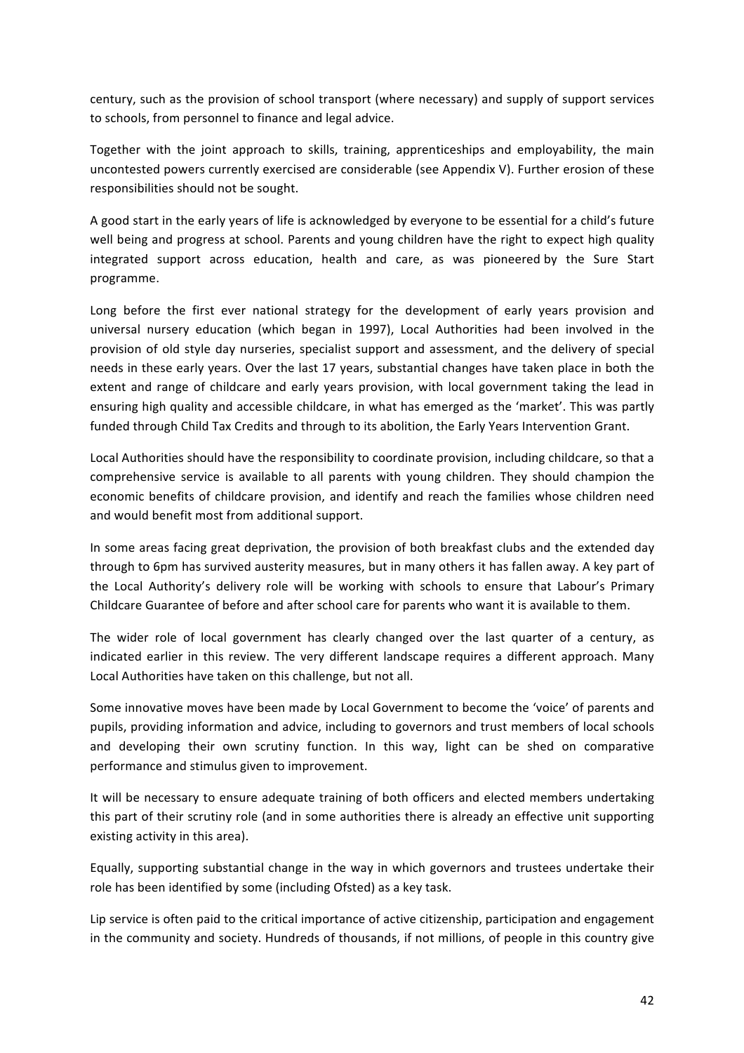century, such as the provision of school transport (where necessary) and supply of support services to schools, from personnel to finance and legal advice.

Together with the joint approach to skills, training, apprenticeships and employability, the main uncontested powers currently exercised are considerable (see Appendix V). Further erosion of these responsibilities should not be sought.

A good start in the early years of life is acknowledged by everyone to be essential for a child's future well being and progress at school. Parents and young children have the right to expect high quality integrated support across education, health and care, as was pioneered by the Sure Start programme.

Long before the first ever national strategy for the development of early years provision and universal nursery education (which began in 1997), Local Authorities had been involved in the provision of old style day nurseries, specialist support and assessment, and the delivery of special needs in these early years. Over the last 17 years, substantial changes have taken place in both the extent and range of childcare and early years provision, with local government taking the lead in ensuring high quality and accessible childcare, in what has emerged as the 'market'. This was partly funded through Child Tax Credits and through to its abolition, the Early Years Intervention Grant.

Local Authorities should have the responsibility to coordinate provision, including childcare, so that a comprehensive service is available to all parents with young children. They should champion the economic benefits of childcare provision, and identify and reach the families whose children need and would benefit most from additional support.

In some areas facing great deprivation, the provision of both breakfast clubs and the extended day through to 6pm has survived austerity measures, but in many others it has fallen away. A key part of the Local Authority's delivery role will be working with schools to ensure that Labour's Primary Childcare Guarantee of before and after school care for parents who want it is available to them.

The wider role of local government has clearly changed over the last quarter of a century, as indicated earlier in this review. The very different landscape requires a different approach. Many Local Authorities have taken on this challenge, but not all.

Some innovative moves have been made by Local Government to become the 'voice' of parents and pupils, providing information and advice, including to governors and trust members of local schools and developing their own scrutiny function. In this way, light can be shed on comparative performance and stimulus given to improvement.

It will be necessary to ensure adequate training of both officers and elected members undertaking this part of their scrutiny role (and in some authorities there is already an effective unit supporting existing activity in this area).

Equally, supporting substantial change in the way in which governors and trustees undertake their role has been identified by some (including Ofsted) as a key task.

Lip service is often paid to the critical importance of active citizenship, participation and engagement in the community and society. Hundreds of thousands, if not millions, of people in this country give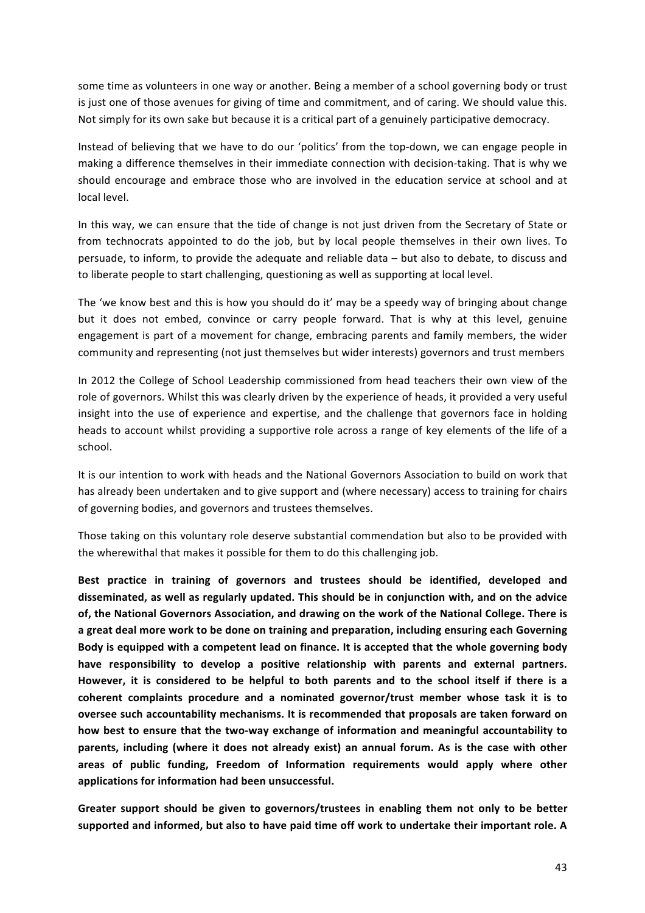some time as volunteers in one way or another. Being a member of a school governing body or trust is just one of those avenues for giving of time and commitment, and of caring. We should value this. Not simply for its own sake but because it is a critical part of a genuinely participative democracy.

Instead of believing that we have to do our 'politics' from the top-down, we can engage people in making a difference themselves in their immediate connection with decision-taking. That is why we should encourage and embrace those who are involved in the education service at school and at local level.

In this way, we can ensure that the tide of change is not just driven from the Secretary of State or from technocrats appointed to do the job, but by local people themselves in their own lives. To persuade, to inform, to provide the adequate and reliable data – but also to debate, to discuss and to liberate people to start challenging, questioning as well as supporting at local level.

The 'we know best and this is how you should do it' may be a speedy way of bringing about change but it does not embed, convince or carry people forward. That is why at this level, genuine engagement is part of a movement for change, embracing parents and family members, the wider community and representing (not just themselves but wider interests) governors and trust members

In 2012 the College of School Leadership commissioned from head teachers their own view of the role of governors. Whilst this was clearly driven by the experience of heads, it provided a very useful insight into the use of experience and expertise, and the challenge that governors face in holding heads to account whilst providing a supportive role across a range of key elements of the life of a school.

It is our intention to work with heads and the National Governors Association to build on work that has already been undertaken and to give support and (where necessary) access to training for chairs of governing bodies, and governors and trustees themselves.

Those taking on this voluntary role deserve substantial commendation but also to be provided with the wherewithal that makes it possible for them to do this challenging job.

**Best practice in training of governors and trustees should be identified, developed and disseminated, as well as regularly updated. This should be in conjunction with, and on the advice of, the National Governors Association, and drawing on the work of the National College. There is a great deal more work to be done on training and preparation, including ensuring each Governing Body is equipped with a competent lead on finance. It is accepted that the whole governing body have responsibility to develop a positive relationship with parents and external partners. However, it is considered to be helpful to both parents and to the school itself if there is a coherent complaints procedure and a nominated governor/trust member whose task it is to oversee such accountability mechanisms. It is recommended that proposals are taken forward on how best to ensure that the two-way exchange of information and meaningful accountability to parents, including (where it does not already exist) an annual forum. As is the case with other areas of public funding, Freedom of Information requirements would apply where other applications for information had been unsuccessful.**

**Greater support should be given to governors/trustees in enabling them not only to be better supported and informed, but also to have paid time off work to undertake their important role. A**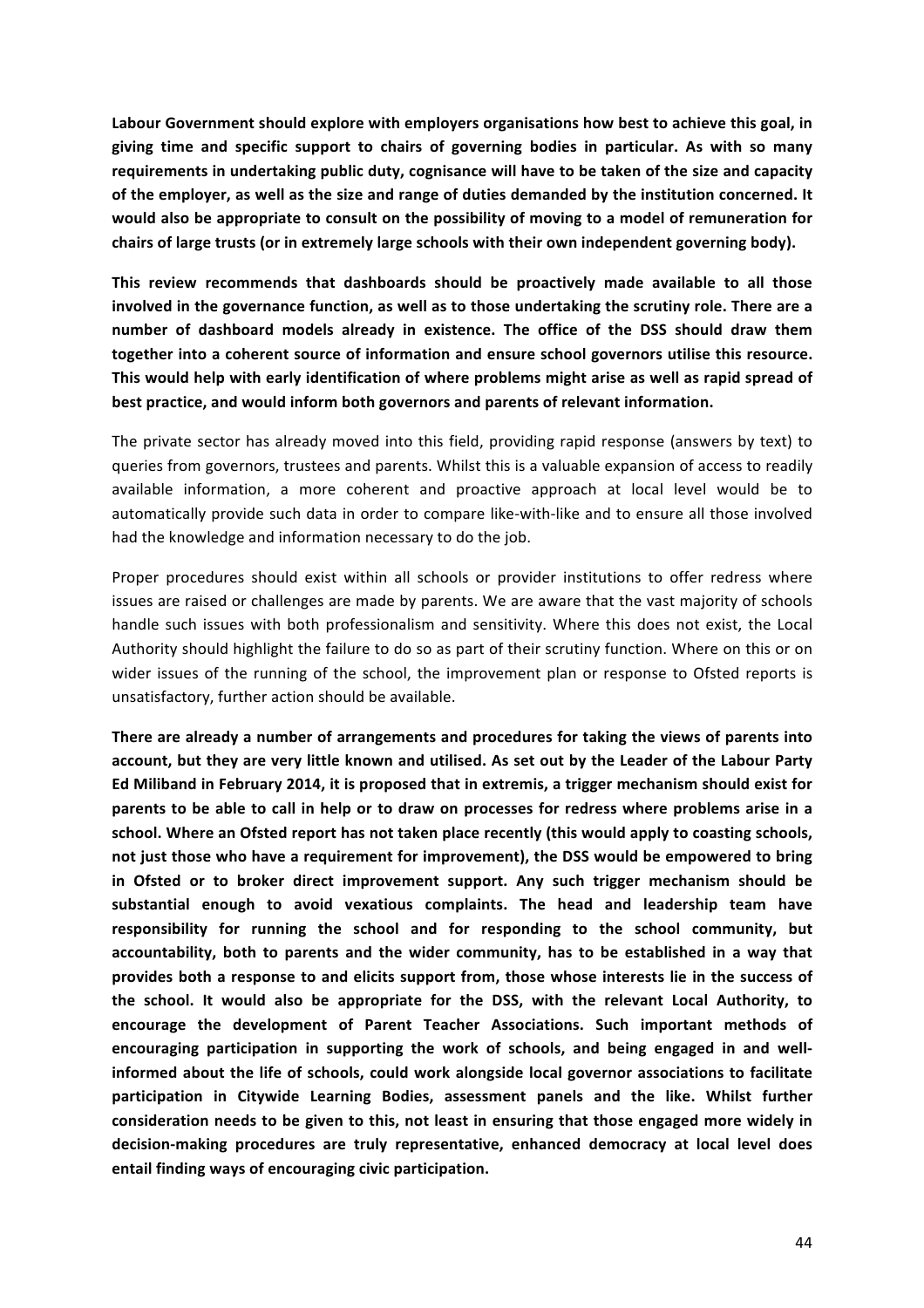**Labour Government should explore with employers organisations how best to achieve this goal, in giving time and specific support to chairs of governing bodies in particular. As with so many requirements in undertaking public duty, cognisance will have to be taken of the size and capacity of the employer, as well as the size and range of duties demanded by the institution concerned. It would also be appropriate to consult on the possibility of moving to a model of remuneration for chairs of large trusts (or in extremely large schools with their own independent governing body).**

**This review recommends that dashboards should be proactively made available to all those involved in the governance function, as well as to those undertaking the scrutiny role. There are a number of dashboard models already in existence. The office of the DSS should draw them together into a coherent source of information and ensure school governors utilise this resource. This would help with early identification of where problems might arise as well as rapid spread of best practice, and would inform both governors and parents of relevant information.**

The private sector has already moved into this field, providing rapid response (answers by text) to queries from governors, trustees and parents. Whilst this is a valuable expansion of access to readily available information, a more coherent and proactive approach at local level would be to automatically provide such data in order to compare like-with-like and to ensure all those involved had the knowledge and information necessary to do the job.

Proper procedures should exist within all schools or provider institutions to offer redress where issues are raised or challenges are made by parents. We are aware that the vast majority of schools handle such issues with both professionalism and sensitivity. Where this does not exist, the Local Authority should highlight the failure to do so as part of their scrutiny function. Where on this or on wider issues of the running of the school, the improvement plan or response to Ofsted reports is unsatisfactory, further action should be available.

**There are already a number of arrangements and procedures for taking the views of parents into account, but they are very little known and utilised. As set out by the Leader of the Labour Party Ed Miliband in February 2014, it is proposed that in extremis, a trigger mechanism should exist for parents to be able to call in help or to draw on processes for redress where problems arise in a school. Where an Ofsted report has not taken place recently (this would apply to coasting schools, not just those who have a requirement for improvement), the DSS would be empowered to bring in Ofsted or to broker direct improvement support. Any such trigger mechanism should be substantial enough to avoid vexatious complaints. The head and leadership team have responsibility for running the school and for responding to the school community, but accountability, both to parents and the wider community, has to be established in a way that provides both a response to and elicits support from, those whose interests lie in the success of the school. It would also be appropriate for the DSS, with the relevant Local Authority, to encourage the development of Parent Teacher Associations. Such important methods of encouraging participation in supporting the work of schools, and being engaged in and well-informed about the life of schools, could work alongside local governor associations to facilitate participation in Citywide Learning Bodies, assessment panels and the like. Whilst further consideration needs to be given to this, not least in ensuring that those engaged more widely in decision-making procedures are truly representative, enhanced democracy at local level does entail finding ways of encouraging civic participation.**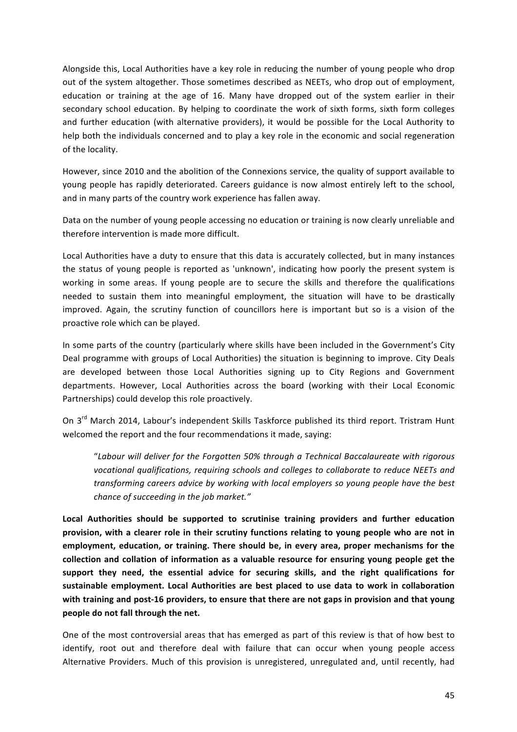Alongside this, Local Authorities have a key role in reducing the number of young people who drop out of the system altogether. Those sometimes described as NEETs, who drop out of employment, education or training at the age of 16. Many have dropped out of the system earlier in their secondary school education. By helping to coordinate the work of sixth forms, sixth form colleges and further education (with alternative providers), it would be possible for the Local Authority to help both the individuals concerned and to play a key role in the economic and social regeneration of the locality.

However, since 2010 and the abolition of the Connexions service, the quality of support available to young people has rapidly deteriorated. Careers guidance is now almost entirely left to the school, and in many parts of the country work experience has fallen away.

Data on the number of young people accessing no education or training is now clearly unreliable and therefore intervention is made more difficult.

Local Authorities have a duty to ensure that this data is accurately collected, but in many instances the status of young people is reported as 'unknown', indicating how poorly the present system is working in some areas. If young people are to secure the skills and therefore the qualifications needed to sustain them into meaningful employment, the situation will have to be drastically improved. Again, the scrutiny function of councillors here is important but so is a vision of the proactive role which can be played.

In some parts of the country (particularly where skills have been included in the Government's City Deal programme with groups of Local Authorities) the situation is beginning to improve. City Deals are developed between those Local Authorities signing up to City Regions and Government departments. However, Local Authorities across the board (working with their Local Economic Partnerships) could develop this role proactively.

On 3rd March 2014, Labour's independent Skills Taskforce published its third report. Tristram Hunt welcomed the report and the four recommendations it made, saying:

> "*Labour will deliver for the Forgotten 50% through a Technical Baccalaureate with rigorous vocational qualifications, requiring schools and colleges to collaborate to reduce NEETs and transforming careers advice by working with local employers so young people have the best chance of succeeding in the job market."*

**Local Authorities should be supported to scrutinise training providers and further education provision, with a clearer role in their scrutiny functions relating to young people who are not in employment, education, or training. There should be, in every area, proper mechanisms for the collection and collation of information as a valuable resource for ensuring young people get the support they need, the essential advice for securing skills, and the right qualifications for sustainable employment. Local Authorities are best placed to use data to work in collaboration with training and post-16 providers, to ensure that there are not gaps in provision and that young people do not fall through the net.**

One of the most controversial areas that has emerged as part of this review is that of how best to identify, root out and therefore deal with failure that can occur when young people access Alternative Providers. Much of this provision is unregistered, unregulated and, until recently, had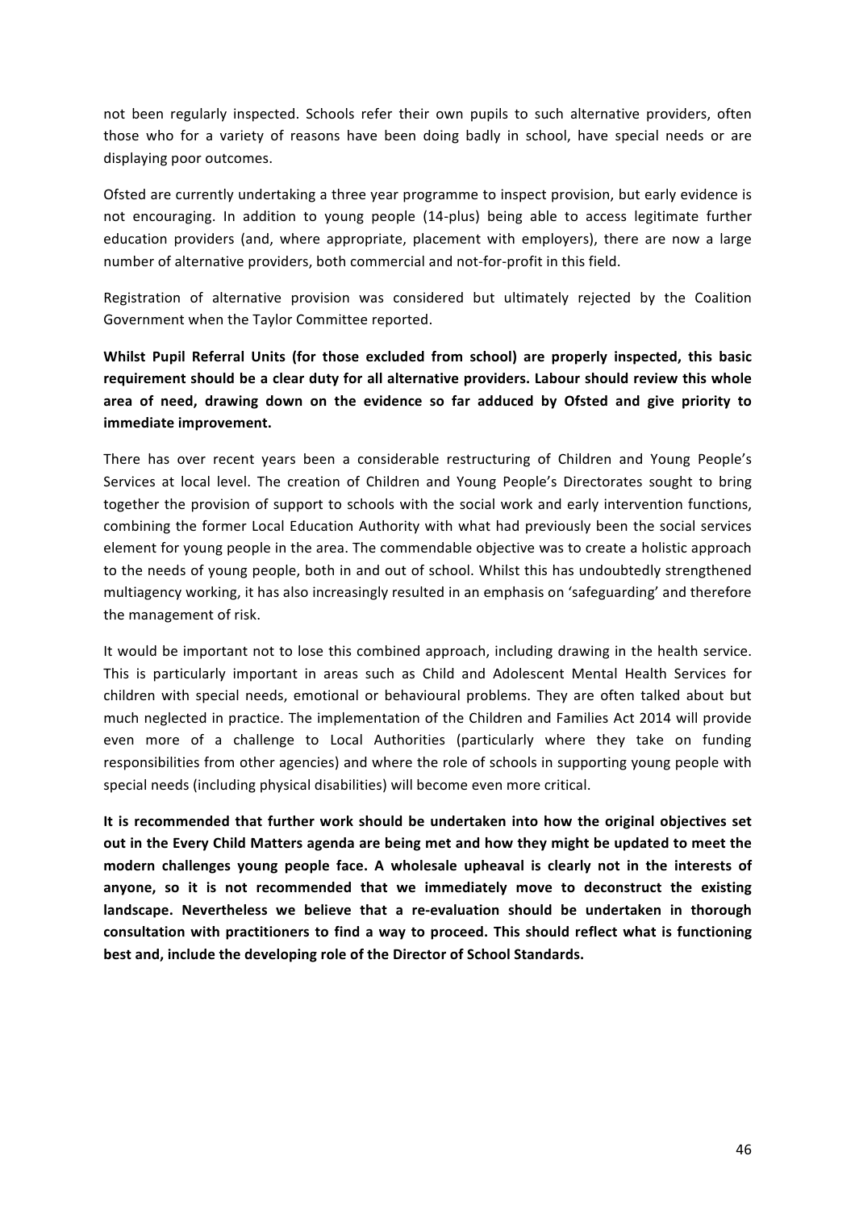not been regularly inspected. Schools refer their own pupils to such alternative providers, often those who for a variety of reasons have been doing badly in school, have special needs or are displaying poor outcomes.

Ofsted are currently undertaking a three year programme to inspect provision, but early evidence is not encouraging. In addition to young people (14-plus) being able to access legitimate further education providers (and, where appropriate, placement with employers), there are now a large number of alternative providers, both commercial and not-for-profit in this field.

Registration of alternative provision was considered but ultimately rejected by the Coalition Government when the Taylor Committee reported.

**Whilst Pupil Referral Units (for those excluded from school) are properly inspected, this basic requirement should be a clear duty for all alternative providers. Labour should review this whole area of need, drawing down on the evidence so far adduced by Ofsted and give priority to immediate improvement.**

There has over recent years been a considerable restructuring of Children and Young People's Services at local level. The creation of Children and Young People's Directorates sought to bring together the provision of support to schools with the social work and early intervention functions, combining the former Local Education Authority with what had previously been the social services element for young people in the area. The commendable objective was to create a holistic approach to the needs of young people, both in and out of school. Whilst this has undoubtedly strengthened multiagency working, it has also increasingly resulted in an emphasis on 'safeguarding' and therefore the management of risk.

It would be important not to lose this combined approach, including drawing in the health service. This is particularly important in areas such as Child and Adolescent Mental Health Services for children with special needs, emotional or behavioural problems. They are often talked about but much neglected in practice. The implementation of the Children and Families Act 2014 will provide even more of a challenge to Local Authorities (particularly where they take on funding responsibilities from other agencies) and where the role of schools in supporting young people with special needs (including physical disabilities) will become even more critical.

**It is recommended that further work should be undertaken into how the original objectives set out in the Every Child Matters agenda are being met and how they might be updated to meet the modern challenges young people face. A wholesale upheaval is clearly not in the interests of anyone, so it is not recommended that we immediately move to deconstruct the existing landscape. Nevertheless we believe that a re-evaluation should be undertaken in thorough consultation with practitioners to find a way to proceed. This should reflect what is functioning best and, include the developing role of the Director of School Standards.**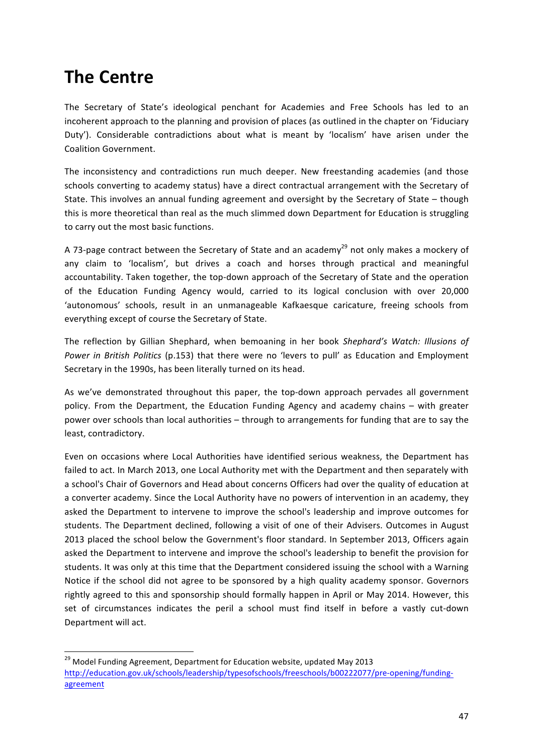# The Centre

The Secretary of State's ideological penchant for Academies and Free Schools has led to an incoherent approach to the planning and provision of places (as outlined in the chapter on 'Fiduciary Duty'). Considerable contradictions about what is meant by 'localism' have arisen under the Coalition Government.

The inconsistency and contradictions run much deeper. New freestanding academies (and those schools converting to academy status) have a direct contractual arrangement with the Secretary of State. This involves an annual funding agreement and oversight by the Secretary of State – though this is more theoretical than real as the much slimmed down Department for Education is struggling to carry out the most basic functions.

A 73-page contract between the Secretary of State and an academy[29] not only makes a mockery of any claim to 'localism', but drives a coach and horses through practical and meaningful accountability. Taken together, the top-down approach of the Secretary of State and the operation of the Education Funding Agency would, carried to its logical conclusion with over 20,000 'autonomous' schools, result in an unmanageable Kafkaesque caricature, freeing schools from everything except of course the Secretary of State.

The reflection by Gillian Shephard, when bemoaning in her book *Shephard's Watch: Illusions of Power in British Politics* (p.153) that there were no 'levers to pull' as Education and Employment Secretary in the 1990s, has been literally turned on its head.

As we've demonstrated throughout this paper, the top-down approach pervades all government policy. From the Department, the Education Funding Agency and academy chains – with greater power over schools than local authorities – through to arrangements for funding that are to say the least, contradictory.

Even on occasions where Local Authorities have identified serious weakness, the Department has failed to act. In March 2013, one Local Authority met with the Department and then separately with a school's Chair of Governors and Head about concerns Officers had over the quality of education at a converter academy. Since the Local Authority have no powers of intervention in an academy, they asked the Department to intervene to improve the school's leadership and improve outcomes for students. The Department declined, following a visit of one of their Advisers. Outcomes in August 2013 placed the school below the Government's floor standard. In September 2013, Officers again asked the Department to intervene and improve the school's leadership to benefit the provision for students. It was only at this time that the Department considered issuing the school with a Warning Notice if the school did not agree to be sponsored by a high quality academy sponsor. Governors rightly agreed to this and sponsorship should formally happen in April or May 2014. However, this set of circumstances indicates the peril a school must find itself in before a vastly cut-down Department will act.

---

[29] Model Funding Agreement, Department for Education website, updated May 2013 http://education.gov.uk/schools/leadership/typesofschools/freeschools/b00222077/pre-opening/funding-agreement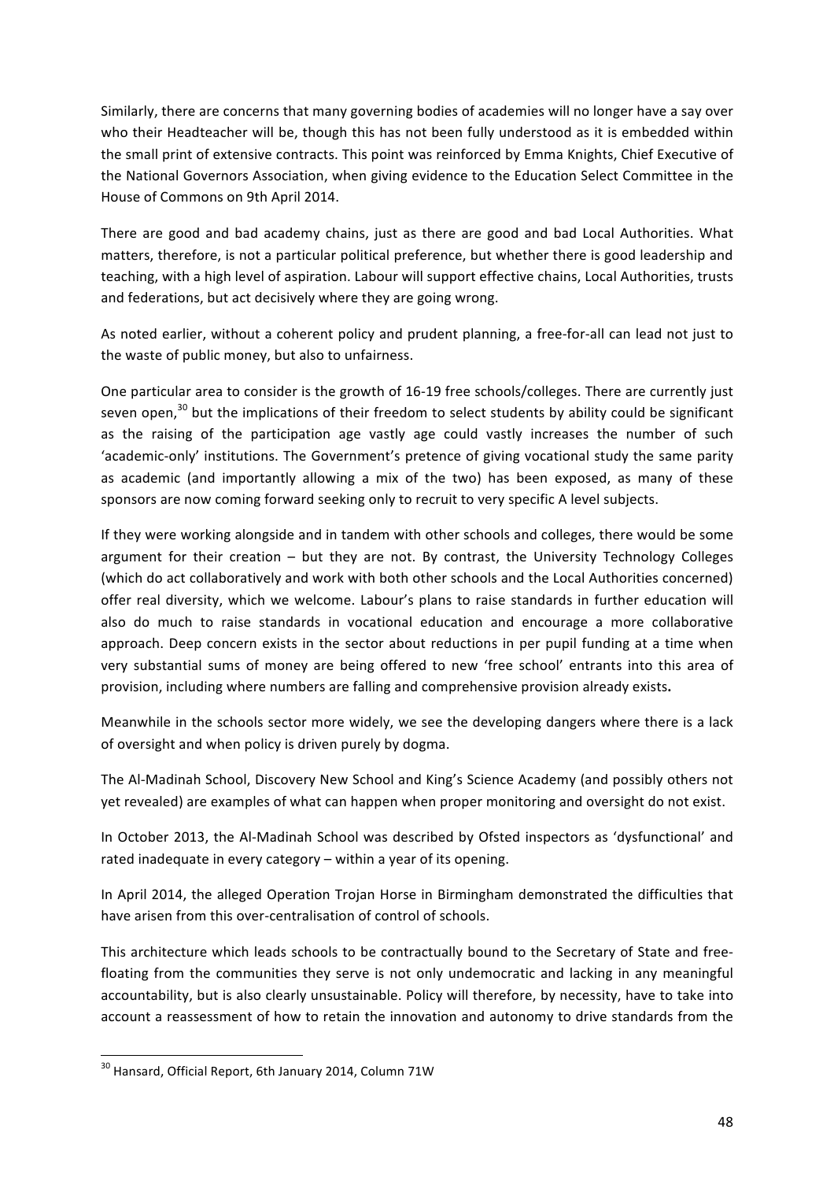Similarly, there are concerns that many governing bodies of academies will no longer have a say over who their Headteacher will be, though this has not been fully understood as it is embedded within the small print of extensive contracts. This point was reinforced by Emma Knights, Chief Executive of the National Governors Association, when giving evidence to the Education Select Committee in the House of Commons on 9th April 2014.

There are good and bad academy chains, just as there are good and bad Local Authorities. What matters, therefore, is not a particular political preference, but whether there is good leadership and teaching, with a high level of aspiration. Labour will support effective chains, Local Authorities, trusts and federations, but act decisively where they are going wrong.

As noted earlier, without a coherent policy and prudent planning, a free-for-all can lead not just to the waste of public money, but also to unfairness.

One particular area to consider is the growth of 16-19 free schools/colleges. There are currently just seven open,[30] but the implications of their freedom to select students by ability could be significant as the raising of the participation age vastly age could vastly increases the number of such 'academic-only' institutions. The Government's pretence of giving vocational study the same parity as academic (and importantly allowing a mix of the two) has been exposed, as many of these sponsors are now coming forward seeking only to recruit to very specific A level subjects.

If they were working alongside and in tandem with other schools and colleges, there would be some argument for their creation – but they are not. By contrast, the University Technology Colleges (which do act collaboratively and work with both other schools and the Local Authorities concerned) offer real diversity, which we welcome. Labour's plans to raise standards in further education will also do much to raise standards in vocational education and encourage a more collaborative approach. Deep concern exists in the sector about reductions in per pupil funding at a time when very substantial sums of money are being offered to new 'free school' entrants into this area of provision, including where numbers are falling and comprehensive provision already exists.

Meanwhile in the schools sector more widely, we see the developing dangers where there is a lack of oversight and when policy is driven purely by dogma.

The Al-Madinah School, Discovery New School and King's Science Academy (and possibly others not yet revealed) are examples of what can happen when proper monitoring and oversight do not exist.

In October 2013, the Al-Madinah School was described by Ofsted inspectors as 'dysfunctional' and rated inadequate in every category – within a year of its opening.

In April 2014, the alleged Operation Trojan Horse in Birmingham demonstrated the difficulties that have arisen from this over-centralisation of control of schools.

This architecture which leads schools to be contractually bound to the Secretary of State and free-floating from the communities they serve is not only undemocratic and lacking in any meaningful accountability, but is also clearly unsustainable. Policy will therefore, by necessity, have to take into account a reassessment of how to retain the innovation and autonomy to drive standards from the

[30] Hansard, Official Report, 6th January 2014, Column 71W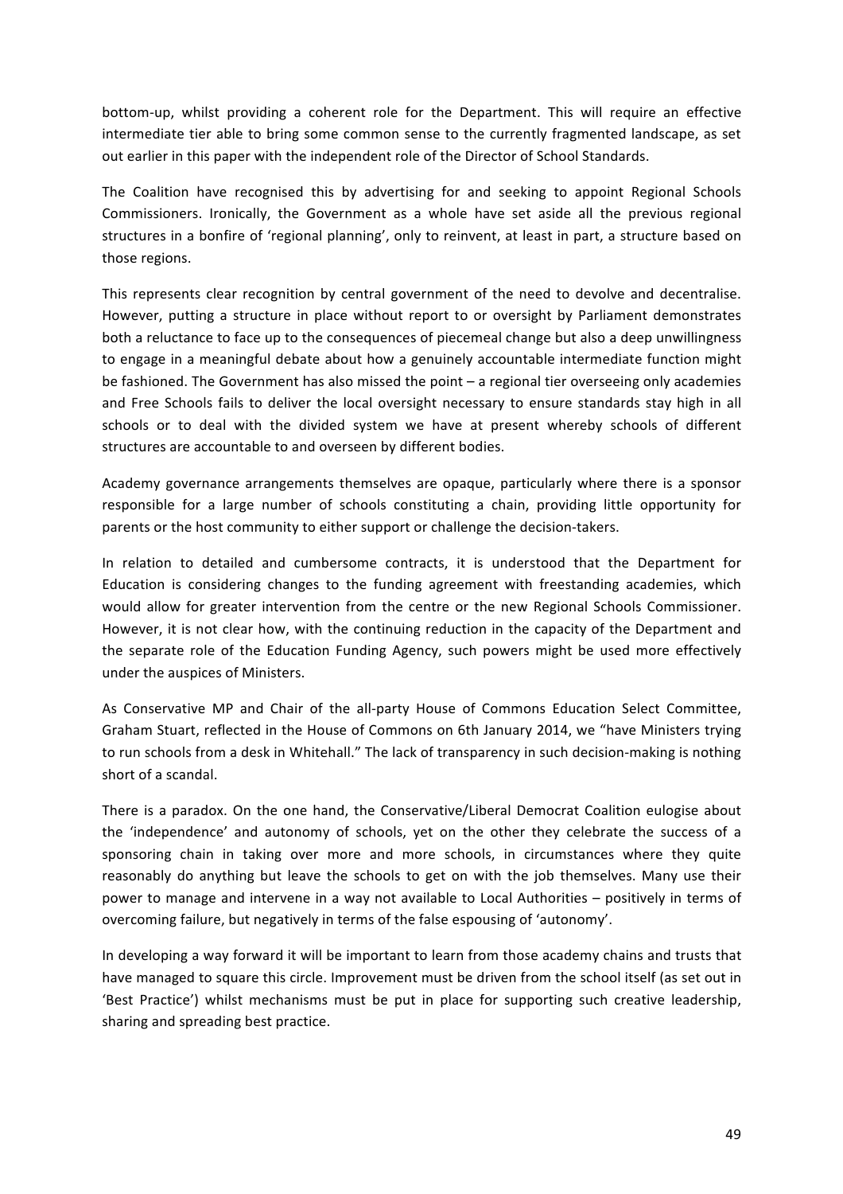bottom-up, whilst providing a coherent role for the Department. This will require an effective intermediate tier able to bring some common sense to the currently fragmented landscape, as set out earlier in this paper with the independent role of the Director of School Standards.

The Coalition have recognised this by advertising for and seeking to appoint Regional Schools Commissioners. Ironically, the Government as a whole have set aside all the previous regional structures in a bonfire of 'regional planning', only to reinvent, at least in part, a structure based on those regions.

This represents clear recognition by central government of the need to devolve and decentralise. However, putting a structure in place without report to or oversight by Parliament demonstrates both a reluctance to face up to the consequences of piecemeal change but also a deep unwillingness to engage in a meaningful debate about how a genuinely accountable intermediate function might be fashioned. The Government has also missed the point – a regional tier overseeing only academies and Free Schools fails to deliver the local oversight necessary to ensure standards stay high in all schools or to deal with the divided system we have at present whereby schools of different structures are accountable to and overseen by different bodies.

Academy governance arrangements themselves are opaque, particularly where there is a sponsor responsible for a large number of schools constituting a chain, providing little opportunity for parents or the host community to either support or challenge the decision-takers.

In relation to detailed and cumbersome contracts, it is understood that the Department for Education is considering changes to the funding agreement with freestanding academies, which would allow for greater intervention from the centre or the new Regional Schools Commissioner. However, it is not clear how, with the continuing reduction in the capacity of the Department and the separate role of the Education Funding Agency, such powers might be used more effectively under the auspices of Ministers.

As Conservative MP and Chair of the all-party House of Commons Education Select Committee, Graham Stuart, reflected in the House of Commons on 6th January 2014, we "have Ministers trying to run schools from a desk in Whitehall." The lack of transparency in such decision-making is nothing short of a scandal.

There is a paradox. On the one hand, the Conservative/Liberal Democrat Coalition eulogise about the 'independence' and autonomy of schools, yet on the other they celebrate the success of a sponsoring chain in taking over more and more schools, in circumstances where they quite reasonably do anything but leave the schools to get on with the job themselves. Many use their power to manage and intervene in a way not available to Local Authorities – positively in terms of overcoming failure, but negatively in terms of the false espousing of 'autonomy'.

In developing a way forward it will be important to learn from those academy chains and trusts that have managed to square this circle. Improvement must be driven from the school itself (as set out in 'Best Practice') whilst mechanisms must be put in place for supporting such creative leadership, sharing and spreading best practice.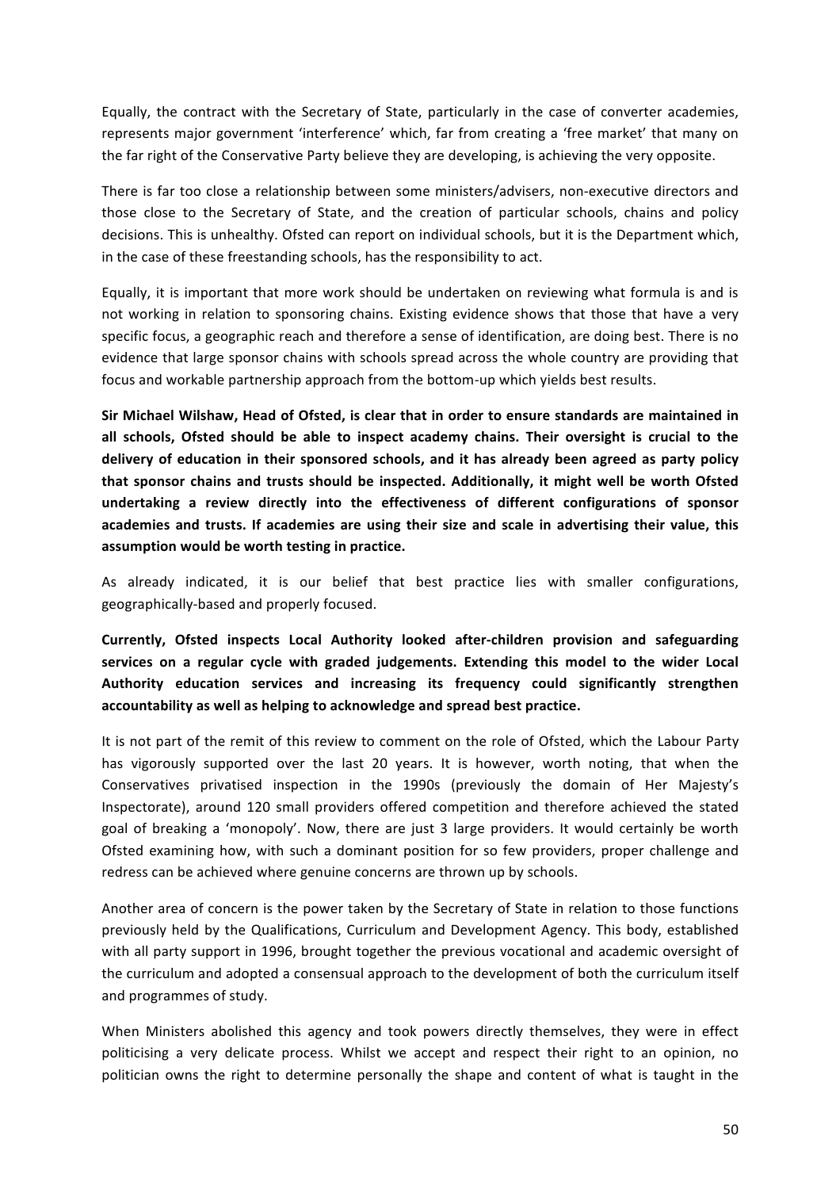Equally, the contract with the Secretary of State, particularly in the case of converter academies, represents major government 'interference' which, far from creating a 'free market' that many on the far right of the Conservative Party believe they are developing, is achieving the very opposite.

There is far too close a relationship between some ministers/advisers, non-executive directors and those close to the Secretary of State, and the creation of particular schools, chains and policy decisions. This is unhealthy. Ofsted can report on individual schools, but it is the Department which, in the case of these freestanding schools, has the responsibility to act.

Equally, it is important that more work should be undertaken on reviewing what formula is and is not working in relation to sponsoring chains. Existing evidence shows that those that have a very specific focus, a geographic reach and therefore a sense of identification, are doing best. There is no evidence that large sponsor chains with schools spread across the whole country are providing that focus and workable partnership approach from the bottom-up which yields best results.

**Sir Michael Wilshaw, Head of Ofsted, is clear that in order to ensure standards are maintained in all schools, Ofsted should be able to inspect academy chains. Their oversight is crucial to the delivery of education in their sponsored schools, and it has already been agreed as party policy that sponsor chains and trusts should be inspected. Additionally, it might well be worth Ofsted undertaking a review directly into the effectiveness of different configurations of sponsor academies and trusts. If academies are using their size and scale in advertising their value, this assumption would be worth testing in practice.**

As already indicated, it is our belief that best practice lies with smaller configurations, geographically-based and properly focused.

**Currently, Ofsted inspects Local Authority looked after-children provision and safeguarding services on a regular cycle with graded judgements. Extending this model to the wider Local Authority education services and increasing its frequency could significantly strengthen accountability as well as helping to acknowledge and spread best practice.**

It is not part of the remit of this review to comment on the role of Ofsted, which the Labour Party has vigorously supported over the last 20 years. It is however, worth noting, that when the Conservatives privatised inspection in the 1990s (previously the domain of Her Majesty's Inspectorate), around 120 small providers offered competition and therefore achieved the stated goal of breaking a 'monopoly'. Now, there are just 3 large providers. It would certainly be worth Ofsted examining how, with such a dominant position for so few providers, proper challenge and redress can be achieved where genuine concerns are thrown up by schools.

Another area of concern is the power taken by the Secretary of State in relation to those functions previously held by the Qualifications, Curriculum and Development Agency. This body, established with all party support in 1996, brought together the previous vocational and academic oversight of the curriculum and adopted a consensual approach to the development of both the curriculum itself and programmes of study.

When Ministers abolished this agency and took powers directly themselves, they were in effect politicising a very delicate process. Whilst we accept and respect their right to an opinion, no politician owns the right to determine personally the shape and content of what is taught in the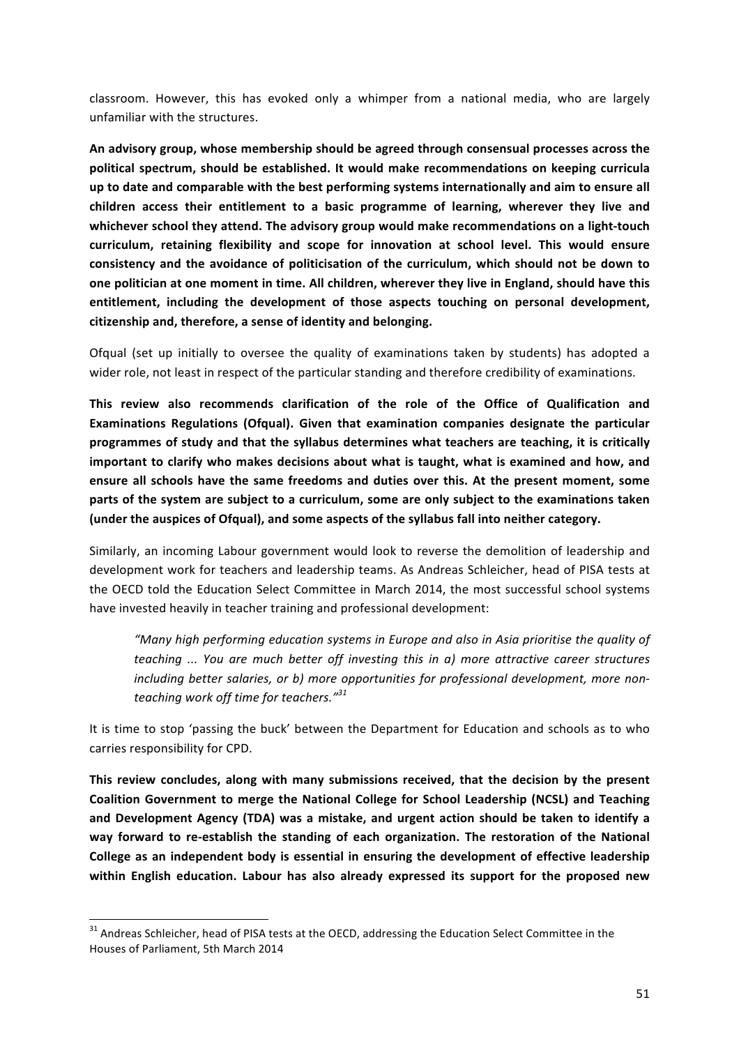classroom. However, this has evoked only a whimper from a national media, who are largely unfamiliar with the structures.

**An advisory group, whose membership should be agreed through consensual processes across the political spectrum, should be established. It would make recommendations on keeping curricula up to date and comparable with the best performing systems internationally and aim to ensure all children access their entitlement to a basic programme of learning, wherever they live and whichever school they attend. The advisory group would make recommendations on a light-touch curriculum, retaining flexibility and scope for innovation at school level. This would ensure consistency and the avoidance of politicisation of the curriculum, which should not be down to one politician at one moment in time. All children, wherever they live in England, should have this entitlement, including the development of those aspects touching on personal development, citizenship and, therefore, a sense of identity and belonging.**

Ofqual (set up initially to oversee the quality of examinations taken by students) has adopted a wider role, not least in respect of the particular standing and therefore credibility of examinations.

**This review also recommends clarification of the role of the Office of Qualification and Examinations Regulations (Ofqual). Given that examination companies designate the particular programmes of study and that the syllabus determines what teachers are teaching, it is critically important to clarify who makes decisions about what is taught, what is examined and how, and ensure all schools have the same freedoms and duties over this. At the present moment, some parts of the system are subject to a curriculum, some are only subject to the examinations taken (under the auspices of Ofqual), and some aspects of the syllabus fall into neither category.**

Similarly, an incoming Labour government would look to reverse the demolition of leadership and development work for teachers and leadership teams. As Andreas Schleicher, head of PISA tests at the OECD told the Education Select Committee in March 2014, the most successful school systems have invested heavily in teacher training and professional development:

> *"Many high performing education systems in Europe and also in Asia prioritise the quality of teaching ... You are much better off investing this in a) more attractive career structures including better salaries, or b) more opportunities for professional development, more non-teaching work off time for teachers."*[31]

It is time to stop 'passing the buck' between the Department for Education and schools as to who carries responsibility for CPD.

**This review concludes, along with many submissions received, that the decision by the present Coalition Government to merge the National College for School Leadership (NCSL) and Teaching and Development Agency (TDA) was a mistake, and urgent action should be taken to identify a way forward to re-establish the standing of each organization. The restoration of the National College as an independent body is essential in ensuring the development of effective leadership within English education. Labour has also already expressed its support for the proposed new**

---

[31] Andreas Schleicher, head of PISA tests at the OECD, addressing the Education Select Committee in the Houses of Parliament, 5th March 2014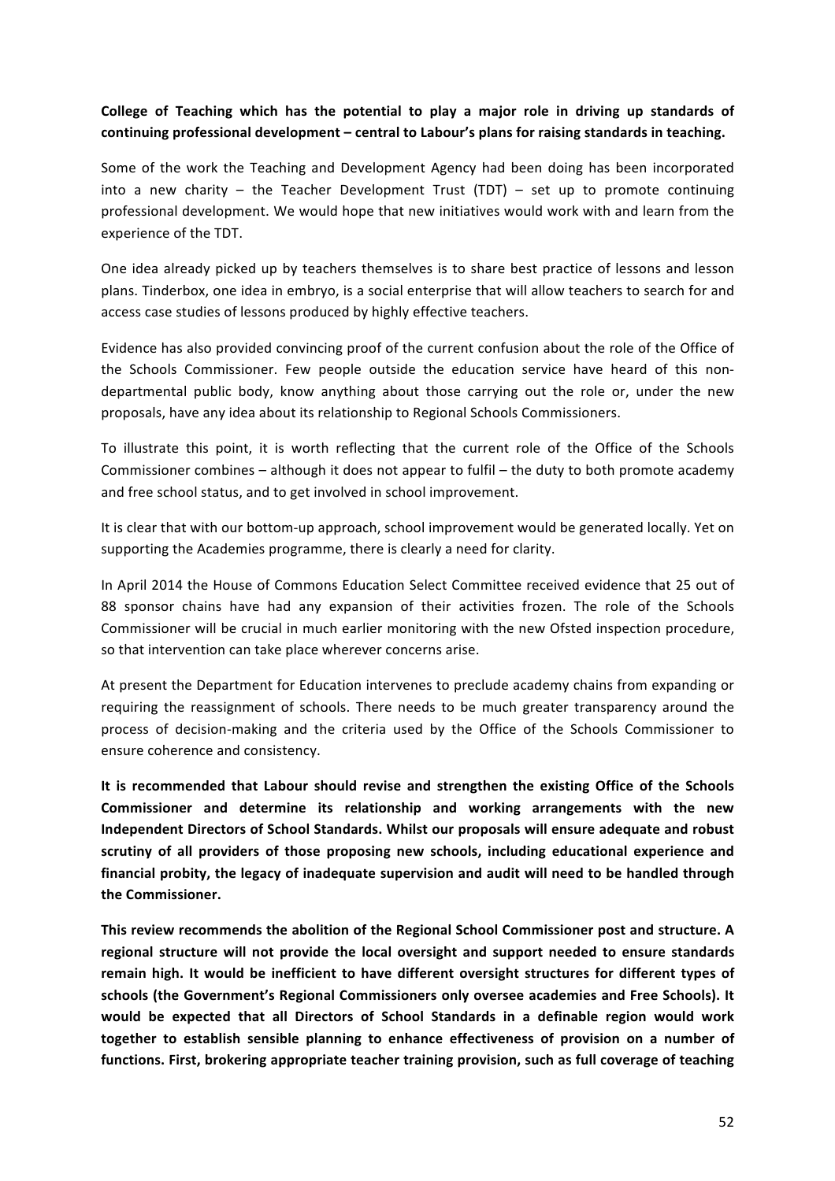**College of Teaching which has the potential to play a major role in driving up standards of continuing professional development – central to Labour's plans for raising standards in teaching.**

Some of the work the Teaching and Development Agency had been doing has been incorporated into a new charity – the Teacher Development Trust (TDT) – set up to promote continuing professional development. We would hope that new initiatives would work with and learn from the experience of the TDT.

One idea already picked up by teachers themselves is to share best practice of lessons and lesson plans. Tinderbox, one idea in embryo, is a social enterprise that will allow teachers to search for and access case studies of lessons produced by highly effective teachers.

Evidence has also provided convincing proof of the current confusion about the role of the Office of the Schools Commissioner. Few people outside the education service have heard of this non-departmental public body, know anything about those carrying out the role or, under the new proposals, have any idea about its relationship to Regional Schools Commissioners.

To illustrate this point, it is worth reflecting that the current role of the Office of the Schools Commissioner combines – although it does not appear to fulfil – the duty to both promote academy and free school status, and to get involved in school improvement.

It is clear that with our bottom-up approach, school improvement would be generated locally. Yet on supporting the Academies programme, there is clearly a need for clarity.

In April 2014 the House of Commons Education Select Committee received evidence that 25 out of 88 sponsor chains have had any expansion of their activities frozen. The role of the Schools Commissioner will be crucial in much earlier monitoring with the new Ofsted inspection procedure, so that intervention can take place wherever concerns arise.

At present the Department for Education intervenes to preclude academy chains from expanding or requiring the reassignment of schools. There needs to be much greater transparency around the process of decision-making and the criteria used by the Office of the Schools Commissioner to ensure coherence and consistency.

**It is recommended that Labour should revise and strengthen the existing Office of the Schools Commissioner and determine its relationship and working arrangements with the new Independent Directors of School Standards. Whilst our proposals will ensure adequate and robust scrutiny of all providers of those proposing new schools, including educational experience and financial probity, the legacy of inadequate supervision and audit will need to be handled through the Commissioner.**

**This review recommends the abolition of the Regional School Commissioner post and structure. A regional structure will not provide the local oversight and support needed to ensure standards remain high. It would be inefficient to have different oversight structures for different types of schools (the Government's Regional Commissioners only oversee academies and Free Schools). It would be expected that all Directors of School Standards in a definable region would work together to establish sensible planning to enhance effectiveness of provision on a number of functions. First, brokering appropriate teacher training provision, such as full coverage of teaching**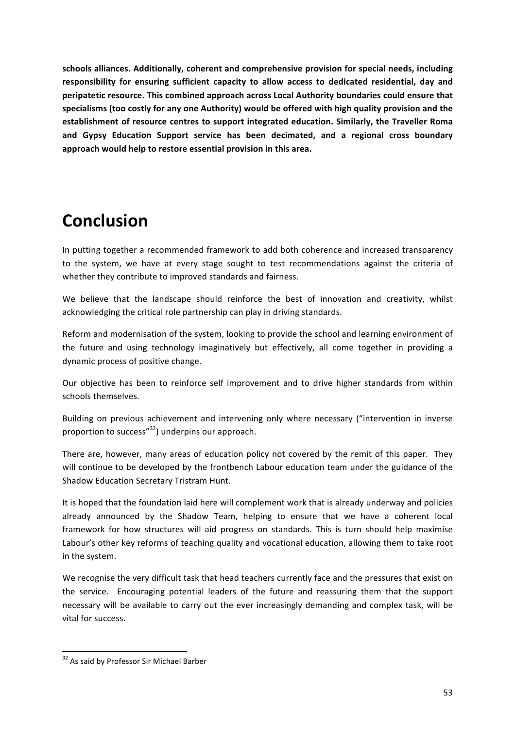**schools alliances. Additionally, coherent and comprehensive provision for special needs, including responsibility for ensuring sufficient capacity to allow access to dedicated residential, day and peripatetic resource. This combined approach across Local Authority boundaries could ensure that specialisms (too costly for any one Authority) would be offered with high quality provision and the establishment of resource centres to support integrated education. Similarly, the Traveller Roma and Gypsy Education Support service has been decimated, and a regional cross boundary approach would help to restore essential provision in this area.**

# Conclusion

In putting together a recommended framework to add both coherence and increased transparency to the system, we have at every stage sought to test recommendations against the criteria of whether they contribute to improved standards and fairness.

We believe that the landscape should reinforce the best of innovation and creativity, whilst acknowledging the critical role partnership can play in driving standards.

Reform and modernisation of the system, looking to provide the school and learning environment of the future and using technology imaginatively but effectively, all come together in providing a dynamic process of positive change.

Our objective has been to reinforce self improvement and to drive higher standards from within schools themselves.

Building on previous achievement and intervening only where necessary ("intervention in inverse proportion to success"[32]) underpins our approach.

There are, however, many areas of education policy not covered by the remit of this paper. They will continue to be developed by the frontbench Labour education team under the guidance of the Shadow Education Secretary Tristram Hunt.

It is hoped that the foundation laid here will complement work that is already underway and policies already announced by the Shadow Team, helping to ensure that we have a coherent local framework for how structures will aid progress on standards. This is turn should help maximise Labour's other key reforms of teaching quality and vocational education, allowing them to take root in the system.

We recognise the very difficult task that head teachers currently face and the pressures that exist on the service. Encouraging potential leaders of the future and reassuring them that the support necessary will be available to carry out the ever increasingly demanding and complex task, will be vital for success.

---

[32] As said by Professor Sir Michael Barber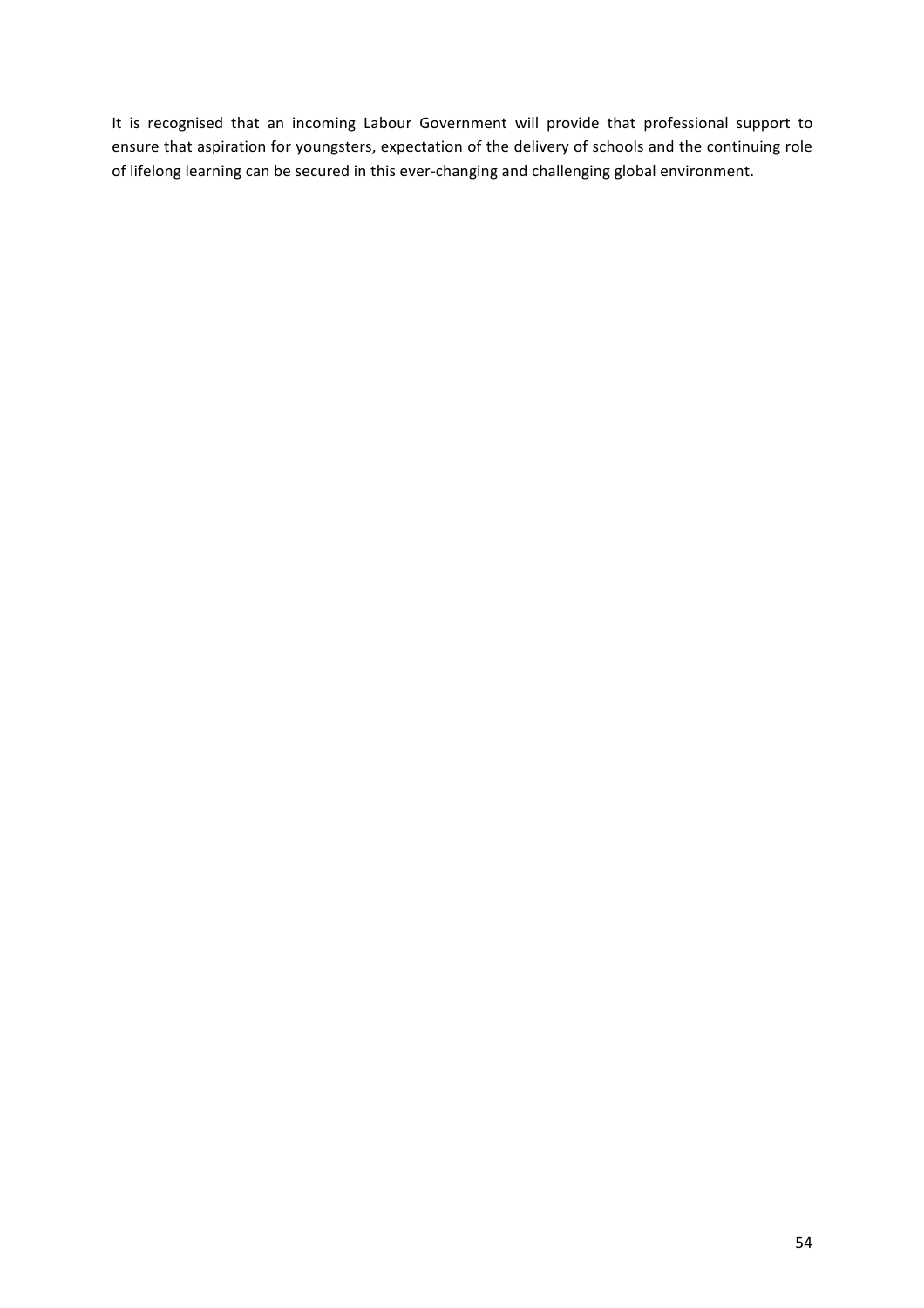It is recognised that an incoming Labour Government will provide that professional support to ensure that aspiration for youngsters, expectation of the delivery of schools and the continuing role of lifelong learning can be secured in this ever-changing and challenging global environment.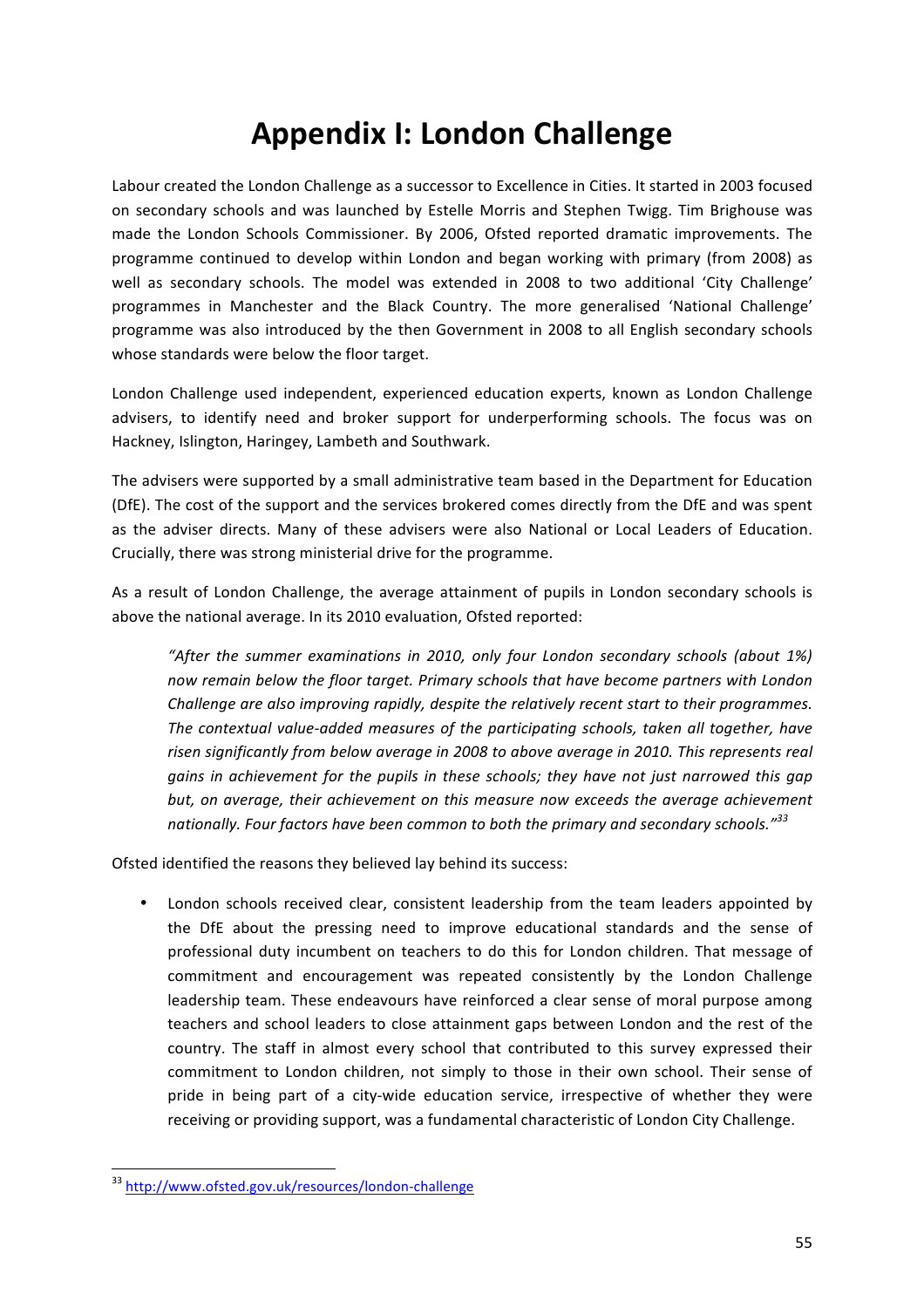# Appendix I: London Challenge

Labour created the London Challenge as a successor to Excellence in Cities. It started in 2003 focused on secondary schools and was launched by Estelle Morris and Stephen Twigg. Tim Brighouse was made the London Schools Commissioner. By 2006, Ofsted reported dramatic improvements. The programme continued to develop within London and began working with primary (from 2008) as well as secondary schools. The model was extended in 2008 to two additional 'City Challenge' programmes in Manchester and the Black Country. The more generalised 'National Challenge' programme was also introduced by the then Government in 2008 to all English secondary schools whose standards were below the floor target.

London Challenge used independent, experienced education experts, known as London Challenge advisers, to identify need and broker support for underperforming schools. The focus was on Hackney, Islington, Haringey, Lambeth and Southwark.

The advisers were supported by a small administrative team based in the Department for Education (DfE). The cost of the support and the services brokered comes directly from the DfE and was spent as the adviser directs. Many of these advisers were also National or Local Leaders of Education. Crucially, there was strong ministerial drive for the programme.

As a result of London Challenge, the average attainment of pupils in London secondary schools is above the national average. In its 2010 evaluation, Ofsted reported:

> *"After the summer examinations in 2010, only four London secondary schools (about 1%) now remain below the floor target. Primary schools that have become partners with London Challenge are also improving rapidly, despite the relatively recent start to their programmes. The contextual value-added measures of the participating schools, taken all together, have risen significantly from below average in 2008 to above average in 2010. This represents real gains in achievement for the pupils in these schools; they have not just narrowed this gap but, on average, their achievement on this measure now exceeds the average achievement nationally. Four factors have been common to both the primary and secondary schools."*[33]

Ofsted identified the reasons they believed lay behind its success:

- London schools received clear, consistent leadership from the team leaders appointed by the DfE about the pressing need to improve educational standards and the sense of professional duty incumbent on teachers to do this for London children. That message of commitment and encouragement was repeated consistently by the London Challenge leadership team. These endeavours have reinforced a clear sense of moral purpose among teachers and school leaders to close attainment gaps between London and the rest of the country. The staff in almost every school that contributed to this survey expressed their commitment to London children, not simply to those in their own school. Their sense of pride in being part of a city-wide education service, irrespective of whether they were receiving or providing support, was a fundamental characteristic of London City Challenge.

---

[33] http://www.ofsted.gov.uk/resources/london-challenge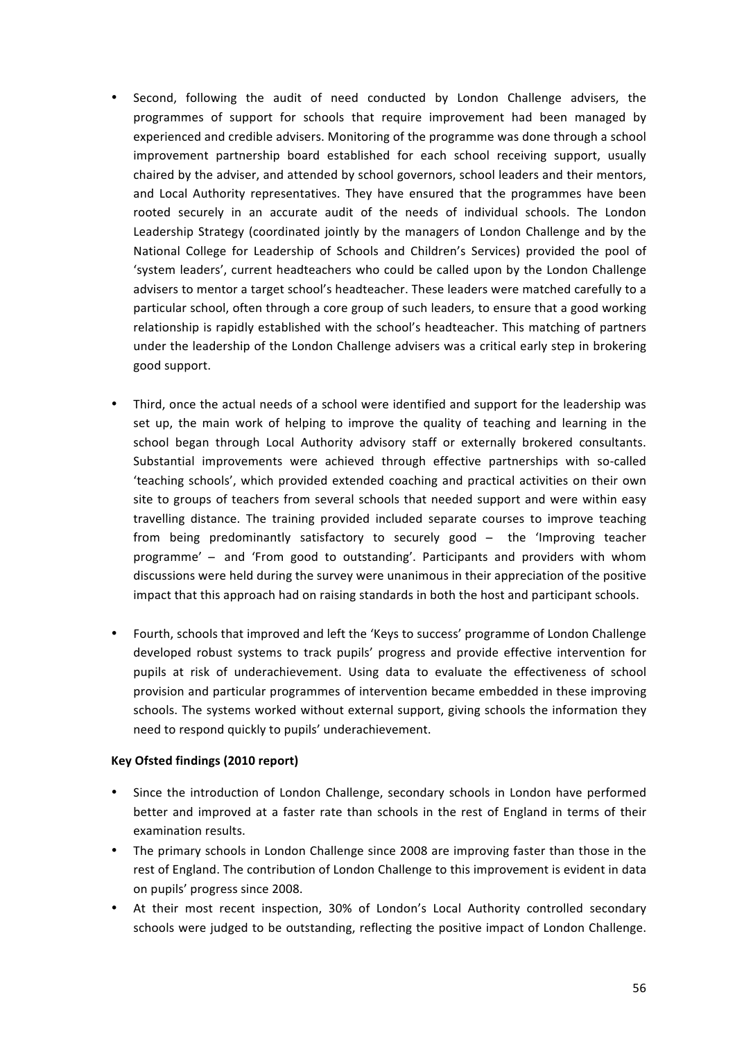- Second, following the audit of need conducted by London Challenge advisers, the programmes of support for schools that require improvement had been managed by experienced and credible advisers. Monitoring of the programme was done through a school improvement partnership board established for each school receiving support, usually chaired by the adviser, and attended by school governors, school leaders and their mentors, and Local Authority representatives. They have ensured that the programmes have been rooted securely in an accurate audit of the needs of individual schools. The London Leadership Strategy (coordinated jointly by the managers of London Challenge and by the National College for Leadership of Schools and Children's Services) provided the pool of 'system leaders', current headteachers who could be called upon by the London Challenge advisers to mentor a target school's headteacher. These leaders were matched carefully to a particular school, often through a core group of such leaders, to ensure that a good working relationship is rapidly established with the school's headteacher. This matching of partners under the leadership of the London Challenge advisers was a critical early step in brokering good support.

- Third, once the actual needs of a school were identified and support for the leadership was set up, the main work of helping to improve the quality of teaching and learning in the school began through Local Authority advisory staff or externally brokered consultants. Substantial improvements were achieved through effective partnerships with so-called 'teaching schools', which provided extended coaching and practical activities on their own site to groups of teachers from several schools that needed support and were within easy travelling distance. The training provided included separate courses to improve teaching from being predominantly satisfactory to securely good – the 'Improving teacher programme' – and 'From good to outstanding'. Participants and providers with whom discussions were held during the survey were unanimous in their appreciation of the positive impact that this approach had on raising standards in both the host and participant schools.

- Fourth, schools that improved and left the 'Keys to success' programme of London Challenge developed robust systems to track pupils' progress and provide effective intervention for pupils at risk of underachievement. Using data to evaluate the effectiveness of school provision and particular programmes of intervention became embedded in these improving schools. The systems worked without external support, giving schools the information they need to respond quickly to pupils' underachievement.

**Key Ofsted findings (2010 report)**

- Since the introduction of London Challenge, secondary schools in London have performed better and improved at a faster rate than schools in the rest of England in terms of their examination results.
- The primary schools in London Challenge since 2008 are improving faster than those in the rest of England. The contribution of London Challenge to this improvement is evident in data on pupils' progress since 2008.
- At their most recent inspection, 30% of London's Local Authority controlled secondary schools were judged to be outstanding, reflecting the positive impact of London Challenge.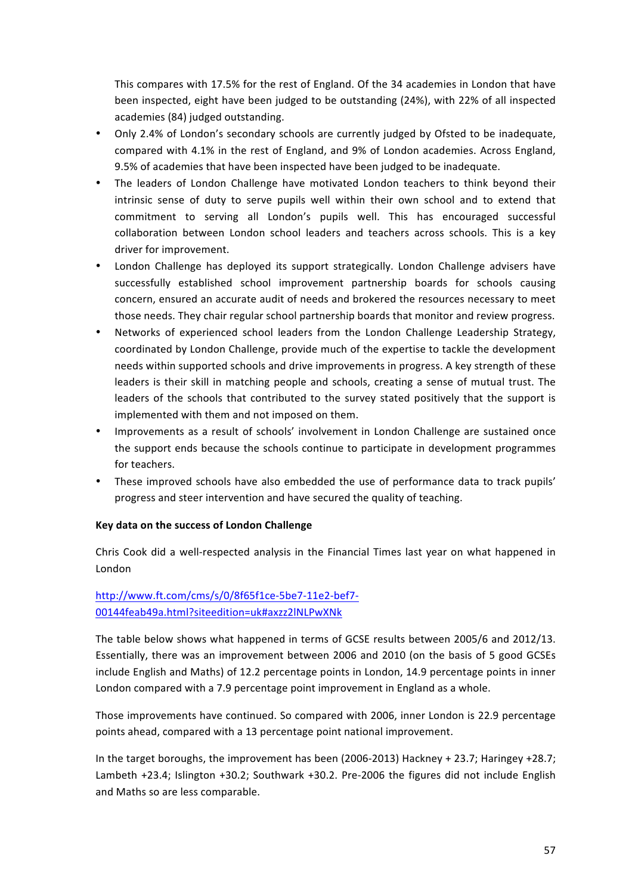This compares with 17.5% for the rest of England. Of the 34 academies in London that have been inspected, eight have been judged to be outstanding (24%), with 22% of all inspected academies (84) judged outstanding.

- Only 2.4% of London's secondary schools are currently judged by Ofsted to be inadequate, compared with 4.1% in the rest of England, and 9% of London academies. Across England, 9.5% of academies that have been inspected have been judged to be inadequate.
- The leaders of London Challenge have motivated London teachers to think beyond their intrinsic sense of duty to serve pupils well within their own school and to extend that commitment to serving all London's pupils well. This has encouraged successful collaboration between London school leaders and teachers across schools. This is a key driver for improvement.
- London Challenge has deployed its support strategically. London Challenge advisers have successfully established school improvement partnership boards for schools causing concern, ensured an accurate audit of needs and brokered the resources necessary to meet those needs. They chair regular school partnership boards that monitor and review progress.
- Networks of experienced school leaders from the London Challenge Leadership Strategy, coordinated by London Challenge, provide much of the expertise to tackle the development needs within supported schools and drive improvements in progress. A key strength of these leaders is their skill in matching people and schools, creating a sense of mutual trust. The leaders of the schools that contributed to the survey stated positively that the support is implemented with them and not imposed on them.
- Improvements as a result of schools' involvement in London Challenge are sustained once the support ends because the schools continue to participate in development programmes for teachers.
- These improved schools have also embedded the use of performance data to track pupils' progress and steer intervention and have secured the quality of teaching.

**Key data on the success of London Challenge**

Chris Cook did a well-respected analysis in the Financial Times last year on what happened in London

http://www.ft.com/cms/s/0/8f65f1ce-5be7-11e2-bef7-00144feab49a.html?siteedition=uk#axzz2lNLPwXNk

The table below shows what happened in terms of GCSE results between 2005/6 and 2012/13. Essentially, there was an improvement between 2006 and 2010 (on the basis of 5 good GCSEs include English and Maths) of 12.2 percentage points in London, 14.9 percentage points in inner London compared with a 7.9 percentage point improvement in England as a whole.

Those improvements have continued. So compared with 2006, inner London is 22.9 percentage points ahead, compared with a 13 percentage point national improvement.

In the target boroughs, the improvement has been (2006-2013) Hackney + 23.7; Haringey +28.7; Lambeth +23.4; Islington +30.2; Southwark +30.2. Pre-2006 the figures did not include English and Maths so are less comparable.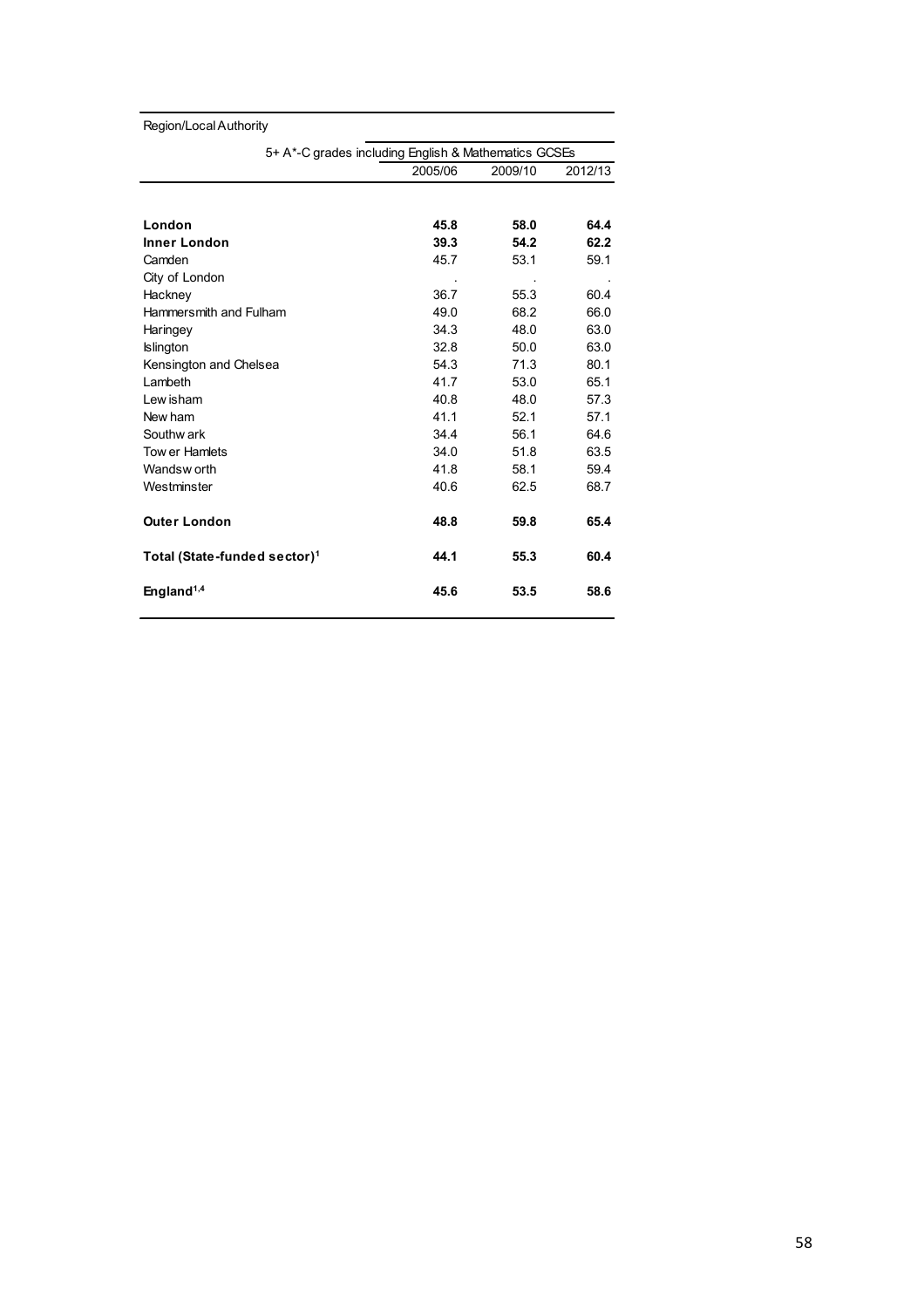| Region/Local Authority | 5+ A*-C grades including English & Mathematics GCSEs | | |
|---|---|---|---|
| | 2005/06 | 2009/10 | 2012/13 |
| **London** | **45.8** | **58.0** | **64.4** |
| **Inner London** | **39.3** | **54.2** | **62.2** |
| Camden | 45.7 | 53.1 | 59.1 |
| City of London | . | . | . |
| Hackney | 36.7 | 55.3 | 60.4 |
| Hammersmith and Fulham | 49.0 | 68.2 | 66.0 |
| Haringey | 34.3 | 48.0 | 63.0 |
| Islington | 32.8 | 50.0 | 63.0 |
| Kensington and Chelsea | 54.3 | 71.3 | 80.1 |
| Lambeth | 41.7 | 53.0 | 65.1 |
| Lewisham | 40.8 | 48.0 | 57.3 |
| Newham | 41.1 | 52.1 | 57.1 |
| Southwark | 34.4 | 56.1 | 64.6 |
| Tower Hamlets | 34.0 | 51.8 | 63.5 |
| Wandsworth | 41.8 | 58.1 | 59.4 |
| Westminster | 40.6 | 62.5 | 68.7 |
| **Outer London** | **48.8** | **59.8** | **65.4** |
| **Total (State-funded sector)[1]** | **44.1** | **55.3** | **60.4** |
| **England[1,4]** | **45.6** | **53.5** | **58.6** |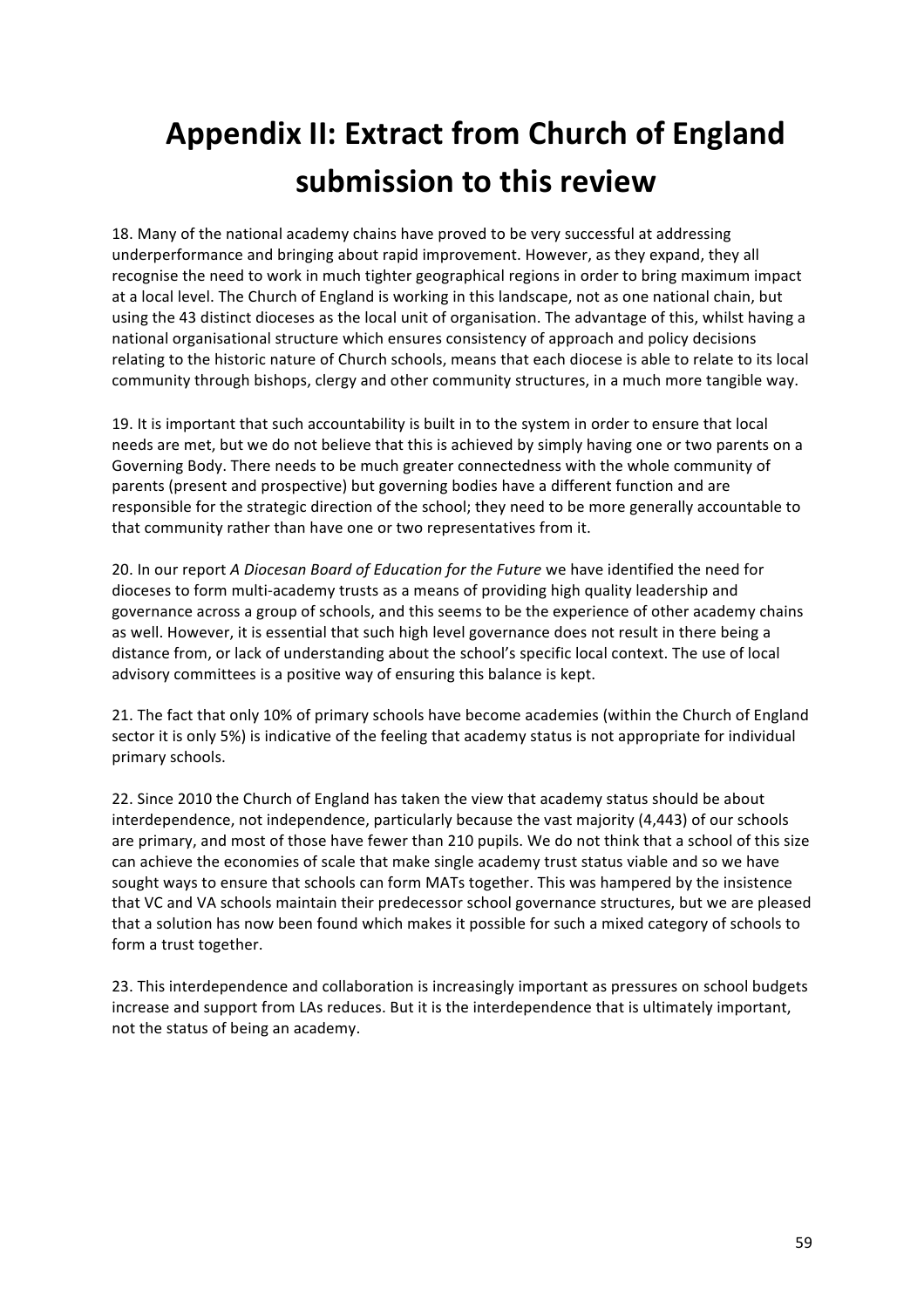# Appendix II: Extract from Church of England submission to this review

18. Many of the national academy chains have proved to be very successful at addressing underperformance and bringing about rapid improvement. However, as they expand, they all recognise the need to work in much tighter geographical regions in order to bring maximum impact at a local level. The Church of England is working in this landscape, not as one national chain, but using the 43 distinct dioceses as the local unit of organisation. The advantage of this, whilst having a national organisational structure which ensures consistency of approach and policy decisions relating to the historic nature of Church schools, means that each diocese is able to relate to its local community through bishops, clergy and other community structures, in a much more tangible way.

19. It is important that such accountability is built in to the system in order to ensure that local needs are met, but we do not believe that this is achieved by simply having one or two parents on a Governing Body. There needs to be much greater connectedness with the whole community of parents (present and prospective) but governing bodies have a different function and are responsible for the strategic direction of the school; they need to be more generally accountable to that community rather than have one or two representatives from it.

20. In our report *A Diocesan Board of Education for the Future* we have identified the need for dioceses to form multi-academy trusts as a means of providing high quality leadership and governance across a group of schools, and this seems to be the experience of other academy chains as well. However, it is essential that such high level governance does not result in there being a distance from, or lack of understanding about the school's specific local context. The use of local advisory committees is a positive way of ensuring this balance is kept.

21. The fact that only 10% of primary schools have become academies (within the Church of England sector it is only 5%) is indicative of the feeling that academy status is not appropriate for individual primary schools.

22. Since 2010 the Church of England has taken the view that academy status should be about interdependence, not independence, particularly because the vast majority (4,443) of our schools are primary, and most of those have fewer than 210 pupils. We do not think that a school of this size can achieve the economies of scale that make single academy trust status viable and so we have sought ways to ensure that schools can form MATs together. This was hampered by the insistence that VC and VA schools maintain their predecessor school governance structures, but we are pleased that a solution has now been found which makes it possible for such a mixed category of schools to form a trust together.

23. This interdependence and collaboration is increasingly important as pressures on school budgets increase and support from LAs reduces. But it is the interdependence that is ultimately important, not the status of being an academy.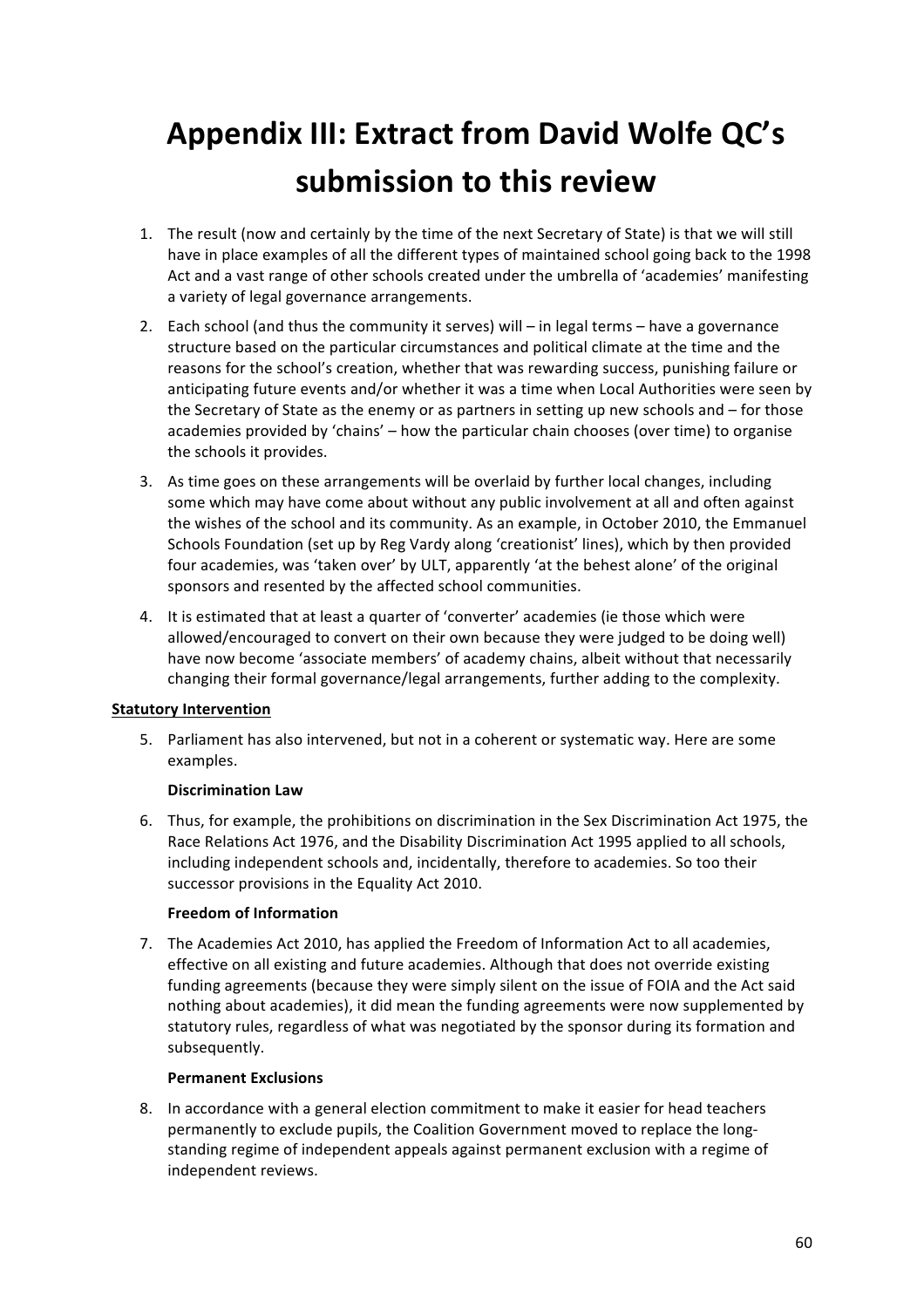# Appendix III: Extract from David Wolfe QC's submission to this review

1. The result (now and certainly by the time of the next Secretary of State) is that we will still have in place examples of all the different types of maintained school going back to the 1998 Act and a vast range of other schools created under the umbrella of 'academies' manifesting a variety of legal governance arrangements.
2. Each school (and thus the community it serves) will – in legal terms – have a governance structure based on the particular circumstances and political climate at the time and the reasons for the school's creation, whether that was rewarding success, punishing failure or anticipating future events and/or whether it was a time when Local Authorities were seen by the Secretary of State as the enemy or as partners in setting up new schools and – for those academies provided by 'chains' – how the particular chain chooses (over time) to organise the schools it provides.
3. As time goes on these arrangements will be overlaid by further local changes, including some which may have come about without any public involvement at all and often against the wishes of the school and its community. As an example, in October 2010, the Emmanuel Schools Foundation (set up by Reg Vardy along 'creationist' lines), which by then provided four academies, was 'taken over' by ULT, apparently 'at the behest alone' of the original sponsors and resented by the affected school communities.
4. It is estimated that at least a quarter of 'converter' academies (ie those which were allowed/encouraged to convert on their own because they were judged to be doing well) have now become 'associate members' of academy chains, albeit without that necessarily changing their formal governance/legal arrangements, further adding to the complexity.

**Statutory Intervention**

5. Parliament has also intervened, but not in a coherent or systematic way. Here are some examples.

   **Discrimination Law**

6. Thus, for example, the prohibitions on discrimination in the Sex Discrimination Act 1975, the Race Relations Act 1976, and the Disability Discrimination Act 1995 applied to all schools, including independent schools and, incidentally, therefore to academies. So too their successor provisions in the Equality Act 2010.

   **Freedom of Information**

7. The Academies Act 2010, has applied the Freedom of Information Act to all academies, effective on all existing and future academies. Although that does not override existing funding agreements (because they were simply silent on the issue of FOIA and the Act said nothing about academies), it did mean the funding agreements were now supplemented by statutory rules, regardless of what was negotiated by the sponsor during its formation and subsequently.

   **Permanent Exclusions**

8. In accordance with a general election commitment to make it easier for head teachers permanently to exclude pupils, the Coalition Government moved to replace the long-standing regime of independent appeals against permanent exclusion with a regime of independent reviews.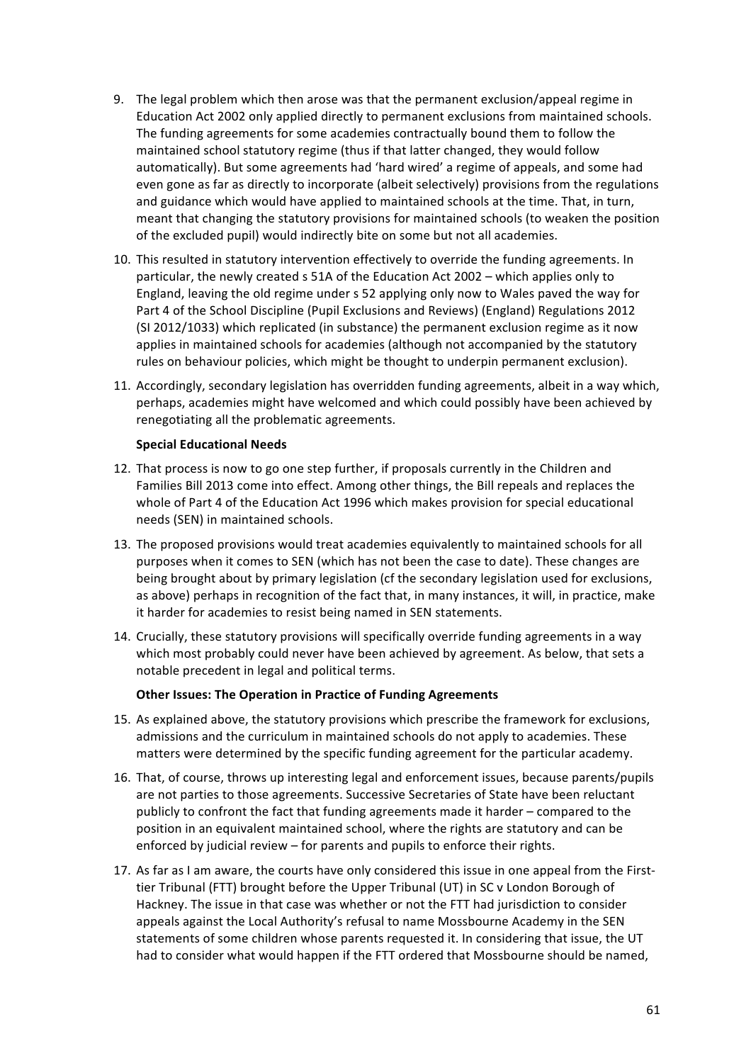9. The legal problem which then arose was that the permanent exclusion/appeal regime in Education Act 2002 only applied directly to permanent exclusions from maintained schools. The funding agreements for some academies contractually bound them to follow the maintained school statutory regime (thus if that latter changed, they would follow automatically). But some agreements had 'hard wired' a regime of appeals, and some had even gone as far as directly to incorporate (albeit selectively) provisions from the regulations and guidance which would have applied to maintained schools at the time. That, in turn, meant that changing the statutory provisions for maintained schools (to weaken the position of the excluded pupil) would indirectly bite on some but not all academies.

10. This resulted in statutory intervention effectively to override the funding agreements. In particular, the newly created s 51A of the Education Act 2002 – which applies only to England, leaving the old regime under s 52 applying only now to Wales paved the way for Part 4 of the School Discipline (Pupil Exclusions and Reviews) (England) Regulations 2012 (SI 2012/1033) which replicated (in substance) the permanent exclusion regime as it now applies in maintained schools for academies (although not accompanied by the statutory rules on behaviour policies, which might be thought to underpin permanent exclusion).

11. Accordingly, secondary legislation has overridden funding agreements, albeit in a way which, perhaps, academies might have welcomed and which could possibly have been achieved by renegotiating all the problematic agreements.

**Special Educational Needs**

12. That process is now to go one step further, if proposals currently in the Children and Families Bill 2013 come into effect. Among other things, the Bill repeals and replaces the whole of Part 4 of the Education Act 1996 which makes provision for special educational needs (SEN) in maintained schools.

13. The proposed provisions would treat academies equivalently to maintained schools for all purposes when it comes to SEN (which has not been the case to date). These changes are being brought about by primary legislation (cf the secondary legislation used for exclusions, as above) perhaps in recognition of the fact that, in many instances, it will, in practice, make it harder for academies to resist being named in SEN statements.

14. Crucially, these statutory provisions will specifically override funding agreements in a way which most probably could never have been achieved by agreement. As below, that sets a notable precedent in legal and political terms.

**Other Issues: The Operation in Practice of Funding Agreements**

15. As explained above, the statutory provisions which prescribe the framework for exclusions, admissions and the curriculum in maintained schools do not apply to academies. These matters were determined by the specific funding agreement for the particular academy.

16. That, of course, throws up interesting legal and enforcement issues, because parents/pupils are not parties to those agreements. Successive Secretaries of State have been reluctant publicly to confront the fact that funding agreements made it harder – compared to the position in an equivalent maintained school, where the rights are statutory and can be enforced by judicial review – for parents and pupils to enforce their rights.

17. As far as I am aware, the courts have only considered this issue in one appeal from the First-tier Tribunal (FTT) brought before the Upper Tribunal (UT) in SC v London Borough of Hackney. The issue in that case was whether or not the FTT had jurisdiction to consider appeals against the Local Authority's refusal to name Mossbourne Academy in the SEN statements of some children whose parents requested it. In considering that issue, the UT had to consider what would happen if the FTT ordered that Mossbourne should be named,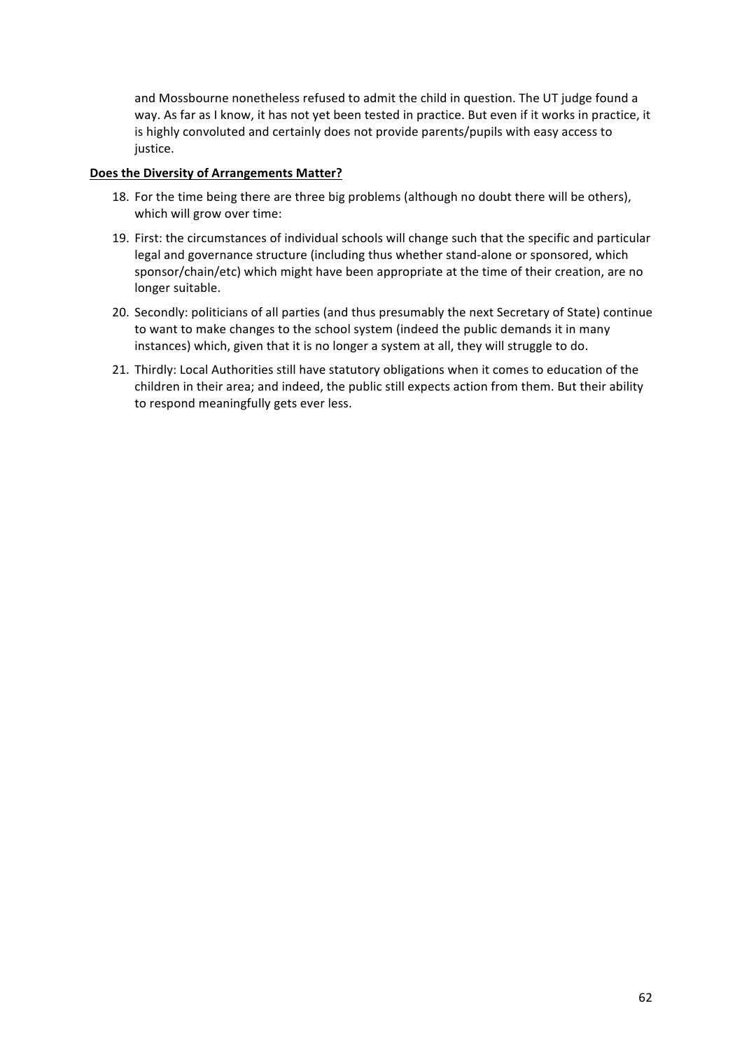and Mossbourne nonetheless refused to admit the child in question. The UT judge found a way. As far as I know, it has not yet been tested in practice. But even if it works in practice, it is highly convoluted and certainly does not provide parents/pupils with easy access to justice.

**Does the Diversity of Arrangements Matter?**

18. For the time being there are three big problems (although no doubt there will be others), which will grow over time:
19. First: the circumstances of individual schools will change such that the specific and particular legal and governance structure (including thus whether stand-alone or sponsored, which sponsor/chain/etc) which might have been appropriate at the time of their creation, are no longer suitable.
20. Secondly: politicians of all parties (and thus presumably the next Secretary of State) continue to want to make changes to the school system (indeed the public demands it in many instances) which, given that it is no longer a system at all, they will struggle to do.
21. Thirdly: Local Authorities still have statutory obligations when it comes to education of the children in their area; and indeed, the public still expects action from them. But their ability to respond meaningfully gets ever less.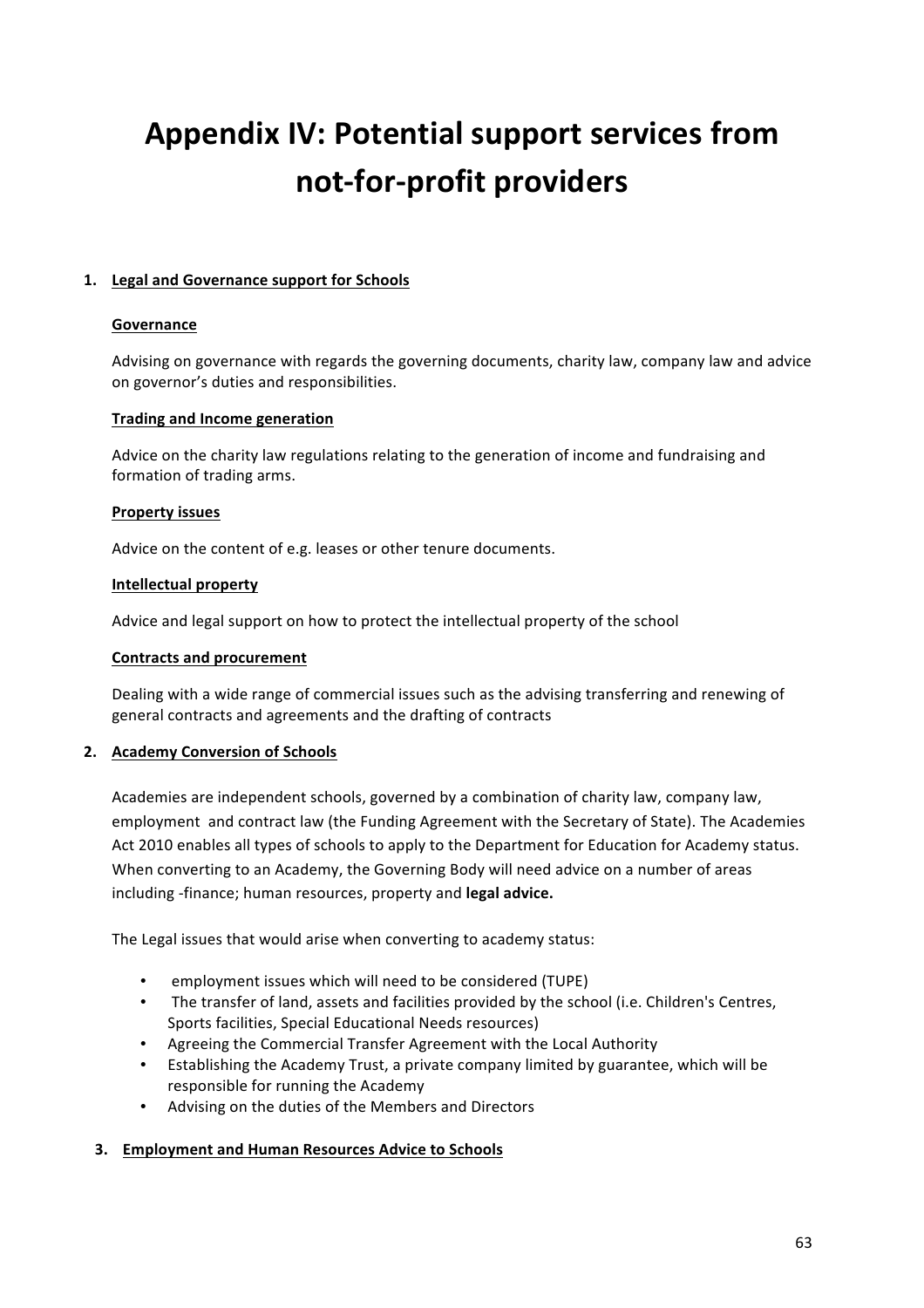# Appendix IV: Potential support services from not-for-profit providers

1. **Legal and Governance support for Schools**

   **Governance**

   Advising on governance with regards the governing documents, charity law, company law and advice on governor's duties and responsibilities.

   **Trading and Income generation**

   Advice on the charity law regulations relating to the generation of income and fundraising and formation of trading arms.

   **Property issues**

   Advice on the content of e.g. leases or other tenure documents.

   **Intellectual property**

   Advice and legal support on how to protect the intellectual property of the school

   **Contracts and procurement**

   Dealing with a wide range of commercial issues such as the advising transferring and renewing of general contracts and agreements and the drafting of contracts

2. **Academy Conversion of Schools**

   Academies are independent schools, governed by a combination of charity law, company law, employment and contract law (the Funding Agreement with the Secretary of State). The Academies Act 2010 enables all types of schools to apply to the Department for Education for Academy status. When converting to an Academy, the Governing Body will need advice on a number of areas including -finance; human resources, property and **legal advice.**

   The Legal issues that would arise when converting to academy status:

   - employment issues which will need to be considered (TUPE)
   - The transfer of land, assets and facilities provided by the school (i.e. Children's Centres, Sports facilities, Special Educational Needs resources)
   - Agreeing the Commercial Transfer Agreement with the Local Authority
   - Establishing the Academy Trust, a private company limited by guarantee, which will be responsible for running the Academy
   - Advising on the duties of the Members and Directors

3. **Employment and Human Resources Advice to Schools**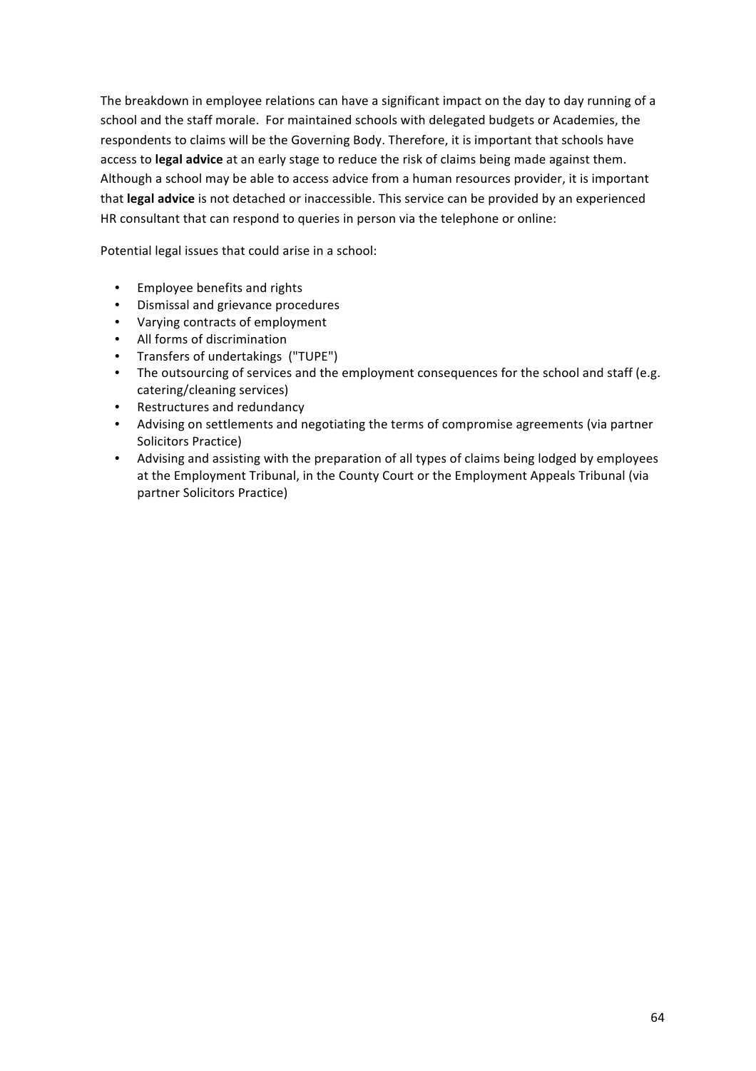The breakdown in employee relations can have a significant impact on the day to day running of a school and the staff morale. For maintained schools with delegated budgets or Academies, the respondents to claims will be the Governing Body. Therefore, it is important that schools have access to **legal advice** at an early stage to reduce the risk of claims being made against them. Although a school may be able to access advice from a human resources provider, it is important that **legal advice** is not detached or inaccessible. This service can be provided by an experienced HR consultant that can respond to queries in person via the telephone or online:

Potential legal issues that could arise in a school:

- Employee benefits and rights
- Dismissal and grievance procedures
- Varying contracts of employment
- All forms of discrimination
- Transfers of undertakings ("TUPE")
- The outsourcing of services and the employment consequences for the school and staff (e.g. catering/cleaning services)
- Restructures and redundancy
- Advising on settlements and negotiating the terms of compromise agreements (via partner Solicitors Practice)
- Advising and assisting with the preparation of all types of claims being lodged by employees at the Employment Tribunal, in the County Court or the Employment Appeals Tribunal (via partner Solicitors Practice)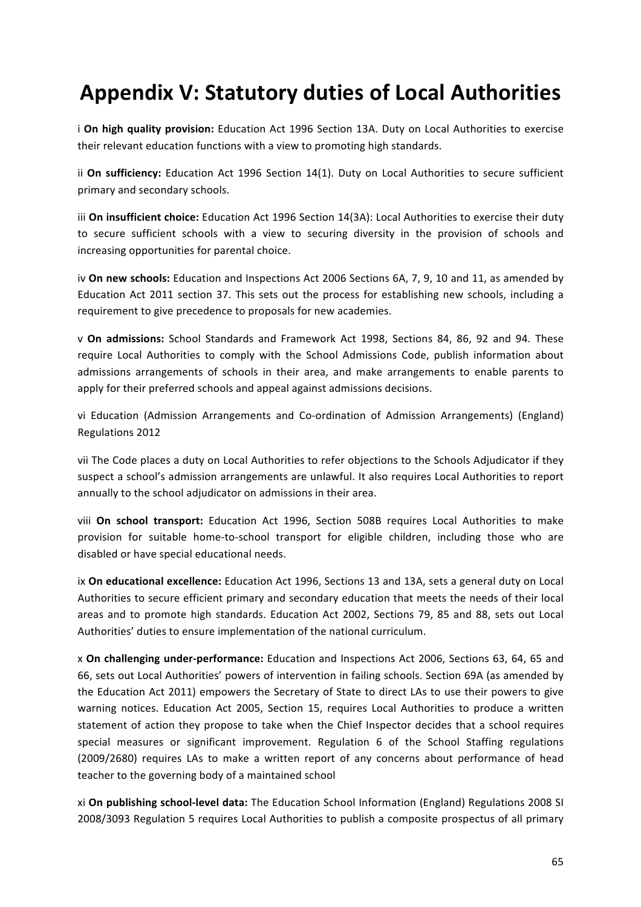# Appendix V: Statutory duties of Local Authorities

i **On high quality provision:** Education Act 1996 Section 13A. Duty on Local Authorities to exercise their relevant education functions with a view to promoting high standards.

ii **On sufficiency:** Education Act 1996 Section 14(1). Duty on Local Authorities to secure sufficient primary and secondary schools.

iii **On insufficient choice:** Education Act 1996 Section 14(3A): Local Authorities to exercise their duty to secure sufficient schools with a view to securing diversity in the provision of schools and increasing opportunities for parental choice.

iv **On new schools:** Education and Inspections Act 2006 Sections 6A, 7, 9, 10 and 11, as amended by Education Act 2011 section 37. This sets out the process for establishing new schools, including a requirement to give precedence to proposals for new academies.

v **On admissions:** School Standards and Framework Act 1998, Sections 84, 86, 92 and 94. These require Local Authorities to comply with the School Admissions Code, publish information about admissions arrangements of schools in their area, and make arrangements to enable parents to apply for their preferred schools and appeal against admissions decisions.

vi Education (Admission Arrangements and Co-ordination of Admission Arrangements) (England) Regulations 2012

vii The Code places a duty on Local Authorities to refer objections to the Schools Adjudicator if they suspect a school's admission arrangements are unlawful. It also requires Local Authorities to report annually to the school adjudicator on admissions in their area.

viii **On school transport:** Education Act 1996, Section 508B requires Local Authorities to make provision for suitable home-to-school transport for eligible children, including those who are disabled or have special educational needs.

ix **On educational excellence:** Education Act 1996, Sections 13 and 13A, sets a general duty on Local Authorities to secure efficient primary and secondary education that meets the needs of their local areas and to promote high standards. Education Act 2002, Sections 79, 85 and 88, sets out Local Authorities' duties to ensure implementation of the national curriculum.

x **On challenging under-performance:** Education and Inspections Act 2006, Sections 63, 64, 65 and 66, sets out Local Authorities' powers of intervention in failing schools. Section 69A (as amended by the Education Act 2011) empowers the Secretary of State to direct LAs to use their powers to give warning notices. Education Act 2005, Section 15, requires Local Authorities to produce a written statement of action they propose to take when the Chief Inspector decides that a school requires special measures or significant improvement. Regulation 6 of the School Staffing regulations (2009/2680) requires LAs to make a written report of any concerns about performance of head teacher to the governing body of a maintained school

xi **On publishing school-level data:** The Education School Information (England) Regulations 2008 SI 2008/3093 Regulation 5 requires Local Authorities to publish a composite prospectus of all primary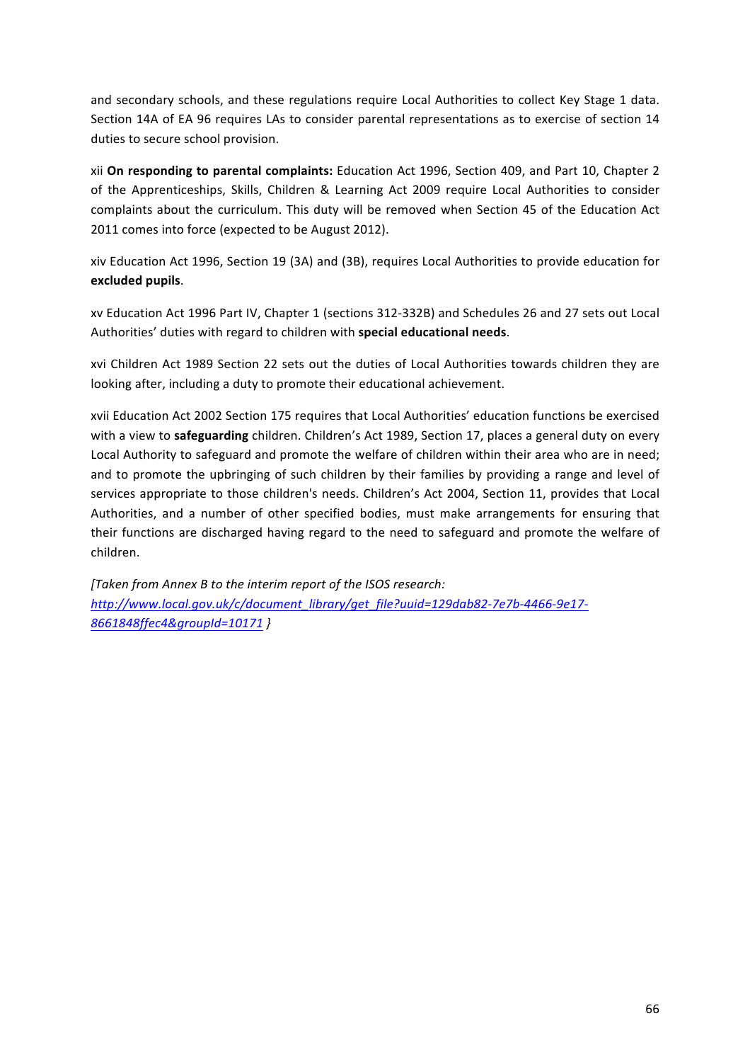and secondary schools, and these regulations require Local Authorities to collect Key Stage 1 data. Section 14A of EA 96 requires LAs to consider parental representations as to exercise of section 14 duties to secure school provision.

xii **On responding to parental complaints:** Education Act 1996, Section 409, and Part 10, Chapter 2 of the Apprenticeships, Skills, Children & Learning Act 2009 require Local Authorities to consider complaints about the curriculum. This duty will be removed when Section 45 of the Education Act 2011 comes into force (expected to be August 2012).

xiv Education Act 1996, Section 19 (3A) and (3B), requires Local Authorities to provide education for **excluded pupils**.

xv Education Act 1996 Part IV, Chapter 1 (sections 312-332B) and Schedules 26 and 27 sets out Local Authorities' duties with regard to children with **special educational needs**.

xvi Children Act 1989 Section 22 sets out the duties of Local Authorities towards children they are looking after, including a duty to promote their educational achievement.

xvii Education Act 2002 Section 175 requires that Local Authorities' education functions be exercised with a view to **safeguarding** children. Children's Act 1989, Section 17, places a general duty on every Local Authority to safeguard and promote the welfare of children within their area who are in need; and to promote the upbringing of such children by their families by providing a range and level of services appropriate to those children's needs. Children's Act 2004, Section 11, provides that Local Authorities, and a number of other specified bodies, must make arrangements for ensuring that their functions are discharged having regard to the need to safeguard and promote the welfare of children.

*[Taken from Annex B to the interim report of the ISOS research: [http://www.local.gov.uk/c/document_library/get_file?uuid=129dab82-7e7b-4466-9e17-8661848ffec4&groupId=10171](http://www.local.gov.uk/c/document_library/get_file?uuid=129dab82-7e7b-4466-9e17-8661848ffec4&groupId=10171) }*